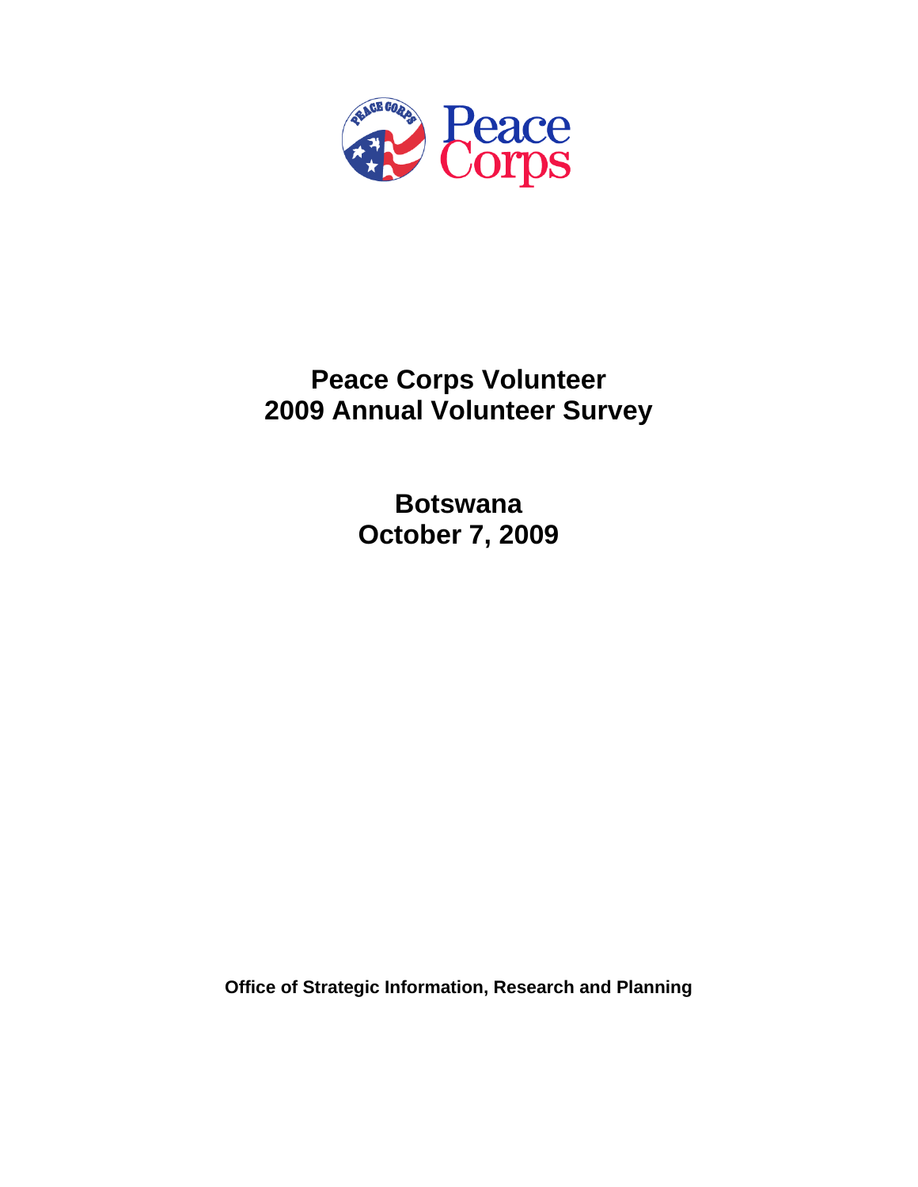# Peace Corps Volunteer 2009 Annual Volunteer Survey

## Botswana
## October 7, 2009

**Office of Strategic Information, Research and Planning**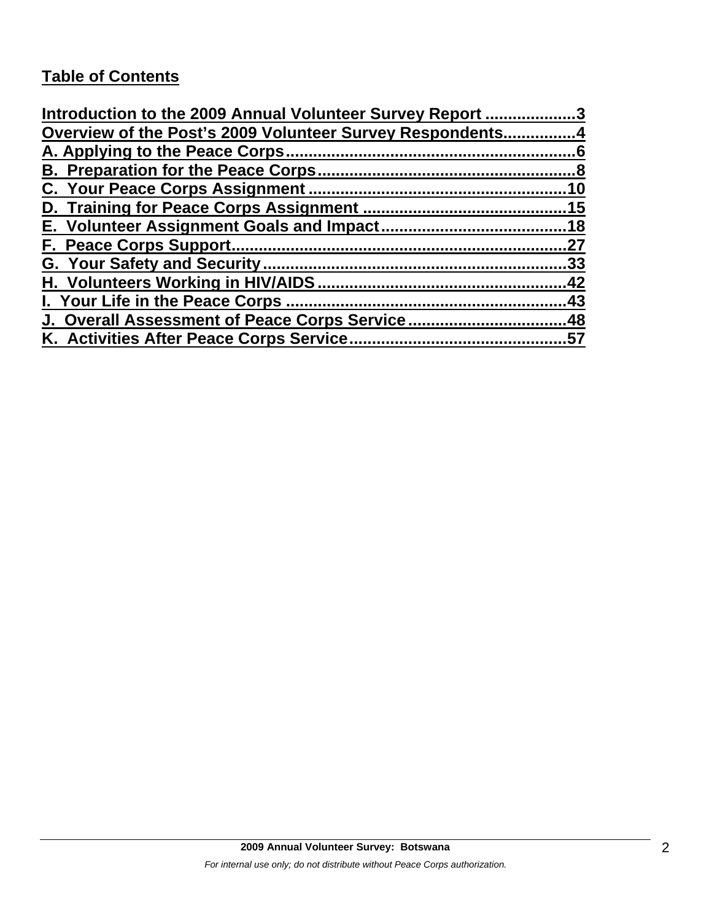## Table of Contents

Introduction to the 2009 Annual Volunteer Survey Report ....................3
Overview of the Post's 2009 Volunteer Survey Respondents...............4
A. Applying to the Peace Corps...............................................................6
B. Preparation for the Peace Corps.........................................................8
C. Your Peace Corps Assignment ........................................................10
D. Training for Peace Corps Assignment ............................................15
E. Volunteer Assignment Goals and Impact........................................18
F. Peace Corps Support.........................................................................27
G. Your Safety and Security...................................................................33
H. Volunteers Working in HIV/AIDS.......................................................42
I. Your Life in the Peace Corps .............................................................43
J. Overall Assessment of Peace Corps Service ..................................48
K. Activities After Peace Corps Service...............................................57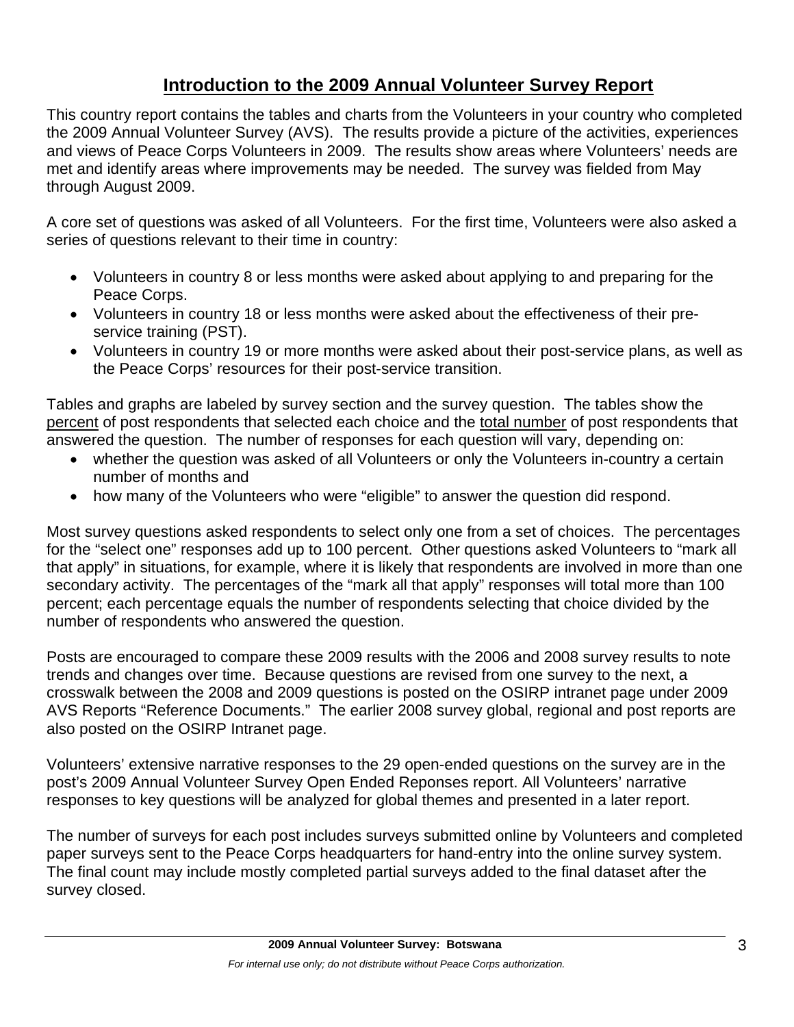# Introduction to the 2009 Annual Volunteer Survey Report

This country report contains the tables and charts from the Volunteers in your country who completed the 2009 Annual Volunteer Survey (AVS). The results provide a picture of the activities, experiences and views of Peace Corps Volunteers in 2009. The results show areas where Volunteers' needs are met and identify areas where improvements may be needed. The survey was fielded from May through August 2009.

A core set of questions was asked of all Volunteers. For the first time, Volunteers were also asked a series of questions relevant to their time in country:

- Volunteers in country 8 or less months were asked about applying to and preparing for the Peace Corps.
- Volunteers in country 18 or less months were asked about the effectiveness of their pre-service training (PST).
- Volunteers in country 19 or more months were asked about their post-service plans, as well as the Peace Corps' resources for their post-service transition.

Tables and graphs are labeled by survey section and the survey question. The tables show the percent of post respondents that selected each choice and the total number of post respondents that answered the question. The number of responses for each question will vary, depending on:

- whether the question was asked of all Volunteers or only the Volunteers in-country a certain number of months and
- how many of the Volunteers who were "eligible" to answer the question did respond.

Most survey questions asked respondents to select only one from a set of choices. The percentages for the "select one" responses add up to 100 percent. Other questions asked Volunteers to "mark all that apply" in situations, for example, where it is likely that respondents are involved in more than one secondary activity. The percentages of the "mark all that apply" responses will total more than 100 percent; each percentage equals the number of respondents selecting that choice divided by the number of respondents who answered the question.

Posts are encouraged to compare these 2009 results with the 2006 and 2008 survey results to note trends and changes over time. Because questions are revised from one survey to the next, a crosswalk between the 2008 and 2009 questions is posted on the OSIRP intranet page under 2009 AVS Reports "Reference Documents." The earlier 2008 survey global, regional and post reports are also posted on the OSIRP Intranet page.

Volunteers' extensive narrative responses to the 29 open-ended questions on the survey are in the post's 2009 Annual Volunteer Survey Open Ended Reponses report. All Volunteers' narrative responses to key questions will be analyzed for global themes and presented in a later report.

The number of surveys for each post includes surveys submitted online by Volunteers and completed paper surveys sent to the Peace Corps headquarters for hand-entry into the online survey system. The final count may include mostly completed partial surveys added to the final dataset after the survey closed.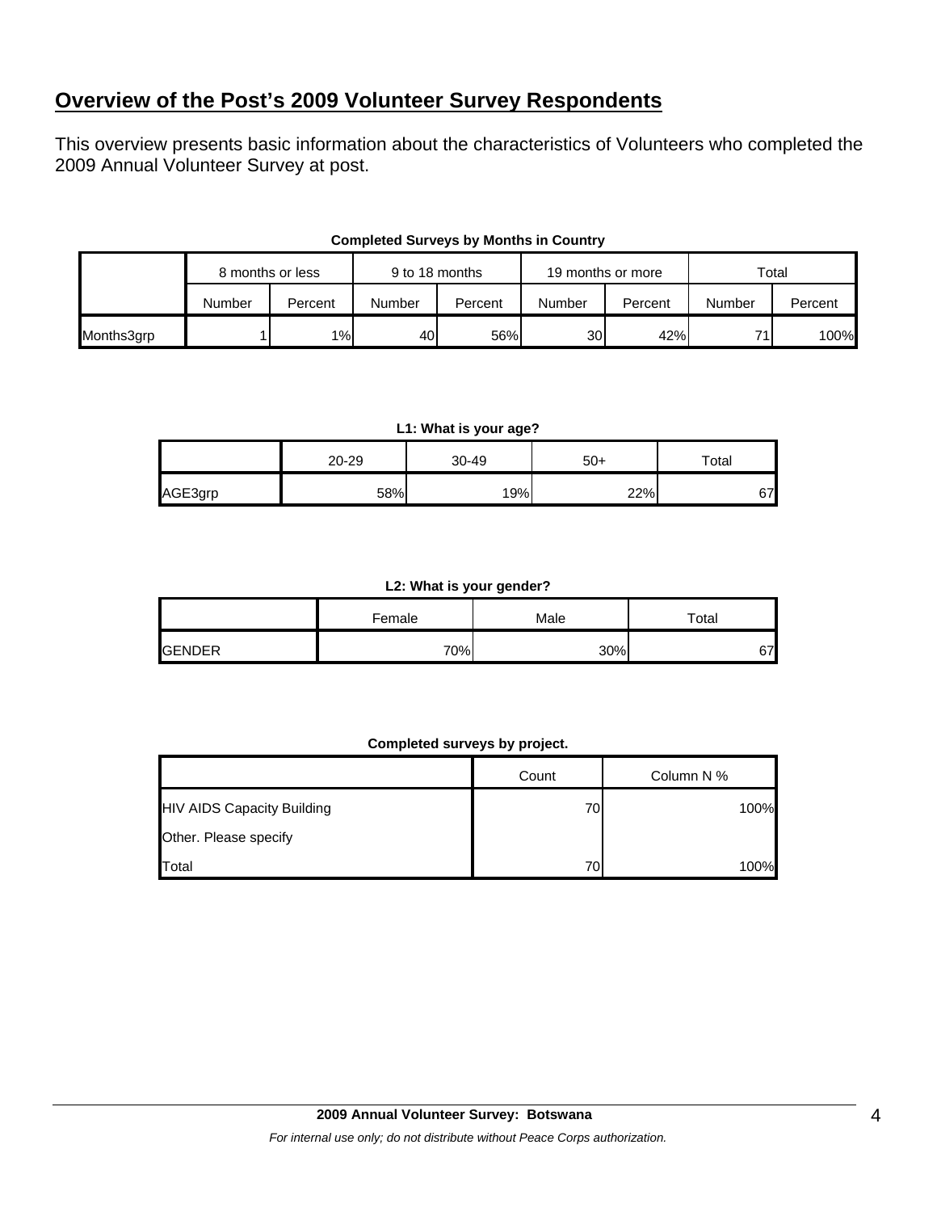## Overview of the Post's 2009 Volunteer Survey Respondents

This overview presents basic information about the characteristics of Volunteers who completed the 2009 Annual Volunteer Survey at post.

**Completed Surveys by Months in Country**

| | 8 months or less | | 9 to 18 months | | 19 months or more | | Total | |
|---|---|---|---|---|---|---|---|---|
| | Number | Percent | Number | Percent | Number | Percent | Number | Percent |
| Months3grp | 1 | 1% | 40 | 56% | 30 | 42% | 71 | 100% |

**L1: What is your age?**

| | 20-29 | 30-49 | 50+ | Total |
|---|---|---|---|---|
| AGE3grp | 58% | 19% | 22% | 67 |

**L2: What is your gender?**

| | Female | Male | Total |
|---|---|---|---|
| GENDER | 70% | 30% | 67 |

**Completed surveys by project.**

| | Count | Column N % |
|---|---|---|
| HIV AIDS Capacity Building | 70 | 100% |
| Other. Please specify | | |
| Total | 70 | 100% |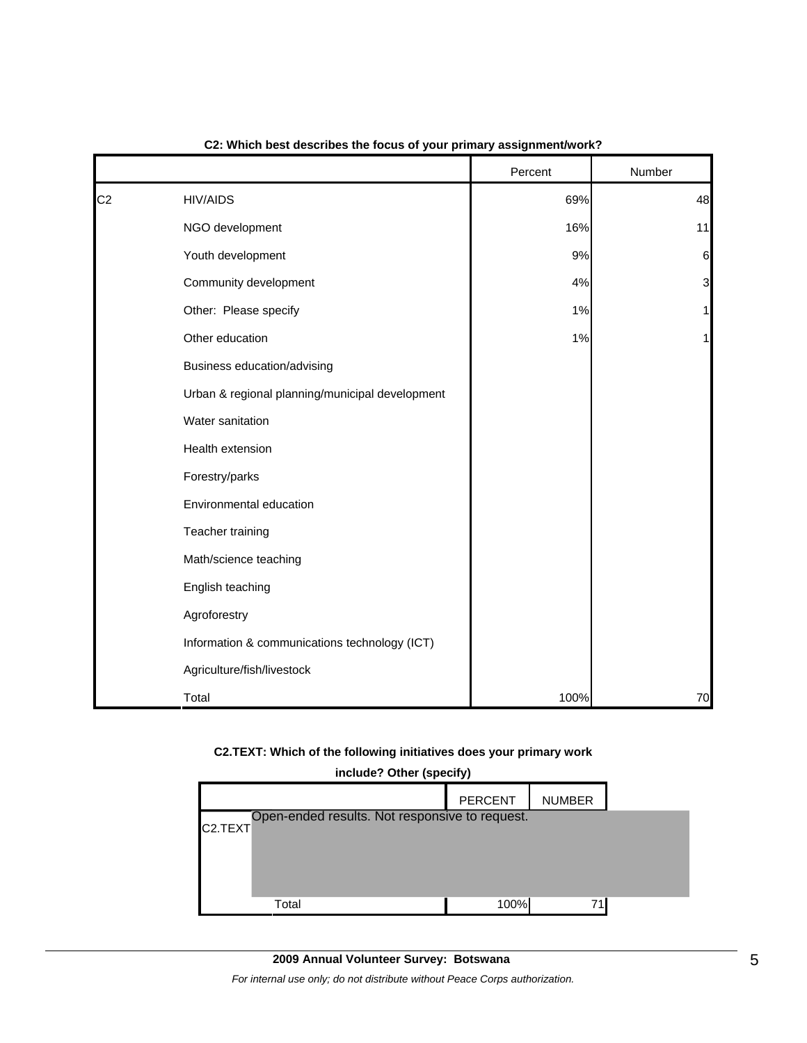**C2: Which best describes the focus of your primary assignment/work?**

| | | Percent | Number |
|---|---|---|---|
| C2 | HIV/AIDS | 69% | 48 |
| | NGO development | 16% | 11 |
| | Youth development | 9% | 6 |
| | Community development | 4% | 3 |
| | Other: Please specify | 1% | 1 |
| | Other education | 1% | 1 |
| | Business education/advising | | |
| | Urban & regional planning/municipal development | | |
| | Water sanitation | | |
| | Health extension | | |
| | Forestry/parks | | |
| | Environmental education | | |
| | Teacher training | | |
| | Math/science teaching | | |
| | English teaching | | |
| | Agroforestry | | |
| | Information & communications technology (ICT) | | |
| | Agriculture/fish/livestock | | |
| | Total | 100% | 70 |

**C2.TEXT: Which of the following initiatives does your primary work include? Other (specify)**

| | | PERCENT | NUMBER |
|---|---|---|---|
| C2.TEXT | Open-ended results. Not responsive to request. | | |
| | Total | 100% | 71 |

**2009 Annual Volunteer Survey: Botswana**

*For internal use only; do not distribute without Peace Corps authorization.*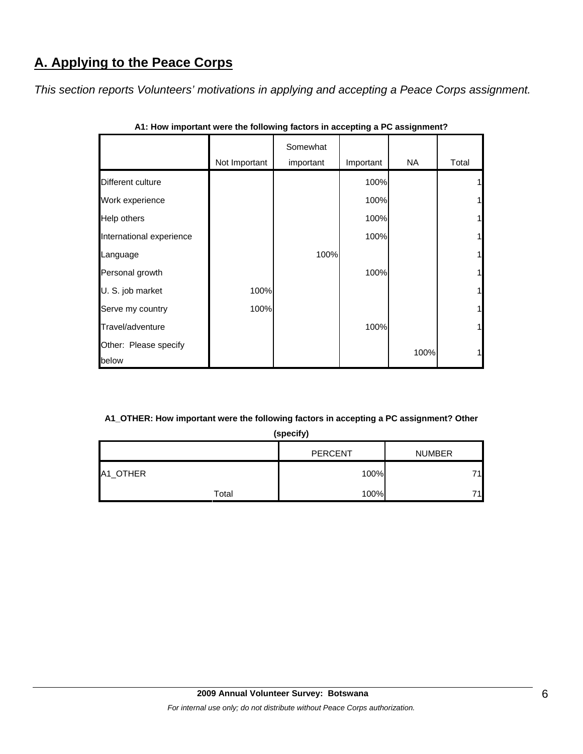## A. Applying to the Peace Corps

*This section reports Volunteers' motivations in applying and accepting a Peace Corps assignment.*

**A1: How important were the following factors in accepting a PC assignment?**

| | Not Important | Somewhat important | Important | NA | Total |
|---|---|---|---|---|---|
| Different culture | | | 100% | | 1 |
| Work experience | | | 100% | | 1 |
| Help others | | | 100% | | 1 |
| International experience | | | 100% | | 1 |
| Language | | 100% | | | 1 |
| Personal growth | | | 100% | | 1 |
| U. S. job market | 100% | | | | 1 |
| Serve my country | 100% | | | | 1 |
| Travel/adventure | | | 100% | | 1 |
| Other: Please specify below | | | | 100% | 1 |

**A1_OTHER: How important were the following factors in accepting a PC assignment? Other (specify)**

| | | PERCENT | NUMBER |
|---|---|---|---|
| A1_OTHER | | 100% | 71 |
| | Total | 100% | 71 |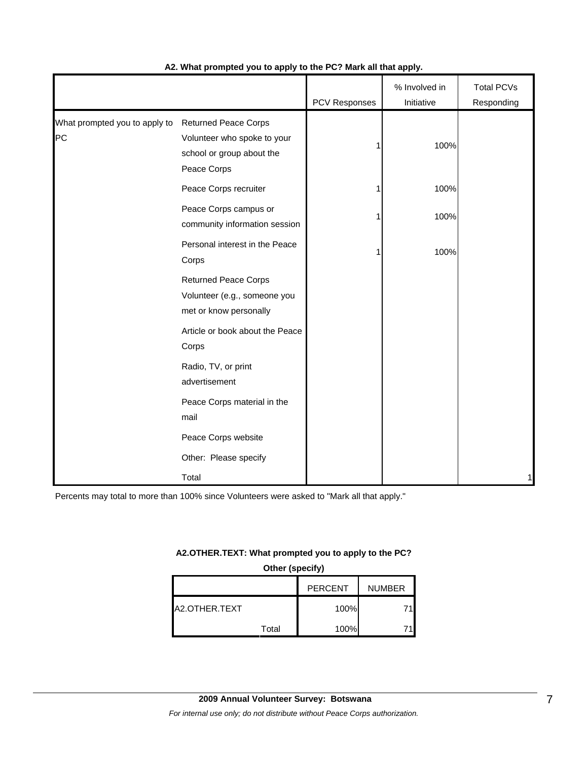**A2. What prompted you to apply to the PC? Mark all that apply.**

| | | PCV Responses | % Involved in Initiative | Total PCVs Responding |
|---|---|---|---|---|
| What prompted you to apply to PC | Returned Peace Corps Volunteer who spoke to your school or group about the Peace Corps | 1 | 100% | |
| | Peace Corps recruiter | 1 | 100% | |
| | Peace Corps campus or community information session | 1 | 100% | |
| | Personal interest in the Peace Corps | 1 | 100% | |
| | Returned Peace Corps Volunteer (e.g., someone you met or know personally | | | |
| | Article or book about the Peace Corps | | | |
| | Radio, TV, or print advertisement | | | |
| | Peace Corps material in the mail | | | |
| | Peace Corps website | | | |
| | Other: Please specify | | | |
| | Total | | | 1 |

Percents may total to more than 100% since Volunteers were asked to "Mark all that apply."

**A2.OTHER.TEXT: What prompted you to apply to the PC? Other (specify)**

| | | PERCENT | NUMBER |
|---|---|---|---|
| A2.OTHER.TEXT | | 100% | 71 |
| | Total | 100% | 71 |

**2009 Annual Volunteer Survey: Botswana**

*For internal use only; do not distribute without Peace Corps authorization.*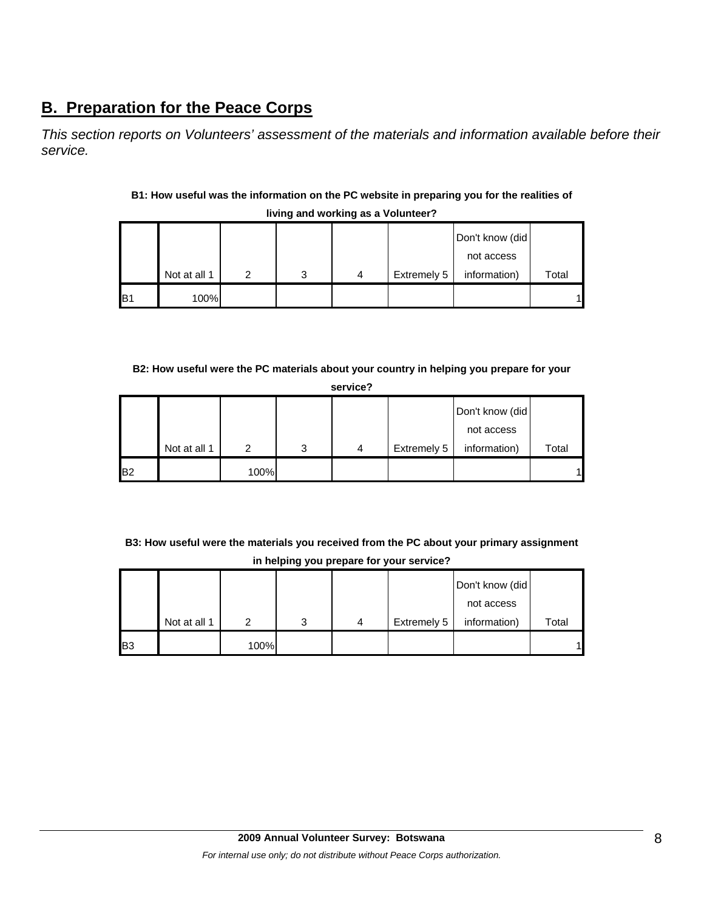## B. Preparation for the Peace Corps

*This section reports on Volunteers' assessment of the materials and information available before their service.*

**B1: How useful was the information on the PC website in preparing you for the realities of living and working as a Volunteer?**

| | Not at all 1 | 2 | 3 | 4 | Extremely 5 | Don't know (did not access information) | Total |
|---|---|---|---|---|---|---|---|
| B1 | 100% | | | | | | 1 |

**B2: How useful were the PC materials about your country in helping you prepare for your service?**

| | Not at all 1 | 2 | 3 | 4 | Extremely 5 | Don't know (did not access information) | Total |
|---|---|---|---|---|---|---|---|
| B2 | | 100% | | | | | 1 |

**B3: How useful were the materials you received from the PC about your primary assignment in helping you prepare for your service?**

| | Not at all 1 | 2 | 3 | 4 | Extremely 5 | Don't know (did not access information) | Total |
|---|---|---|---|---|---|---|---|
| B3 | | 100% | | | | | 1 |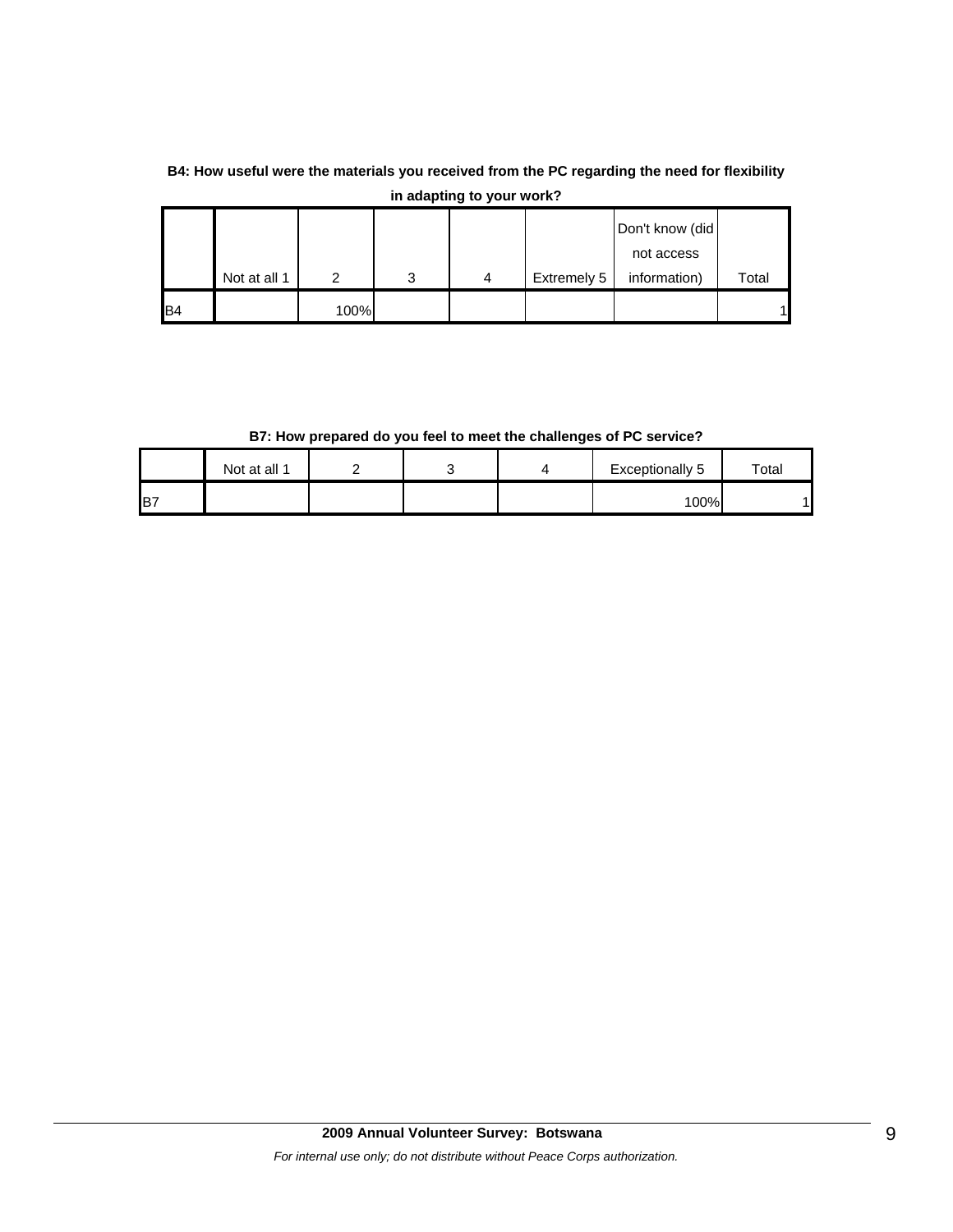**B4: How useful were the materials you received from the PC regarding the need for flexibility in adapting to your work?**

| | Not at all 1 | 2 | 3 | 4 | Extremely 5 | Don't know (did not access information) | Total |
|---|---|---|---|---|---|---|---|
| B4 | | 100% | | | | | 1 |

**B7: How prepared do you feel to meet the challenges of PC service?**

| | Not at all 1 | 2 | 3 | 4 | Exceptionally 5 | Total |
|---|---|---|---|---|---|---|
| B7 | | | | | 100% | 1 |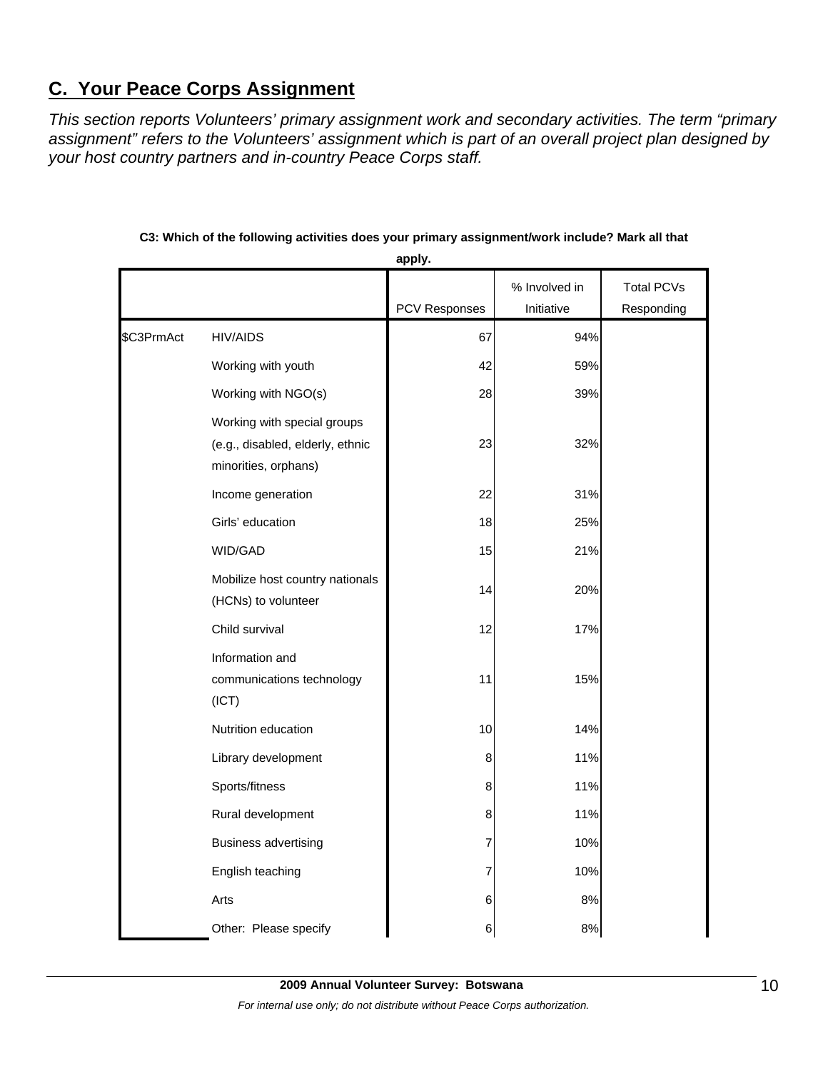## C. Your Peace Corps Assignment

*This section reports Volunteers' primary assignment work and secondary activities. The term "primary assignment" refers to the Volunteers' assignment which is part of an overall project plan designed by your host country partners and in-country Peace Corps staff.*

**C3: Which of the following activities does your primary assignment/work include? Mark all that apply.**

| | | PCV Responses | % Involved in Initiative | Total PCVs Responding |
|---|---|---|---|---|
| $C3PrmAct | HIV/AIDS | 67 | 94% | |
| | Working with youth | 42 | 59% | |
| | Working with NGO(s) | 28 | 39% | |
| | Working with special groups (e.g., disabled, elderly, ethnic minorities, orphans) | 23 | 32% | |
| | Income generation | 22 | 31% | |
| | Girls' education | 18 | 25% | |
| | WID/GAD | 15 | 21% | |
| | Mobilize host country nationals (HCNs) to volunteer | 14 | 20% | |
| | Child survival | 12 | 17% | |
| | Information and communications technology (ICT) | 11 | 15% | |
| | Nutrition education | 10 | 14% | |
| | Library development | 8 | 11% | |
| | Sports/fitness | 8 | 11% | |
| | Rural development | 8 | 11% | |
| | Business advertising | 7 | 10% | |
| | English teaching | 7 | 10% | |
| | Arts | 6 | 8% | |
| | Other: Please specify | 6 | 8% | |

**2009 Annual Volunteer Survey: Botswana**

*For internal use only; do not distribute without Peace Corps authorization.*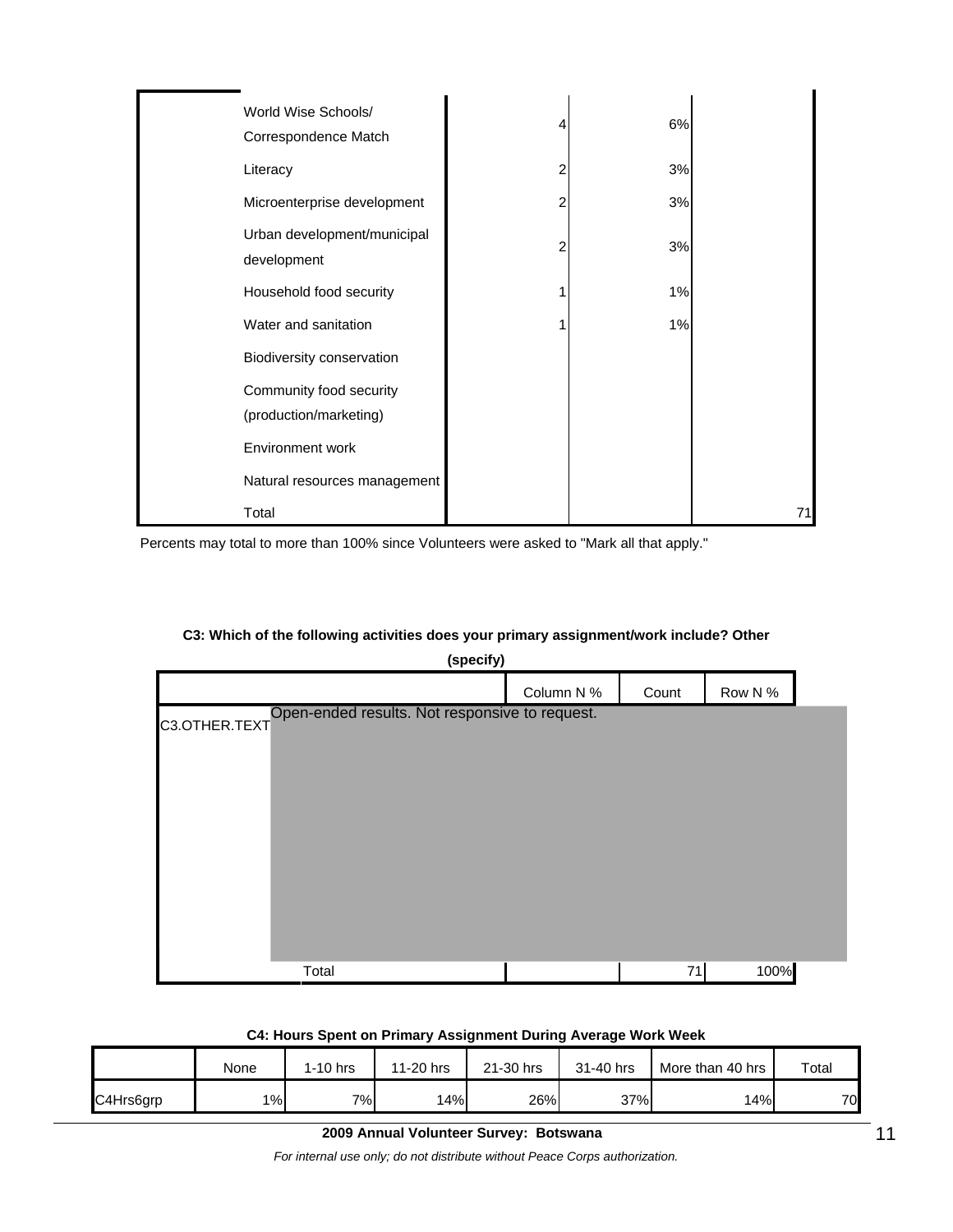| | | | | |
|---|---|---|---|---|
| | World Wise Schools/ Correspondence Match | 4 | 6% | |
| | Literacy | 2 | 3% | |
| | Microenterprise development | 2 | 3% | |
| | Urban development/municipal development | 2 | 3% | |
| | Household food security | 1 | 1% | |
| | Water and sanitation | 1 | 1% | |
| | Biodiversity conservation | | | |
| | Community food security (production/marketing) | | | |
| | Environment work | | | |
| | Natural resources management | | | |
| | Total | | | 71 |

Percents may total to more than 100% since Volunteers were asked to "Mark all that apply."

**C3: Which of the following activities does your primary assignment/work include? Other (specify)**

| | | Column N % | Count | Row N % |
|---|---|---|---|---|
| C3.OTHER.TEXT | Open-ended results. Not responsive to request. | | | |
| | Total | | 71 | 100% |

**C4: Hours Spent on Primary Assignment During Average Work Week**

| | None | 1-10 hrs | 11-20 hrs | 21-30 hrs | 31-40 hrs | More than 40 hrs | Total |
|---|---|---|---|---|---|---|---|
| C4Hrs6grp | 1% | 7% | 14% | 26% | 37% | 14% | 70 |

**2009 Annual Volunteer Survey: Botswana**

*For internal use only; do not distribute without Peace Corps authorization.*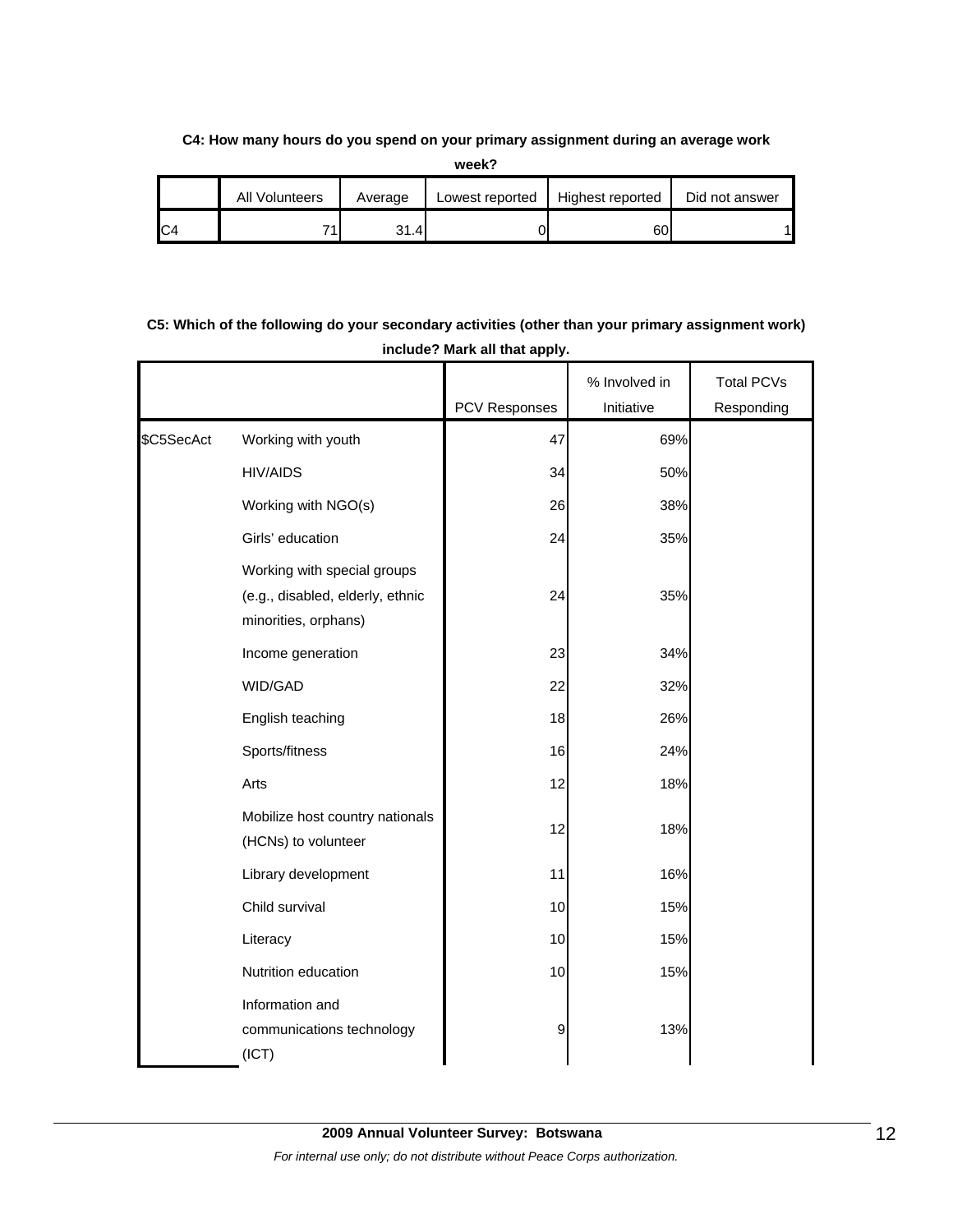**C4: How many hours do you spend on your primary assignment during an average work week?**

| | All Volunteers | Average | Lowest reported | Highest reported | Did not answer |
|---|---|---|---|---|---|
| C4 | 71 | 31.4 | 0 | 60 | 1 |

**C5: Which of the following do your secondary activities (other than your primary assignment work) include? Mark all that apply.**

| | | PCV Responses | % Involved in Initiative | Total PCVs Responding |
|---|---|---|---|---|
| $C5SecAct | Working with youth | 47 | 69% | |
| | HIV/AIDS | 34 | 50% | |
| | Working with NGO(s) | 26 | 38% | |
| | Girls' education | 24 | 35% | |
| | Working with special groups (e.g., disabled, elderly, ethnic minorities, orphans) | 24 | 35% | |
| | Income generation | 23 | 34% | |
| | WID/GAD | 22 | 32% | |
| | English teaching | 18 | 26% | |
| | Sports/fitness | 16 | 24% | |
| | Arts | 12 | 18% | |
| | Mobilize host country nationals (HCNs) to volunteer | 12 | 18% | |
| | Library development | 11 | 16% | |
| | Child survival | 10 | 15% | |
| | Literacy | 10 | 15% | |
| | Nutrition education | 10 | 15% | |
| | Information and communications technology (ICT) | 9 | 13% | |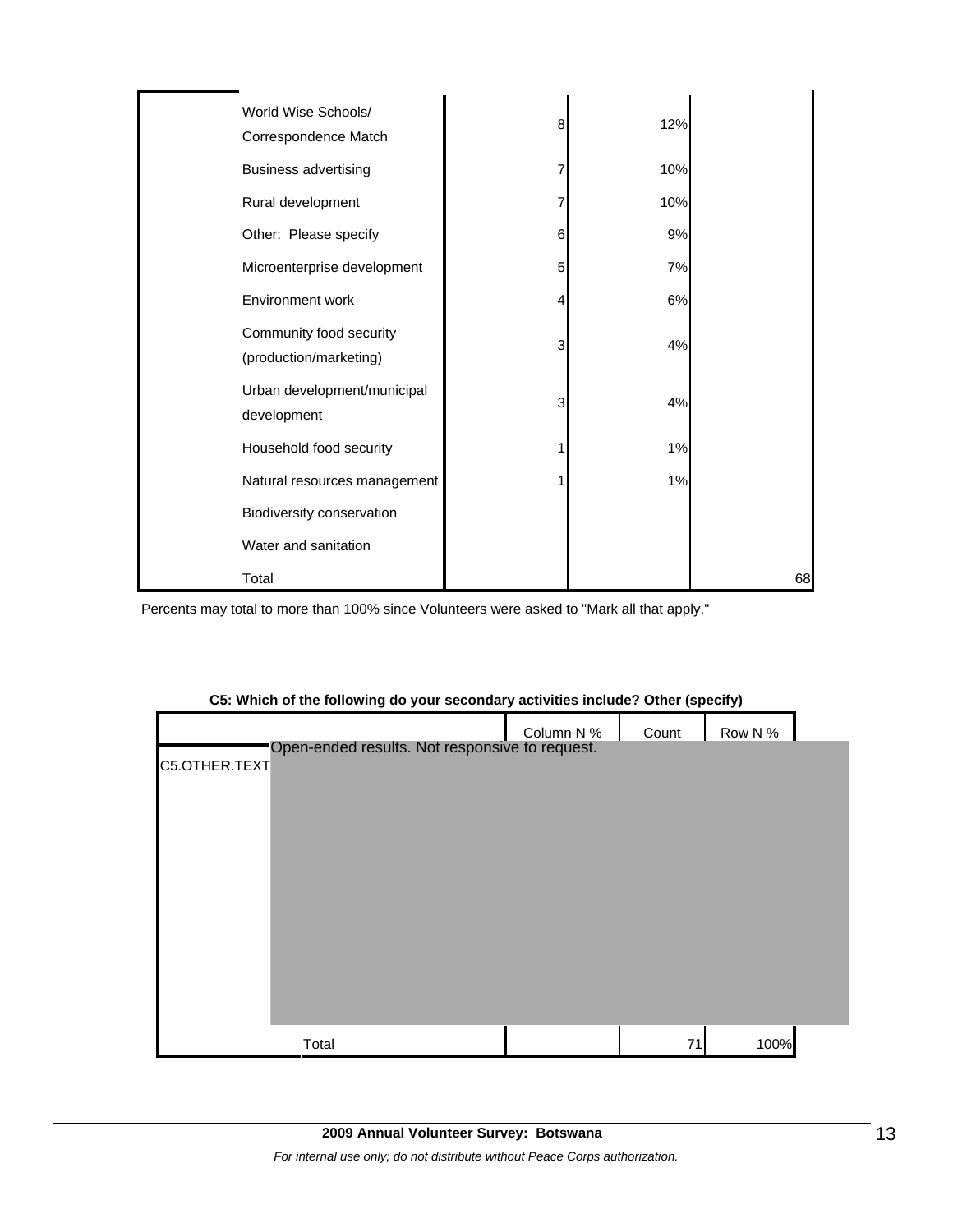| | | | |
|---|---|---|---|
| World Wise Schools/ Correspondence Match | 8 | 12% | |
| Business advertising | 7 | 10% | |
| Rural development | 7 | 10% | |
| Other: Please specify | 6 | 9% | |
| Microenterprise development | 5 | 7% | |
| Environment work | 4 | 6% | |
| Community food security (production/marketing) | 3 | 4% | |
| Urban development/municipal development | 3 | 4% | |
| Household food security | 1 | 1% | |
| Natural resources management | 1 | 1% | |
| Biodiversity conservation | | | |
| Water and sanitation | | | |
| Total | | | 68 |

Percents may total to more than 100% since Volunteers were asked to "Mark all that apply."

**C5: Which of the following do your secondary activities include? Other (specify)**

| | | Column N % | Count | Row N % |
|---|---|---|---|---|
| C5.OTHER.TEXT | Open-ended results. Not responsive to request. | | | |
| | Total | | 71 | 100% |

**2009 Annual Volunteer Survey: Botswana**

*For internal use only; do not distribute without Peace Corps authorization.*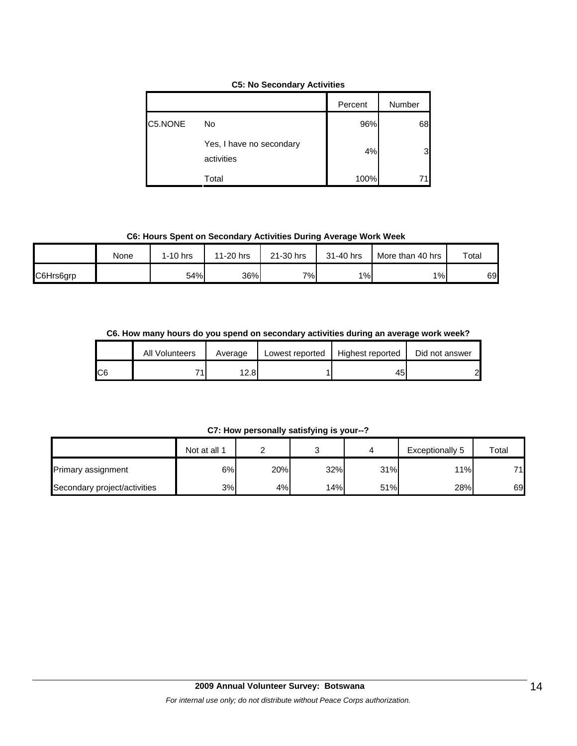**C5: No Secondary Activities**

| | | Percent | Number |
|---|---|---|---|
| C5.NONE | No | 96% | 68 |
| | Yes, I have no secondary activities | 4% | 3 |
| | Total | 100% | 71 |

**C6: Hours Spent on Secondary Activities During Average Work Week**

| | None | 1-10 hrs | 11-20 hrs | 21-30 hrs | 31-40 hrs | More than 40 hrs | Total |
|---|---|---|---|---|---|---|---|
| C6Hrs6grp | | 54% | 36% | 7% | 1% | 1% | 69 |

**C6. How many hours do you spend on secondary activities during an average work week?**

| | All Volunteers | Average | Lowest reported | Highest reported | Did not answer |
|---|---|---|---|---|---|
| C6 | 71 | 12.8 | 1 | 45 | 2 |

**C7: How personally satisfying is your--?**

| | Not at all 1 | 2 | 3 | 4 | Exceptionally 5 | Total |
|---|---|---|---|---|---|---|
| Primary assignment | 6% | 20% | 32% | 31% | 11% | 71 |
| Secondary project/activities | 3% | 4% | 14% | 51% | 28% | 69 |

**2009 Annual Volunteer Survey: Botswana**

*For internal use only; do not distribute without Peace Corps authorization.*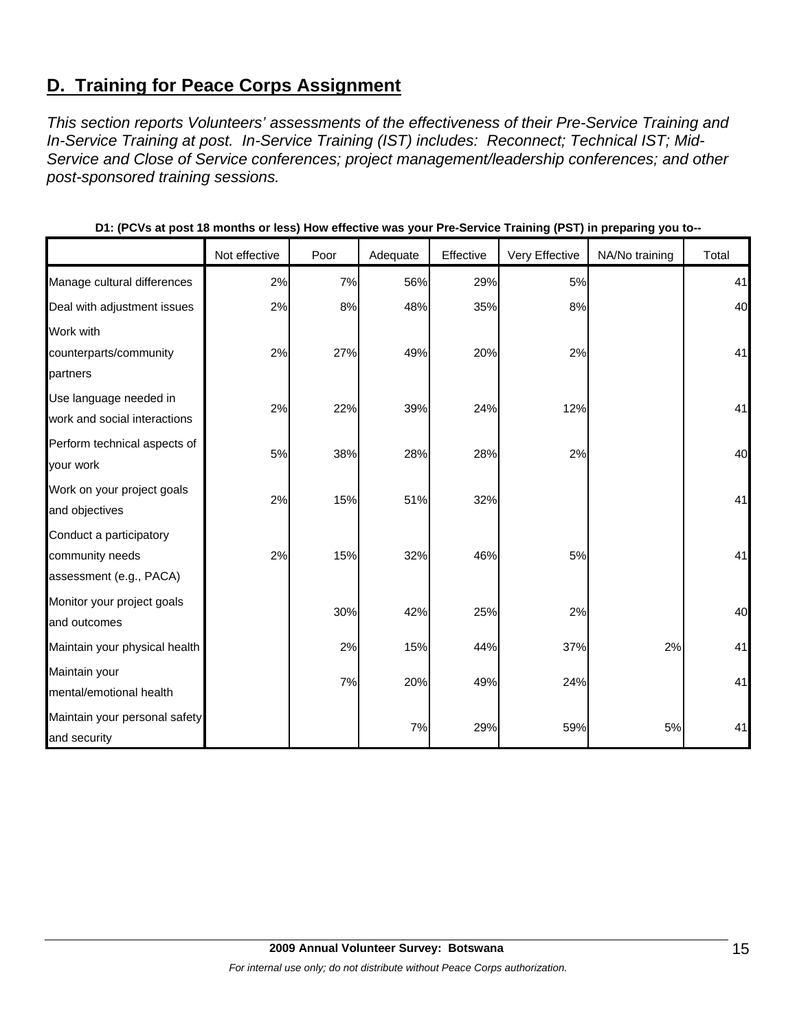## D. Training for Peace Corps Assignment

*This section reports Volunteers' assessments of the effectiveness of their Pre-Service Training and In-Service Training at post. In-Service Training (IST) includes: Reconnect; Technical IST; Mid-Service and Close of Service conferences; project management/leadership conferences; and other post-sponsored training sessions.*

**D1: (PCVs at post 18 months or less) How effective was your Pre-Service Training (PST) in preparing you to--**

| | Not effective | Poor | Adequate | Effective | Very Effective | NA/No training | Total |
|---|---|---|---|---|---|---|---|
| Manage cultural differences | 2% | 7% | 56% | 29% | 5% | | 41 |
| Deal with adjustment issues | 2% | 8% | 48% | 35% | 8% | | 40 |
| Work with counterparts/community partners | 2% | 27% | 49% | 20% | 2% | | 41 |
| Use language needed in work and social interactions | 2% | 22% | 39% | 24% | 12% | | 41 |
| Perform technical aspects of your work | 5% | 38% | 28% | 28% | 2% | | 40 |
| Work on your project goals and objectives | 2% | 15% | 51% | 32% | | | 41 |
| Conduct a participatory community needs assessment (e.g., PACA) | 2% | 15% | 32% | 46% | 5% | | 41 |
| Monitor your project goals and outcomes | | 30% | 42% | 25% | 2% | | 40 |
| Maintain your physical health | | 2% | 15% | 44% | 37% | 2% | 41 |
| Maintain your mental/emotional health | | 7% | 20% | 49% | 24% | | 41 |
| Maintain your personal safety and security | | | 7% | 29% | 59% | 5% | 41 |

2009 Annual Volunteer Survey: Botswana

*For internal use only; do not distribute without Peace Corps authorization.*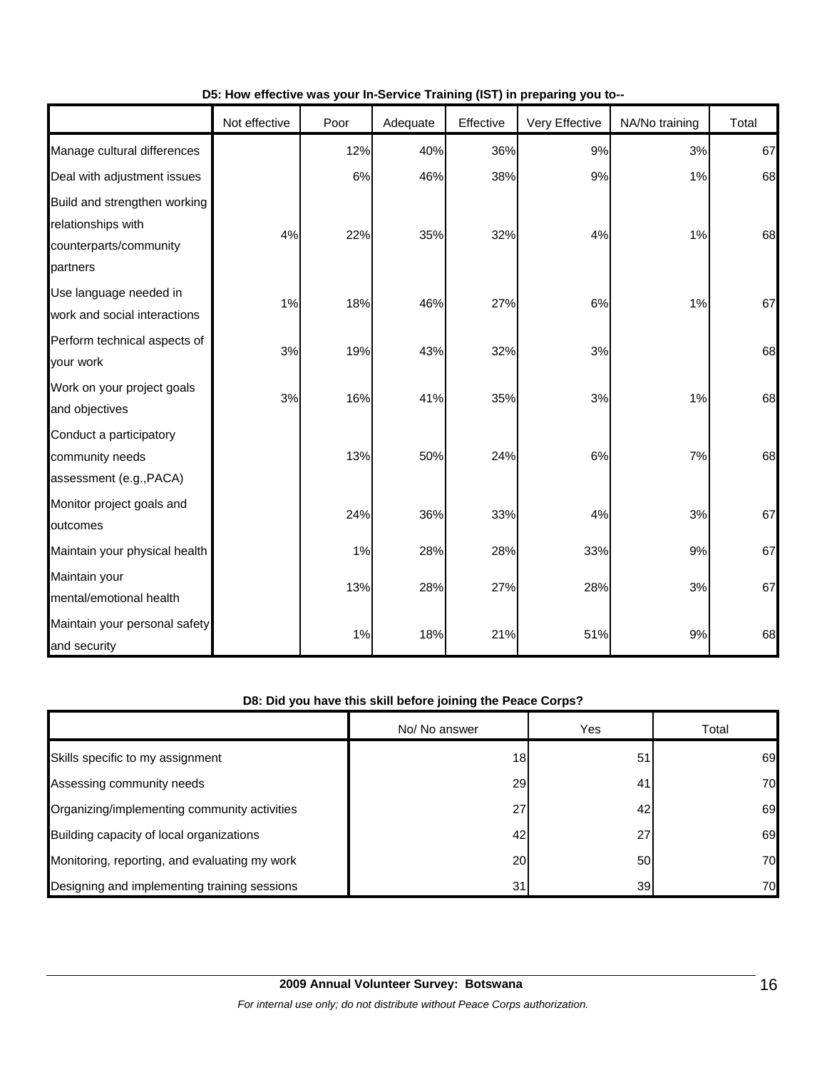**D5: How effective was your In-Service Training (IST) in preparing you to--**

| | Not effective | Poor | Adequate | Effective | Very Effective | NA/No training | Total |
|---|---|---|---|---|---|---|---|
| Manage cultural differences | | 12% | 40% | 36% | 9% | 3% | 67 |
| Deal with adjustment issues | | 6% | 46% | 38% | 9% | 1% | 68 |
| Build and strengthen working relationships with counterparts/community partners | 4% | 22% | 35% | 32% | 4% | 1% | 68 |
| Use language needed in work and social interactions | 1% | 18% | 46% | 27% | 6% | 1% | 67 |
| Perform technical aspects of your work | 3% | 19% | 43% | 32% | 3% | | 68 |
| Work on your project goals and objectives | 3% | 16% | 41% | 35% | 3% | 1% | 68 |
| Conduct a participatory community needs assessment (e.g.,PACA) | | 13% | 50% | 24% | 6% | 7% | 68 |
| Monitor project goals and outcomes | | 24% | 36% | 33% | 4% | 3% | 67 |
| Maintain your physical health | | 1% | 28% | 28% | 33% | 9% | 67 |
| Maintain your mental/emotional health | | 13% | 28% | 27% | 28% | 3% | 67 |
| Maintain your personal safety and security | | 1% | 18% | 21% | 51% | 9% | 68 |

**D8: Did you have this skill before joining the Peace Corps?**

| | No/ No answer | Yes | Total |
|---|---|---|---|
| Skills specific to my assignment | 18 | 51 | 69 |
| Assessing community needs | 29 | 41 | 70 |
| Organizing/implementing community activities | 27 | 42 | 69 |
| Building capacity of local organizations | 42 | 27 | 69 |
| Monitoring, reporting, and evaluating my work | 20 | 50 | 70 |
| Designing and implementing training sessions | 31 | 39 | 70 |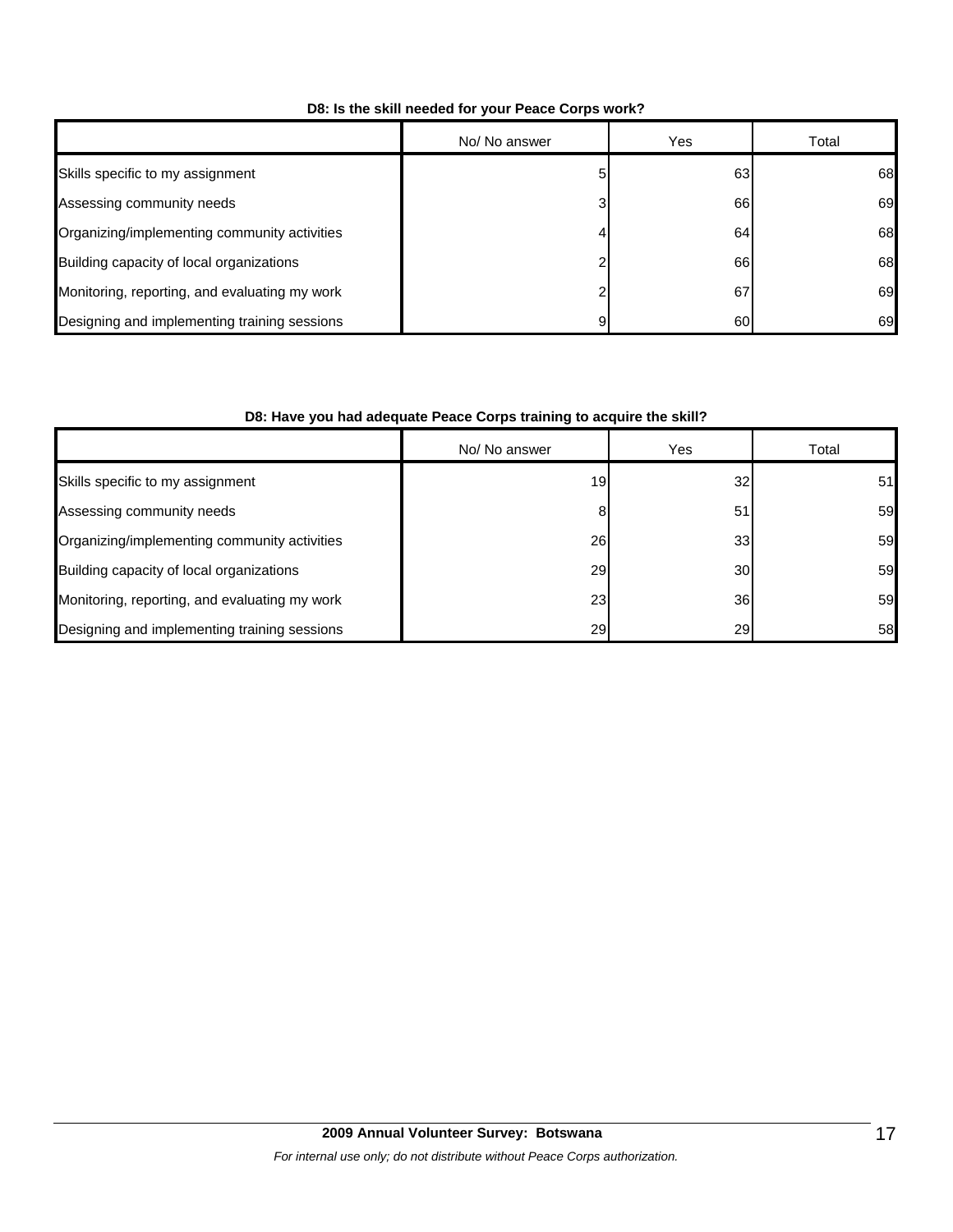**D8: Is the skill needed for your Peace Corps work?**

| | No/ No answer | Yes | Total |
|---|---|---|---|
| Skills specific to my assignment | 5 | 63 | 68 |
| Assessing community needs | 3 | 66 | 69 |
| Organizing/implementing community activities | 4 | 64 | 68 |
| Building capacity of local organizations | 2 | 66 | 68 |
| Monitoring, reporting, and evaluating my work | 2 | 67 | 69 |
| Designing and implementing training sessions | 9 | 60 | 69 |

**D8: Have you had adequate Peace Corps training to acquire the skill?**

| | No/ No answer | Yes | Total |
|---|---|---|---|
| Skills specific to my assignment | 19 | 32 | 51 |
| Assessing community needs | 8 | 51 | 59 |
| Organizing/implementing community activities | 26 | 33 | 59 |
| Building capacity of local organizations | 29 | 30 | 59 |
| Monitoring, reporting, and evaluating my work | 23 | 36 | 59 |
| Designing and implementing training sessions | 29 | 29 | 58 |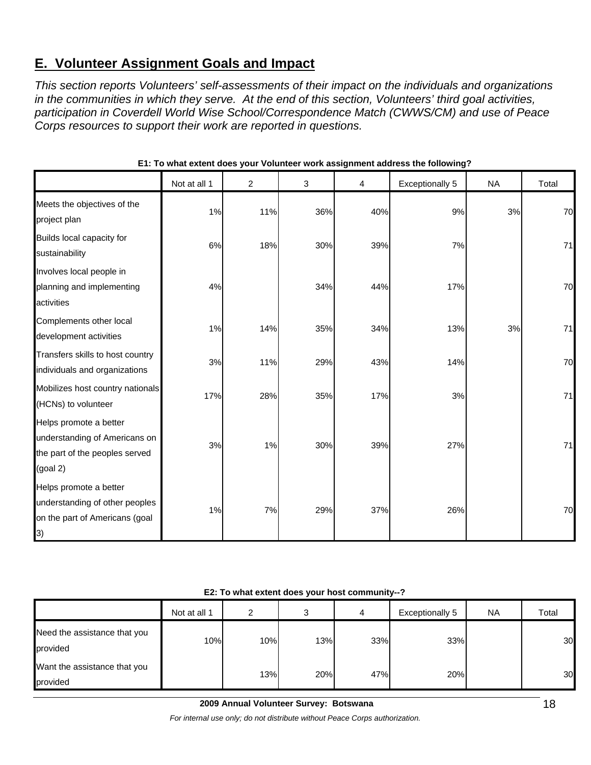## E. Volunteer Assignment Goals and Impact

*This section reports Volunteers' self-assessments of their impact on the individuals and organizations in the communities in which they serve. At the end of this section, Volunteers' third goal activities, participation in Coverdell World Wise School/Correspondence Match (CWWS/CM) and use of Peace Corps resources to support their work are reported in questions.*

**E1: To what extent does your Volunteer work assignment address the following?**

| | Not at all 1 | 2 | 3 | 4 | Exceptionally 5 | NA | Total |
|---|---|---|---|---|---|---|---|
| Meets the objectives of the project plan | 1% | 11% | 36% | 40% | 9% | 3% | 70 |
| Builds local capacity for sustainability | 6% | 18% | 30% | 39% | 7% | | 71 |
| Involves local people in planning and implementing activities | 4% | | 34% | 44% | 17% | | 70 |
| Complements other local development activities | 1% | 14% | 35% | 34% | 13% | 3% | 71 |
| Transfers skills to host country individuals and organizations | 3% | 11% | 29% | 43% | 14% | | 70 |
| Mobilizes host country nationals (HCNs) to volunteer | 17% | 28% | 35% | 17% | 3% | | 71 |
| Helps promote a better understanding of Americans on the part of the peoples served (goal 2) | 3% | 1% | 30% | 39% | 27% | | 71 |
| Helps promote a better understanding of other peoples on the part of Americans (goal 3) | 1% | 7% | 29% | 37% | 26% | | 70 |

**E2: To what extent does your host community--?**

| | Not at all 1 | 2 | 3 | 4 | Exceptionally 5 | NA | Total |
|---|---|---|---|---|---|---|---|
| Need the assistance that you provided | 10% | 10% | 13% | 33% | 33% | | 30 |
| Want the assistance that you provided | | 13% | 20% | 47% | 20% | | 30 |

**2009 Annual Volunteer Survey: Botswana**

*For internal use only; do not distribute without Peace Corps authorization.*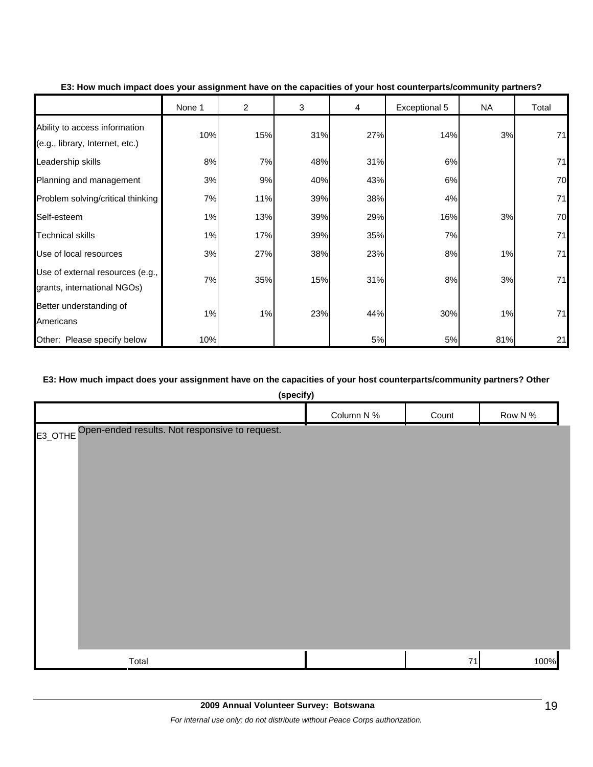**E3: How much impact does your assignment have on the capacities of your host counterparts/community partners?**

| | None 1 | 2 | 3 | 4 | Exceptional 5 | NA | Total |
|---|---|---|---|---|---|---|---|
| Ability to access information (e.g., library, Internet, etc.) | 10% | 15% | 31% | 27% | 14% | 3% | 71 |
| Leadership skills | 8% | 7% | 48% | 31% | 6% | | 71 |
| Planning and management | 3% | 9% | 40% | 43% | 6% | | 70 |
| Problem solving/critical thinking | 7% | 11% | 39% | 38% | 4% | | 71 |
| Self-esteem | 1% | 13% | 39% | 29% | 16% | 3% | 70 |
| Technical skills | 1% | 17% | 39% | 35% | 7% | | 71 |
| Use of local resources | 3% | 27% | 38% | 23% | 8% | 1% | 71 |
| Use of external resources (e.g., grants, international NGOs) | 7% | 35% | 15% | 31% | 8% | 3% | 71 |
| Better understanding of Americans | 1% | 1% | 23% | 44% | 30% | 1% | 71 |
| Other: Please specify below | 10% | | | 5% | 5% | 81% | 21 |

**E3: How much impact does your assignment have on the capacities of your host counterparts/community partners? Other (specify)**

| | | Column N % | Count | Row N % |
|---|---|---|---|---|
| E3_OTHE | Open-ended results. Not responsive to request. | | | |
| | Total | | 71 | 100% |

2009 Annual Volunteer Survey: Botswana

*For internal use only; do not distribute without Peace Corps authorization.*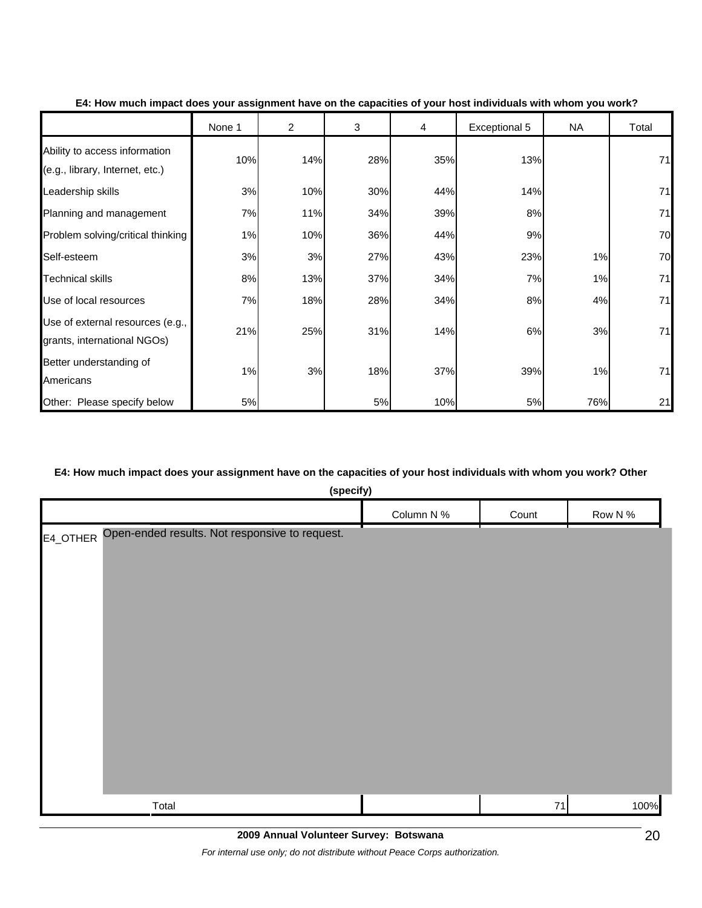**E4: How much impact does your assignment have on the capacities of your host individuals with whom you work?**

| | None 1 | 2 | 3 | 4 | Exceptional 5 | NA | Total |
|---|---|---|---|---|---|---|---|
| Ability to access information (e.g., library, Internet, etc.) | 10% | 14% | 28% | 35% | 13% | | 71 |
| Leadership skills | 3% | 10% | 30% | 44% | 14% | | 71 |
| Planning and management | 7% | 11% | 34% | 39% | 8% | | 71 |
| Problem solving/critical thinking | 1% | 10% | 36% | 44% | 9% | | 70 |
| Self-esteem | 3% | 3% | 27% | 43% | 23% | 1% | 70 |
| Technical skills | 8% | 13% | 37% | 34% | 7% | 1% | 71 |
| Use of local resources | 7% | 18% | 28% | 34% | 8% | 4% | 71 |
| Use of external resources (e.g., grants, international NGOs) | 21% | 25% | 31% | 14% | 6% | 3% | 71 |
| Better understanding of Americans | 1% | 3% | 18% | 37% | 39% | 1% | 71 |
| Other: Please specify below | 5% | | 5% | 10% | 5% | 76% | 21 |

**E4: How much impact does your assignment have on the capacities of your host individuals with whom you work? Other (specify)**

| | | Column N % | Count | Row N % |
|---|---|---|---|---|
| E4_OTHER | Open-ended results. Not responsive to request. | | | |
| | Total | | 71 | 100% |

**2009 Annual Volunteer Survey: Botswana**

*For internal use only; do not distribute without Peace Corps authorization.*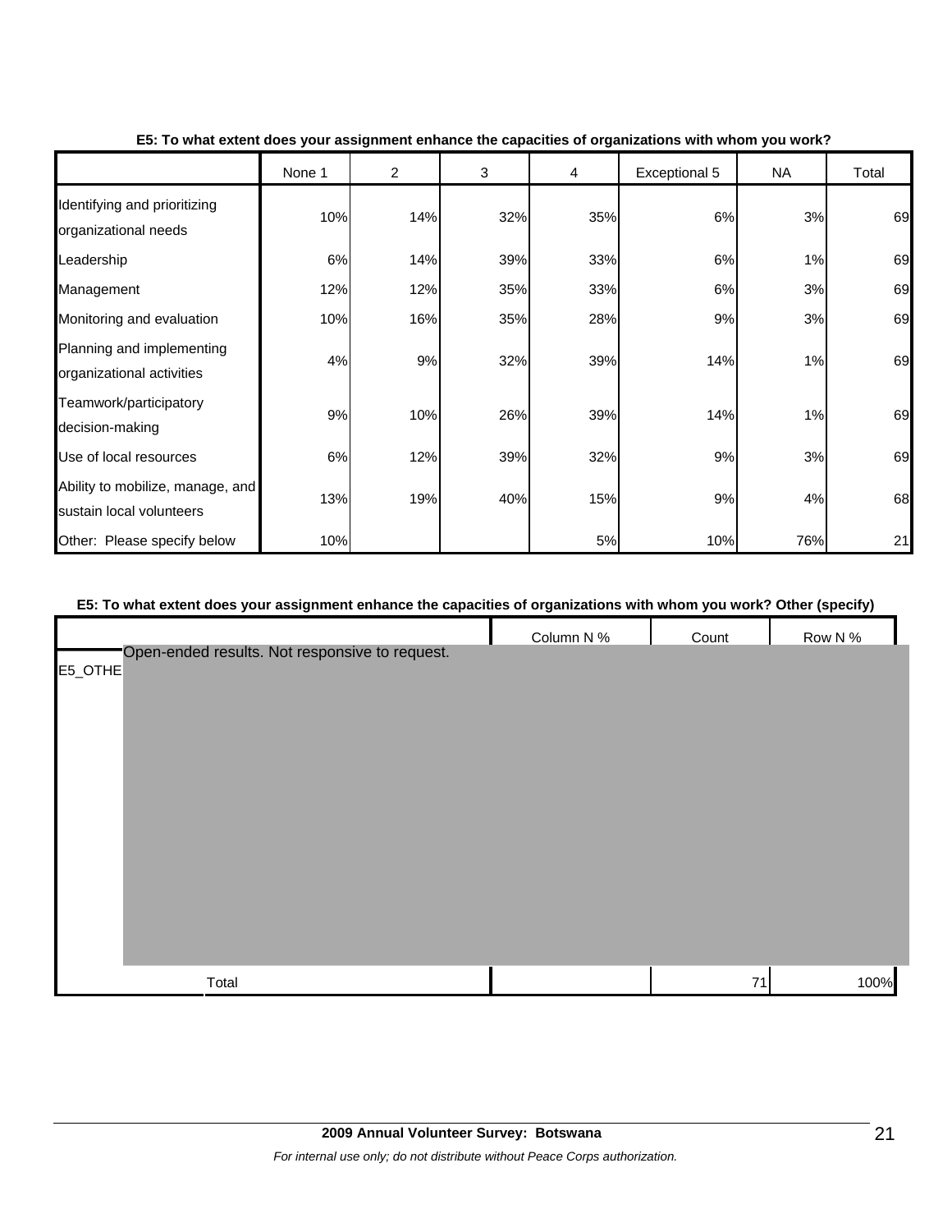**E5: To what extent does your assignment enhance the capacities of organizations with whom you work?**

| | None 1 | 2 | 3 | 4 | Exceptional 5 | NA | Total |
|---|---|---|---|---|---|---|---|
| Identifying and prioritizing organizational needs | 10% | 14% | 32% | 35% | 6% | 3% | 69 |
| Leadership | 6% | 14% | 39% | 33% | 6% | 1% | 69 |
| Management | 12% | 12% | 35% | 33% | 6% | 3% | 69 |
| Monitoring and evaluation | 10% | 16% | 35% | 28% | 9% | 3% | 69 |
| Planning and implementing organizational activities | 4% | 9% | 32% | 39% | 14% | 1% | 69 |
| Teamwork/participatory decision-making | 9% | 10% | 26% | 39% | 14% | 1% | 69 |
| Use of local resources | 6% | 12% | 39% | 32% | 9% | 3% | 69 |
| Ability to mobilize, manage, and sustain local volunteers | 13% | 19% | 40% | 15% | 9% | 4% | 68 |
| Other: Please specify below | 10% | | | 5% | 10% | 76% | 21 |

**E5: To what extent does your assignment enhance the capacities of organizations with whom you work? Other (specify)**

| | | Column N % | Count | Row N % |
|---|---|---|---|---|
| E5_OTHE | Open-ended results. Not responsive to request. | | | |
| | Total | | 71 | 100% |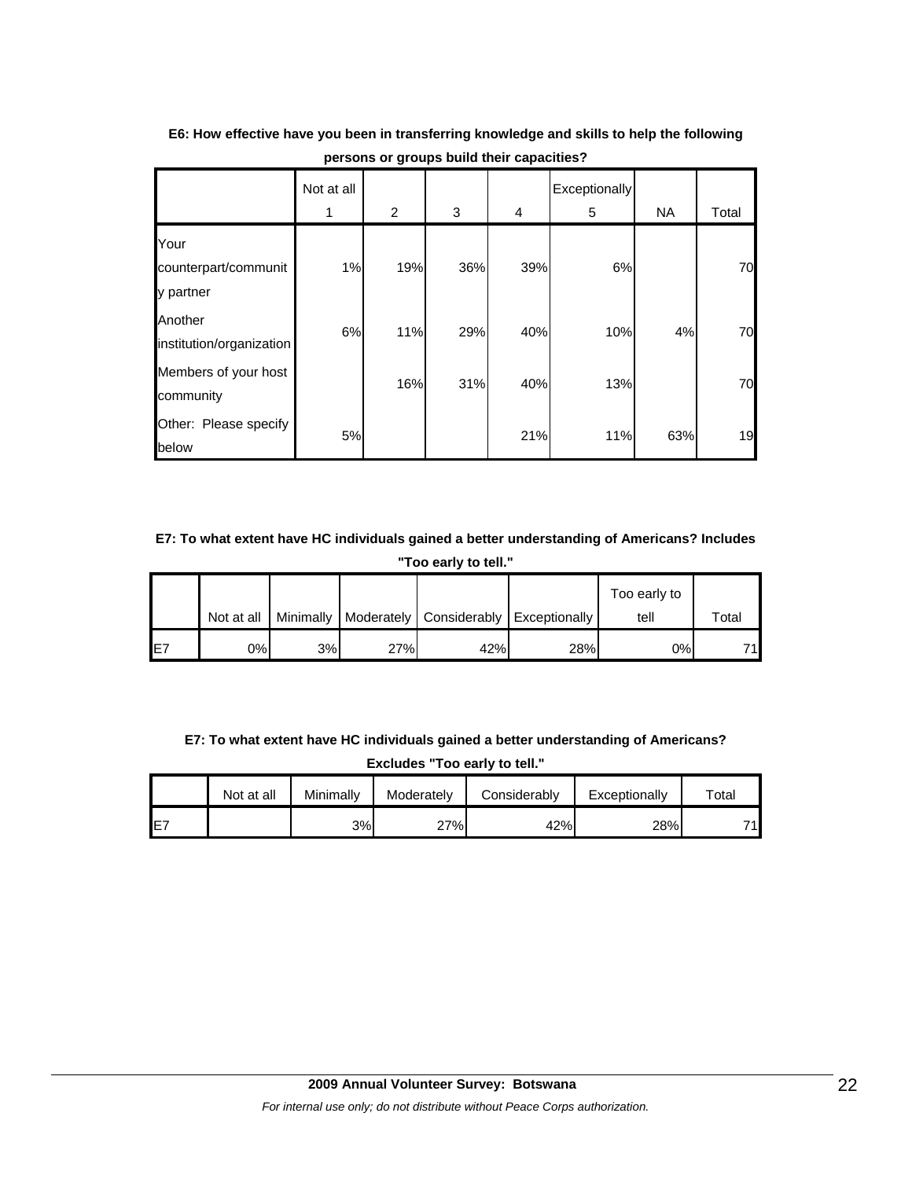**E6: How effective have you been in transferring knowledge and skills to help the following persons or groups build their capacities?**

| | Not at all 1 | 2 | 3 | 4 | Exceptionally 5 | NA | Total |
|---|---|---|---|---|---|---|---|
| Your counterpart/community partner | 1% | 19% | 36% | 39% | 6% | | 70 |
| Another institution/organization | 6% | 11% | 29% | 40% | 10% | 4% | 70 |
| Members of your host community | | 16% | 31% | 40% | 13% | | 70 |
| Other: Please specify below | 5% | | | 21% | 11% | 63% | 19 |

**E7: To what extent have HC individuals gained a better understanding of Americans? Includes "Too early to tell."**

| | Not at all | Minimally | Moderately | Considerably | Exceptionally | Too early to tell | Total |
|---|---|---|---|---|---|---|---|
| E7 | 0% | 3% | 27% | 42% | 28% | 0% | 71 |

**E7: To what extent have HC individuals gained a better understanding of Americans? Excludes "Too early to tell."**

| | Not at all | Minimally | Moderately | Considerably | Exceptionally | Total |
|---|---|---|---|---|---|---|
| E7 | | 3% | 27% | 42% | 28% | 71 |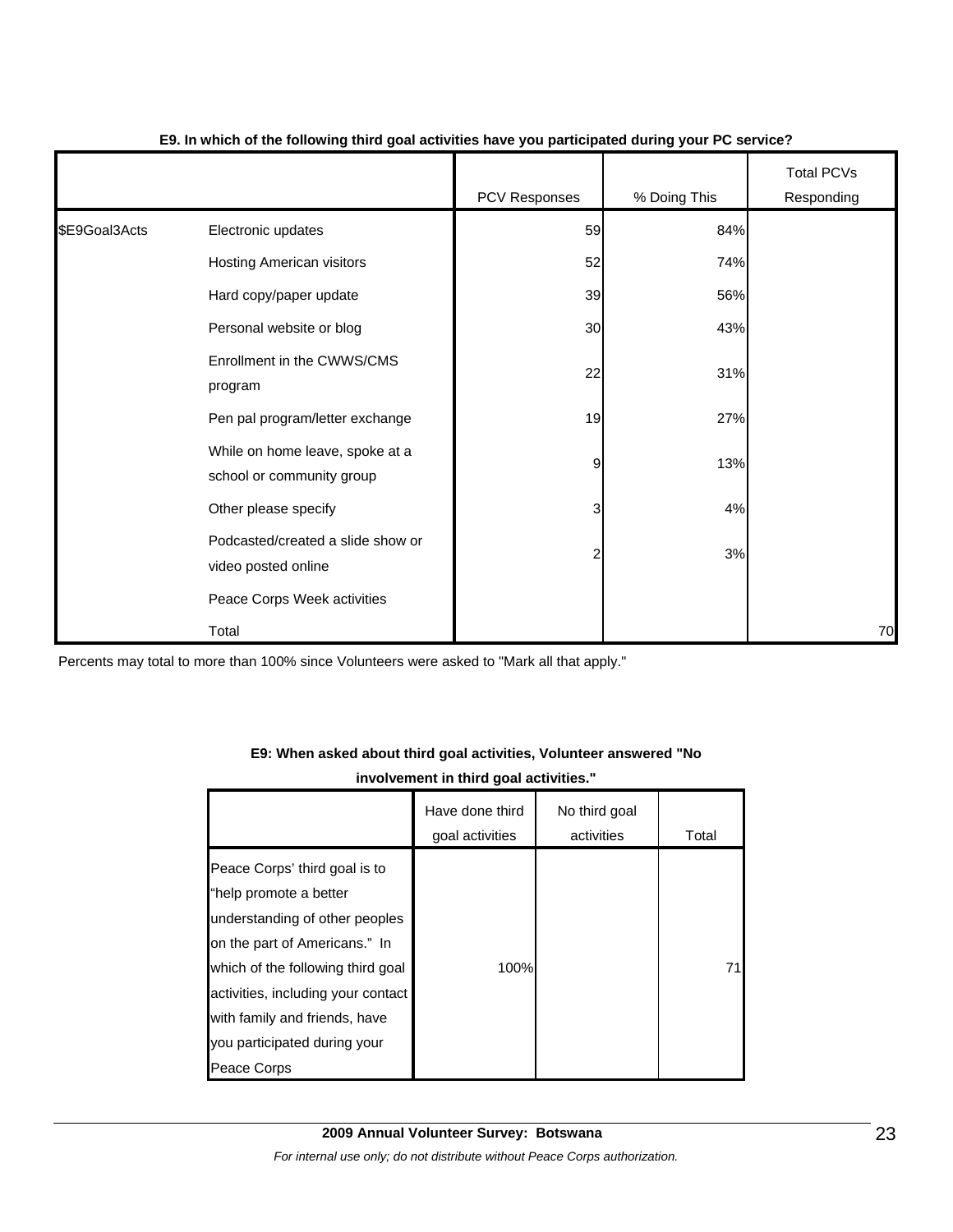**E9. In which of the following third goal activities have you participated during your PC service?**

| | | PCV Responses | % Doing This | Total PCVs Responding |
|---|---|---|---|---|
| $E9Goal3Acts | Electronic updates | 59 | 84% | |
| | Hosting American visitors | 52 | 74% | |
| | Hard copy/paper update | 39 | 56% | |
| | Personal website or blog | 30 | 43% | |
| | Enrollment in the CWWS/CMS program | 22 | 31% | |
| | Pen pal program/letter exchange | 19 | 27% | |
| | While on home leave, spoke at a school or community group | 9 | 13% | |
| | Other please specify | 3 | 4% | |
| | Podcasted/created a slide show or video posted online | 2 | 3% | |
| | Peace Corps Week activities | | | |
| | Total | | | 70 |

Percents may total to more than 100% since Volunteers were asked to "Mark all that apply."

**E9: When asked about third goal activities, Volunteer answered "No involvement in third goal activities."**

| | Have done third goal activities | No third goal activities | Total |
|---|---|---|---|
| Peace Corps' third goal is to "help promote a better understanding of other peoples on the part of Americans." In which of the following third goal activities, including your contact with family and friends, have you participated during your Peace Corps | 100% | | 71 |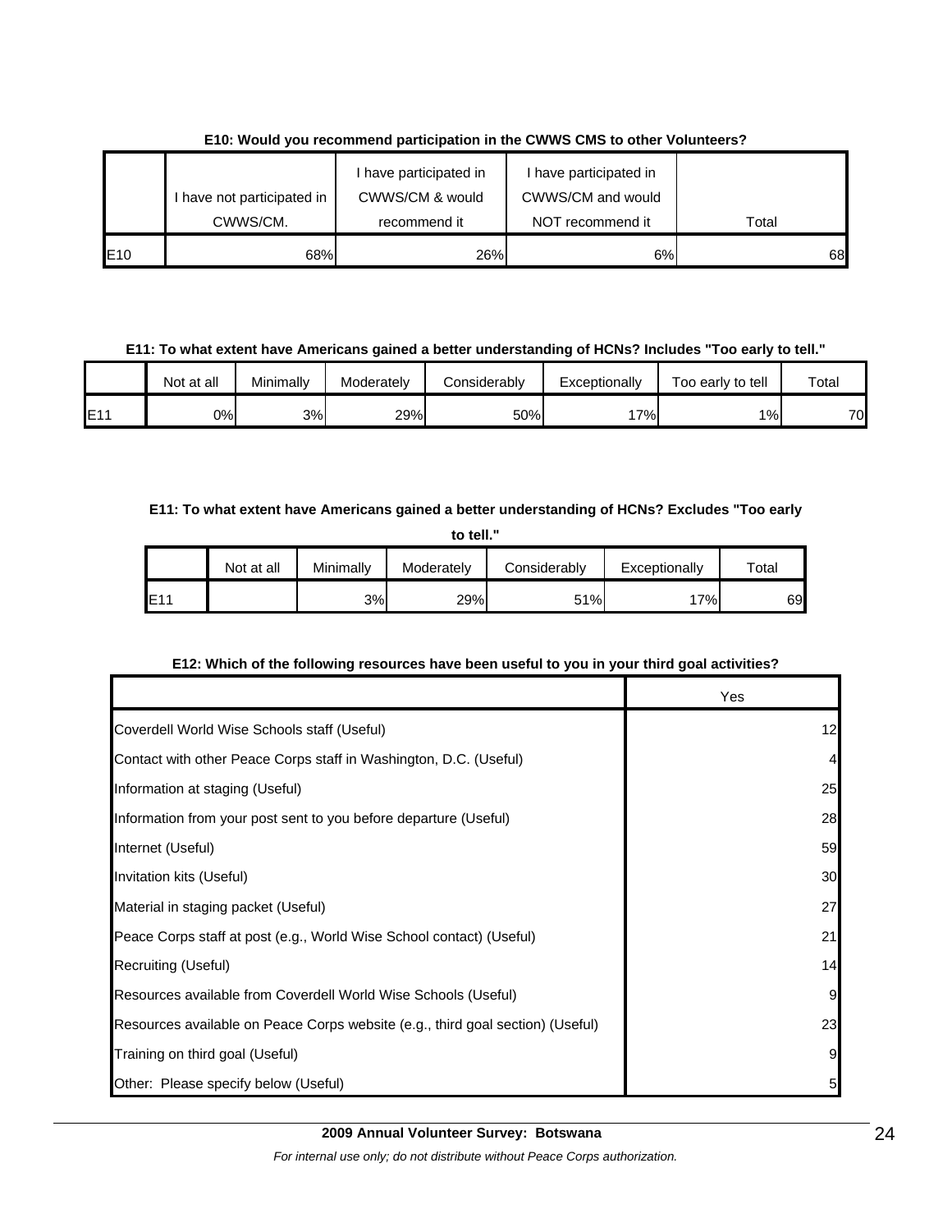**E10: Would you recommend participation in the CWWS CMS to other Volunteers?**

| | I have not participated in CWWS/CM. | I have participated in CWWS/CM & would recommend it | I have participated in CWWS/CM and would NOT recommend it | Total |
|---|---|---|---|---|
| E10 | 68% | 26% | 6% | 68 |

**E11: To what extent have Americans gained a better understanding of HCNs? Includes "Too early to tell."**

| | Not at all | Minimally | Moderately | Considerably | Exceptionally | Too early to tell | Total |
|---|---|---|---|---|---|---|---|
| E11 | 0% | 3% | 29% | 50% | 17% | 1% | 70 |

**E11: To what extent have Americans gained a better understanding of HCNs? Excludes "Too early to tell."**

| | Not at all | Minimally | Moderately | Considerably | Exceptionally | Total |
|---|---|---|---|---|---|---|
| E11 | | 3% | 29% | 51% | 17% | 69 |

**E12: Which of the following resources have been useful to you in your third goal activities?**

| | Yes |
|---|---|
| Coverdell World Wise Schools staff (Useful) | 12 |
| Contact with other Peace Corps staff in Washington, D.C. (Useful) | 4 |
| Information at staging (Useful) | 25 |
| Information from your post sent to you before departure (Useful) | 28 |
| Internet (Useful) | 59 |
| Invitation kits (Useful) | 30 |
| Material in staging packet (Useful) | 27 |
| Peace Corps staff at post (e.g., World Wise School contact) (Useful) | 21 |
| Recruiting (Useful) | 14 |
| Resources available from Coverdell World Wise Schools (Useful) | 9 |
| Resources available on Peace Corps website (e.g., third goal section) (Useful) | 23 |
| Training on third goal (Useful) | 9 |
| Other: Please specify below (Useful) | 5 |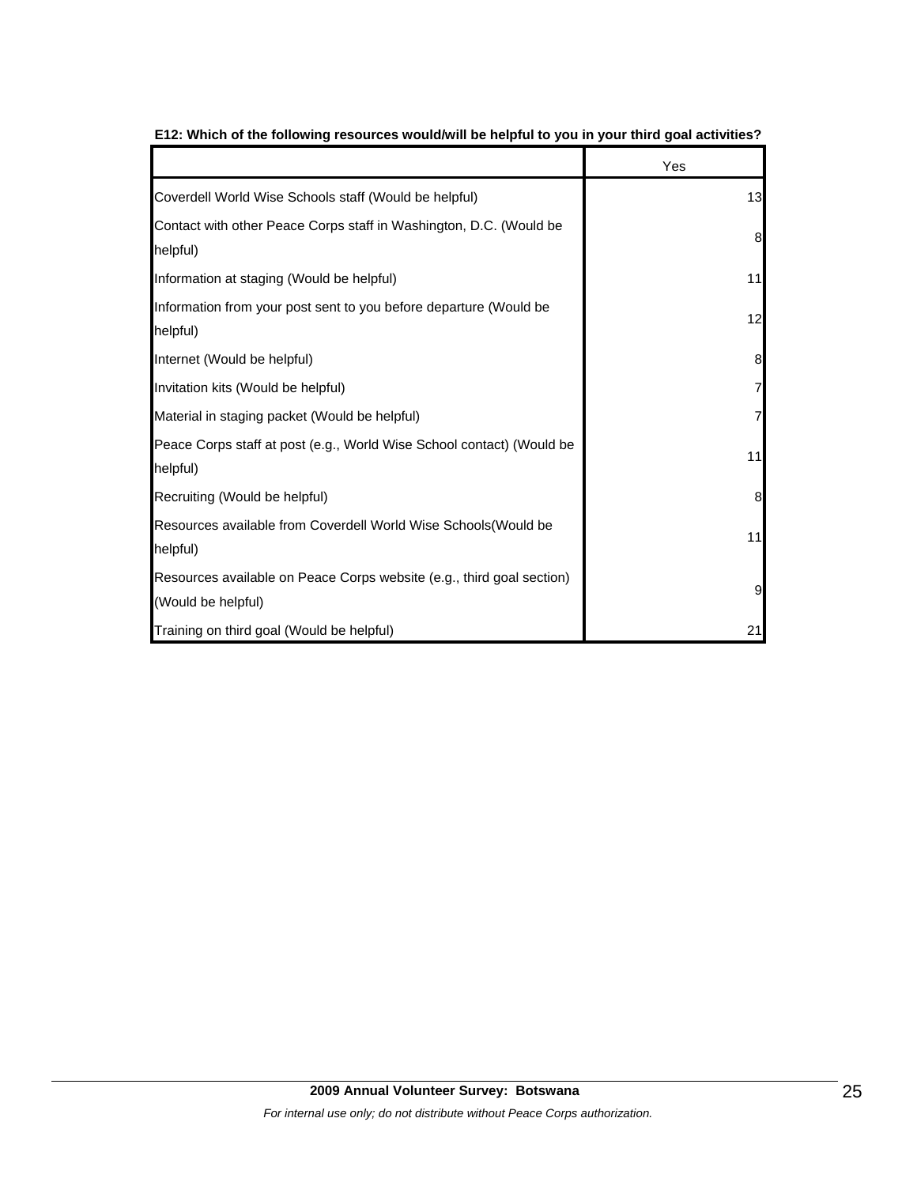**E12: Which of the following resources would/will be helpful to you in your third goal activities?**

| | Yes |
|---|---|
| Coverdell World Wise Schools staff (Would be helpful) | 13 |
| Contact with other Peace Corps staff in Washington, D.C. (Would be helpful) | 8 |
| Information at staging (Would be helpful) | 11 |
| Information from your post sent to you before departure (Would be helpful) | 12 |
| Internet (Would be helpful) | 8 |
| Invitation kits (Would be helpful) | 7 |
| Material in staging packet (Would be helpful) | 7 |
| Peace Corps staff at post (e.g., World Wise School contact) (Would be helpful) | 11 |
| Recruiting (Would be helpful) | 8 |
| Resources available from Coverdell World Wise Schools(Would be helpful) | 11 |
| Resources available on Peace Corps website (e.g., third goal section) (Would be helpful) | 9 |
| Training on third goal (Would be helpful) | 21 |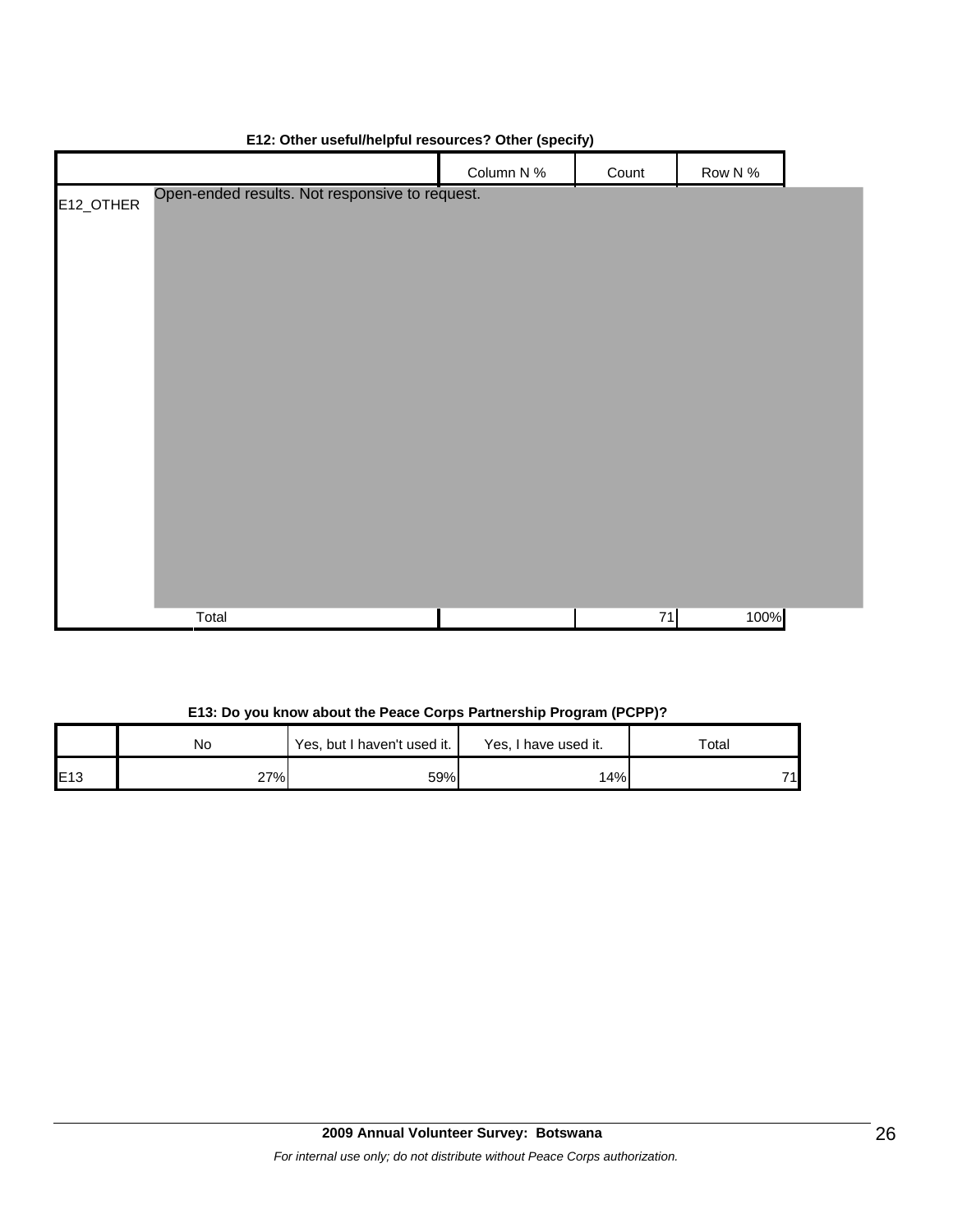**E12: Other useful/helpful resources? Other (specify)**

| | | Column N % | Count | Row N % |
|---|---|---|---|---|
| E12_OTHER | Open-ended results. Not responsive to request. | | | |
| | Total | | 71 | 100% |

**E13: Do you know about the Peace Corps Partnership Program (PCPP)?**

| | No | Yes, but I haven't used it. | Yes, I have used it. | Total |
|---|---|---|---|---|
| E13 | 27% | 59% | 14% | 71 |

**2009 Annual Volunteer Survey: Botswana**

*For internal use only; do not distribute without Peace Corps authorization.*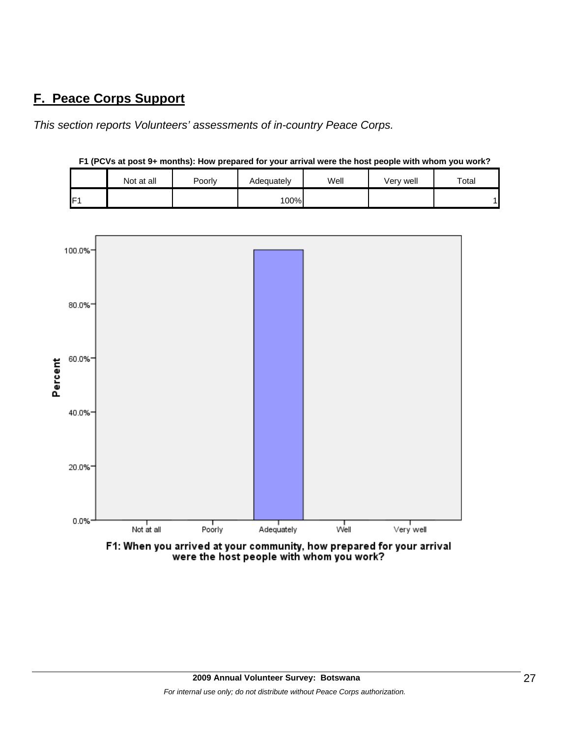## F. Peace Corps Support

*This section reports Volunteers' assessments of in-country Peace Corps.*

**F1 (PCVs at post 9+ months): How prepared for your arrival were the host people with whom you work?**

| | Not at all | Poorly | Adequately | Well | Very well | Total |
|---|---|---|---|---|---|---|
| F1 | | | 100% | | | 1 |

100.0%
80.0%
60.0%
40.0%
20.0%
0.0%
Percent
Not at all
Poorly
Adequately
Well
Very well

F1: When you arrived at your community, how prepared for your arrival were the host people with whom you work?

2009 Annual Volunteer Survey: Botswana

*For internal use only; do not distribute without Peace Corps authorization.*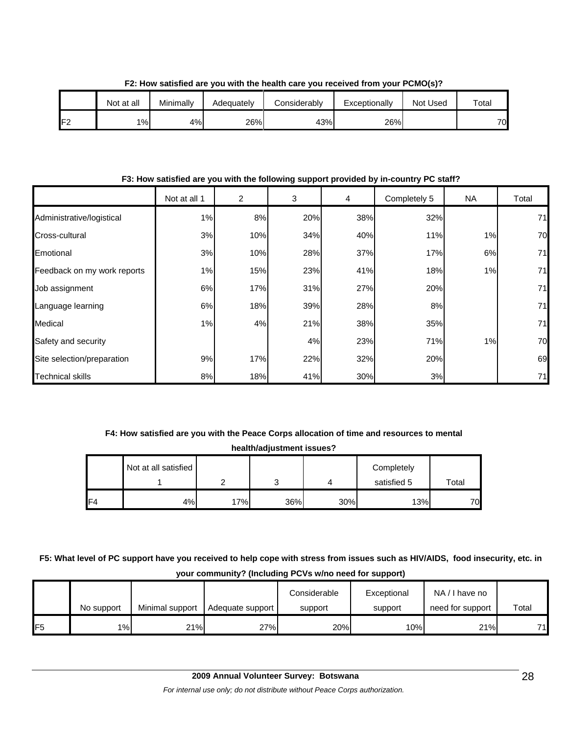**F2: How satisfied are you with the health care you received from your PCMO(s)?**

| | Not at all | Minimally | Adequately | Considerably | Exceptionally | Not Used | Total |
|---|---|---|---|---|---|---|---|
| F2 | 1% | 4% | 26% | 43% | 26% | | 70 |

**F3: How satisfied are you with the following support provided by in-country PC staff?**

| | Not at all 1 | 2 | 3 | 4 | Completely 5 | NA | Total |
|---|---|---|---|---|---|---|---|
| Administrative/logistical | 1% | 8% | 20% | 38% | 32% | | 71 |
| Cross-cultural | 3% | 10% | 34% | 40% | 11% | 1% | 70 |
| Emotional | 3% | 10% | 28% | 37% | 17% | 6% | 71 |
| Feedback on my work reports | 1% | 15% | 23% | 41% | 18% | 1% | 71 |
| Job assignment | 6% | 17% | 31% | 27% | 20% | | 71 |
| Language learning | 6% | 18% | 39% | 28% | 8% | | 71 |
| Medical | 1% | 4% | 21% | 38% | 35% | | 71 |
| Safety and security | | | 4% | 23% | 71% | 1% | 70 |
| Site selection/preparation | 9% | 17% | 22% | 32% | 20% | | 69 |
| Technical skills | 8% | 18% | 41% | 30% | 3% | | 71 |

**F4: How satisfied are you with the Peace Corps allocation of time and resources to mental health/adjustment issues?**

| | Not at all satisfied 1 | 2 | 3 | 4 | Completely satisfied 5 | Total |
|---|---|---|---|---|---|---|
| F4 | 4% | 17% | 36% | 30% | 13% | 70 |

**F5: What level of PC support have you received to help cope with stress from issues such as HIV/AIDS, food insecurity, etc. in your community? (Including PCVs w/no need for support)**

| | No support | Minimal support | Adequate support | Considerable support | Exceptional support | NA / I have no need for support | Total |
|---|---|---|---|---|---|---|---|
| F5 | 1% | 21% | 27% | 20% | 10% | 21% | 71 |

**2009 Annual Volunteer Survey: Botswana**

*For internal use only; do not distribute without Peace Corps authorization.*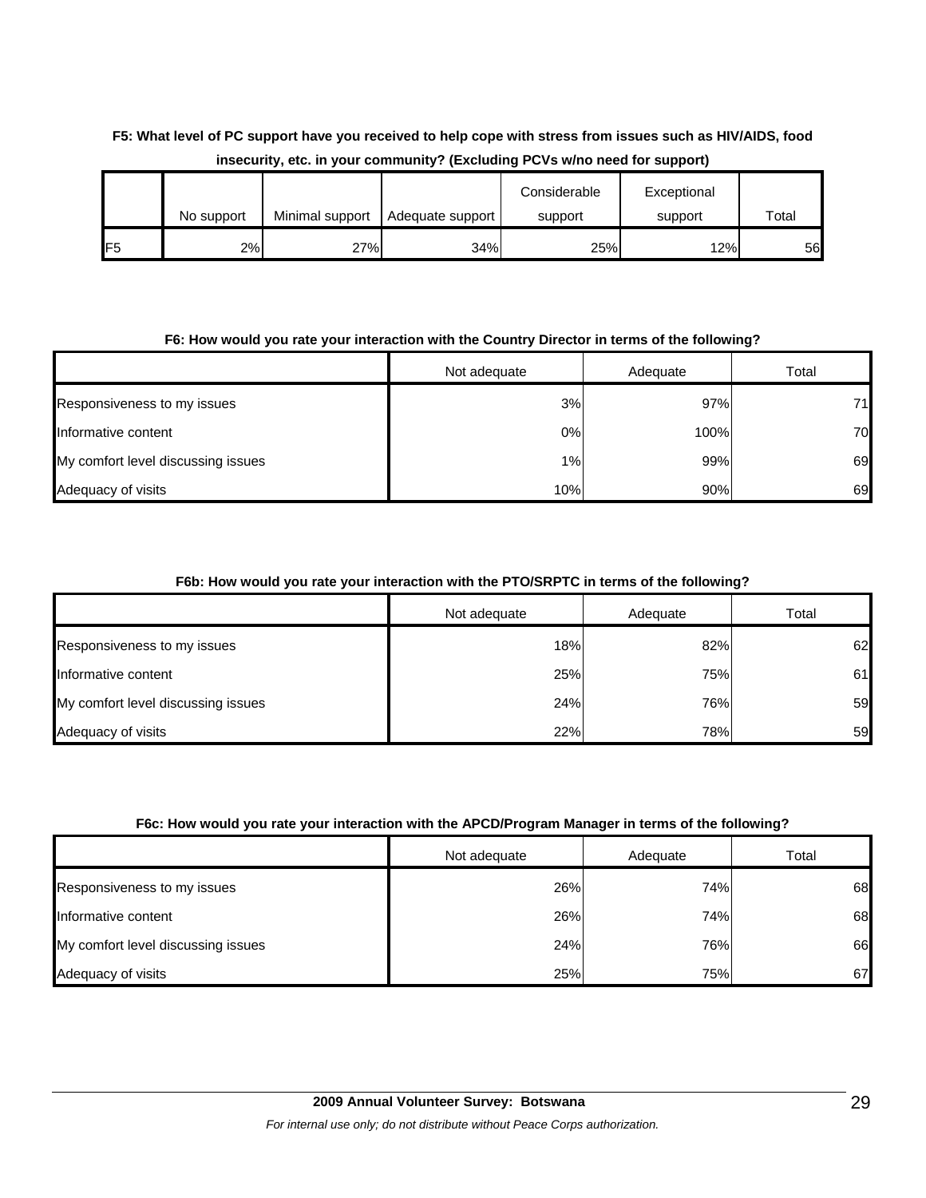**F5: What level of PC support have you received to help cope with stress from issues such as HIV/AIDS, food insecurity, etc. in your community? (Excluding PCVs w/no need for support)**

| | No support | Minimal support | Adequate support | Considerable support | Exceptional support | Total |
|---|---|---|---|---|---|---|
| F5 | 2% | 27% | 34% | 25% | 12% | 56 |

**F6: How would you rate your interaction with the Country Director in terms of the following?**

| | Not adequate | Adequate | Total |
|---|---|---|---|
| Responsiveness to my issues | 3% | 97% | 71 |
| Informative content | 0% | 100% | 70 |
| My comfort level discussing issues | 1% | 99% | 69 |
| Adequacy of visits | 10% | 90% | 69 |

**F6b: How would you rate your interaction with the PTO/SRPTC in terms of the following?**

| | Not adequate | Adequate | Total |
|---|---|---|---|
| Responsiveness to my issues | 18% | 82% | 62 |
| Informative content | 25% | 75% | 61 |
| My comfort level discussing issues | 24% | 76% | 59 |
| Adequacy of visits | 22% | 78% | 59 |

**F6c: How would you rate your interaction with the APCD/Program Manager in terms of the following?**

| | Not adequate | Adequate | Total |
|---|---|---|---|
| Responsiveness to my issues | 26% | 74% | 68 |
| Informative content | 26% | 74% | 68 |
| My comfort level discussing issues | 24% | 76% | 66 |
| Adequacy of visits | 25% | 75% | 67 |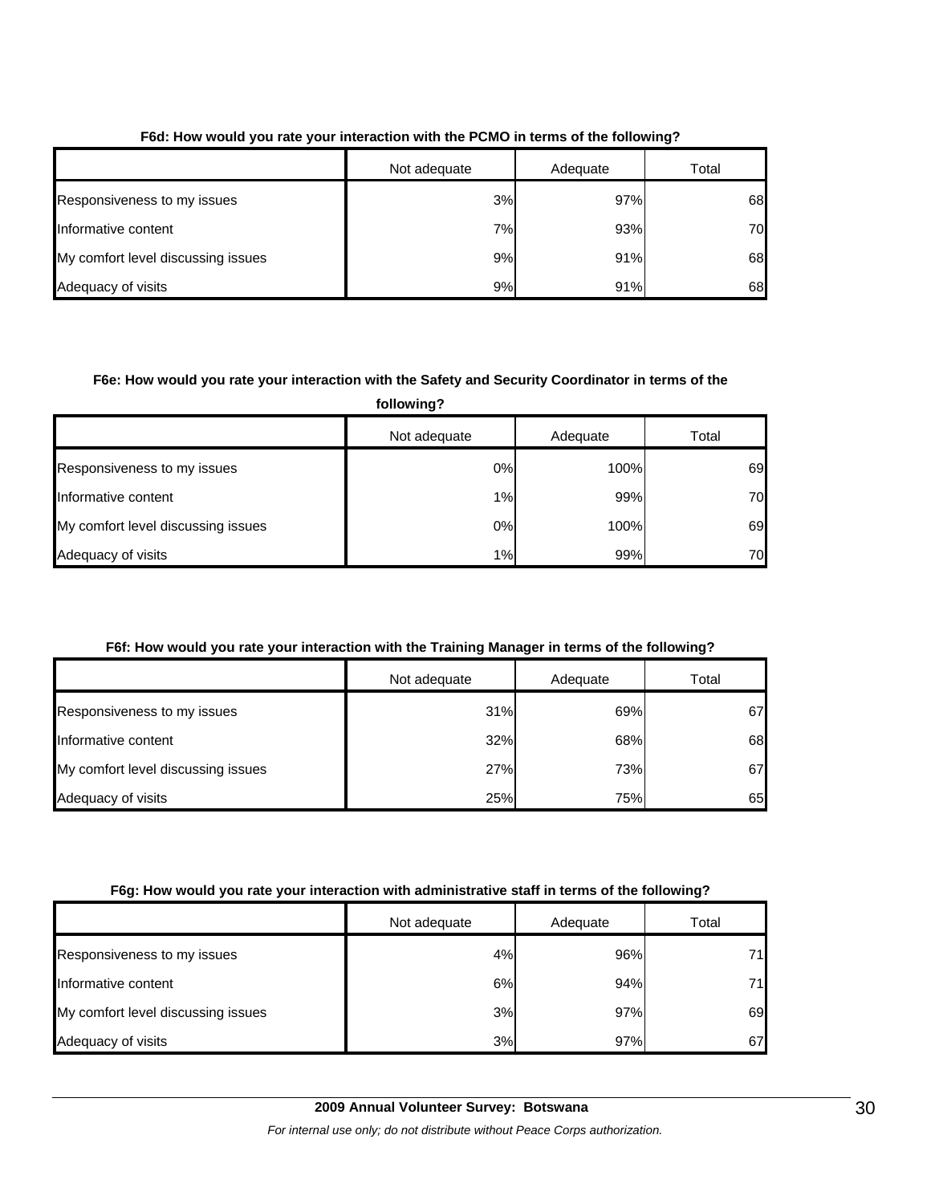**F6d: How would you rate your interaction with the PCMO in terms of the following?**

| | Not adequate | Adequate | Total |
|---|---|---|---|
| Responsiveness to my issues | 3% | 97% | 68 |
| Informative content | 7% | 93% | 70 |
| My comfort level discussing issues | 9% | 91% | 68 |
| Adequacy of visits | 9% | 91% | 68 |

**F6e: How would you rate your interaction with the Safety and Security Coordinator in terms of the following?**

| | Not adequate | Adequate | Total |
|---|---|---|---|
| Responsiveness to my issues | 0% | 100% | 69 |
| Informative content | 1% | 99% | 70 |
| My comfort level discussing issues | 0% | 100% | 69 |
| Adequacy of visits | 1% | 99% | 70 |

**F6f: How would you rate your interaction with the Training Manager in terms of the following?**

| | Not adequate | Adequate | Total |
|---|---|---|---|
| Responsiveness to my issues | 31% | 69% | 67 |
| Informative content | 32% | 68% | 68 |
| My comfort level discussing issues | 27% | 73% | 67 |
| Adequacy of visits | 25% | 75% | 65 |

**F6g: How would you rate your interaction with administrative staff in terms of the following?**

| | Not adequate | Adequate | Total |
|---|---|---|---|
| Responsiveness to my issues | 4% | 96% | 71 |
| Informative content | 6% | 94% | 71 |
| My comfort level discussing issues | 3% | 97% | 69 |
| Adequacy of visits | 3% | 97% | 67 |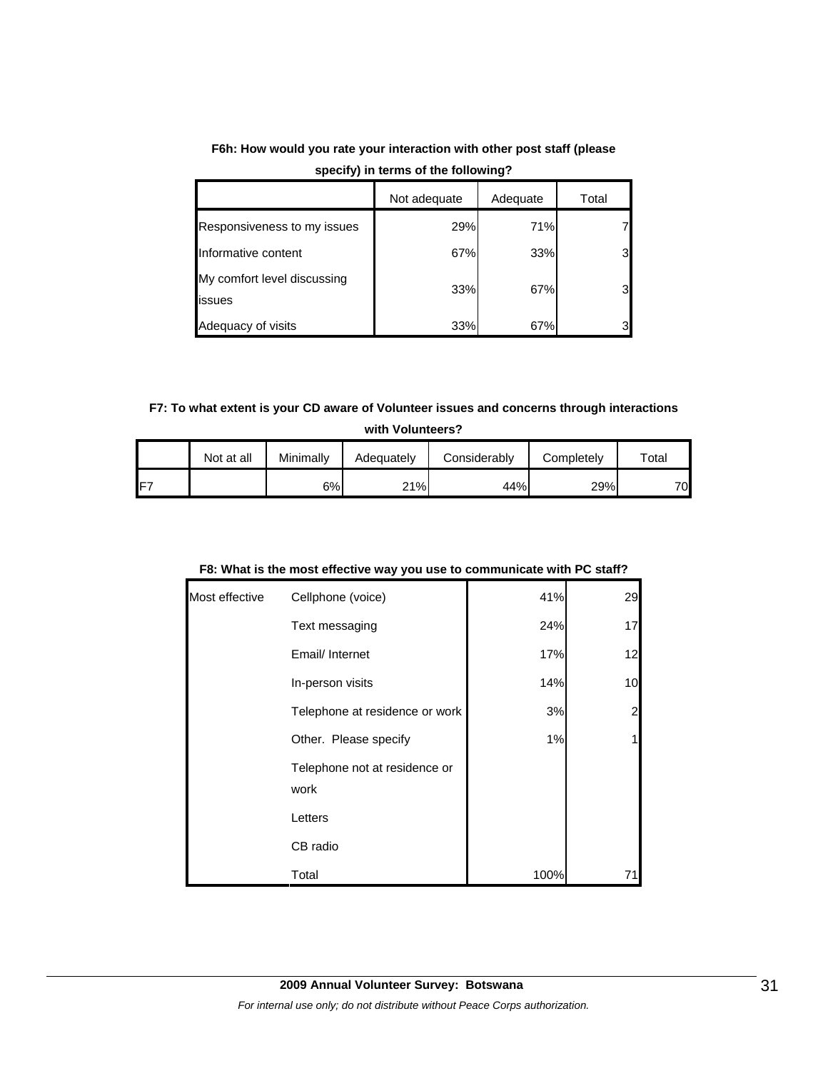**F6h: How would you rate your interaction with other post staff (please specify) in terms of the following?**

| | Not adequate | Adequate | Total |
|---|---|---|---|
| Responsiveness to my issues | 29% | 71% | 7 |
| Informative content | 67% | 33% | 3 |
| My comfort level discussing issues | 33% | 67% | 3 |
| Adequacy of visits | 33% | 67% | 3 |

**F7: To what extent is your CD aware of Volunteer issues and concerns through interactions with Volunteers?**

| | Not at all | Minimally | Adequately | Considerably | Completely | Total |
|---|---|---|---|---|---|---|
| F7 | | 6% | 21% | 44% | 29% | 70 |

**F8: What is the most effective way you use to communicate with PC staff?**

| | | | |
|---|---|---|---|
| Most effective | Cellphone (voice) | 41% | 29 |
| | Text messaging | 24% | 17 |
| | Email/ Internet | 17% | 12 |
| | In-person visits | 14% | 10 |
| | Telephone at residence or work | 3% | 2 |
| | Other. Please specify | 1% | 1 |
| | Telephone not at residence or work | | |
| | Letters | | |
| | CB radio | | |
| | Total | 100% | 71 |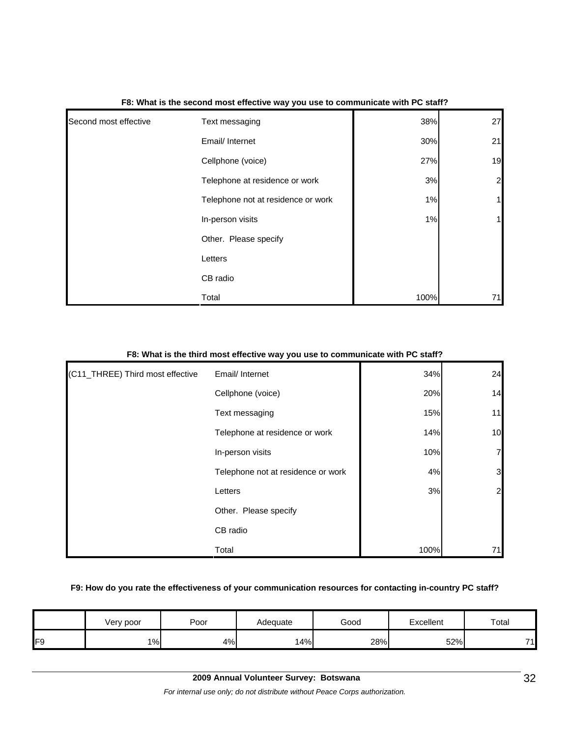**F8: What is the second most effective way you use to communicate with PC staff?**

| | | | |
|---|---|---|---|
| Second most effective | Text messaging | 38% | 27 |
| | Email/ Internet | 30% | 21 |
| | Cellphone (voice) | 27% | 19 |
| | Telephone at residence or work | 3% | 2 |
| | Telephone not at residence or work | 1% | 1 |
| | In-person visits | 1% | 1 |
| | Other. Please specify | | |
| | Letters | | |
| | CB radio | | |
| | Total | 100% | 71 |

**F8: What is the third most effective way you use to communicate with PC staff?**

| | | | |
|---|---|---|---|
| (C11_THREE) Third most effective | Email/ Internet | 34% | 24 |
| | Cellphone (voice) | 20% | 14 |
| | Text messaging | 15% | 11 |
| | Telephone at residence or work | 14% | 10 |
| | In-person visits | 10% | 7 |
| | Telephone not at residence or work | 4% | 3 |
| | Letters | 3% | 2 |
| | Other. Please specify | | |
| | CB radio | | |
| | Total | 100% | 71 |

**F9: How do you rate the effectiveness of your communication resources for contacting in-country PC staff?**

| | Very poor | Poor | Adequate | Good | Excellent | Total |
|---|---|---|---|---|---|---|
| F9 | 1% | 4% | 14% | 28% | 52% | 71 |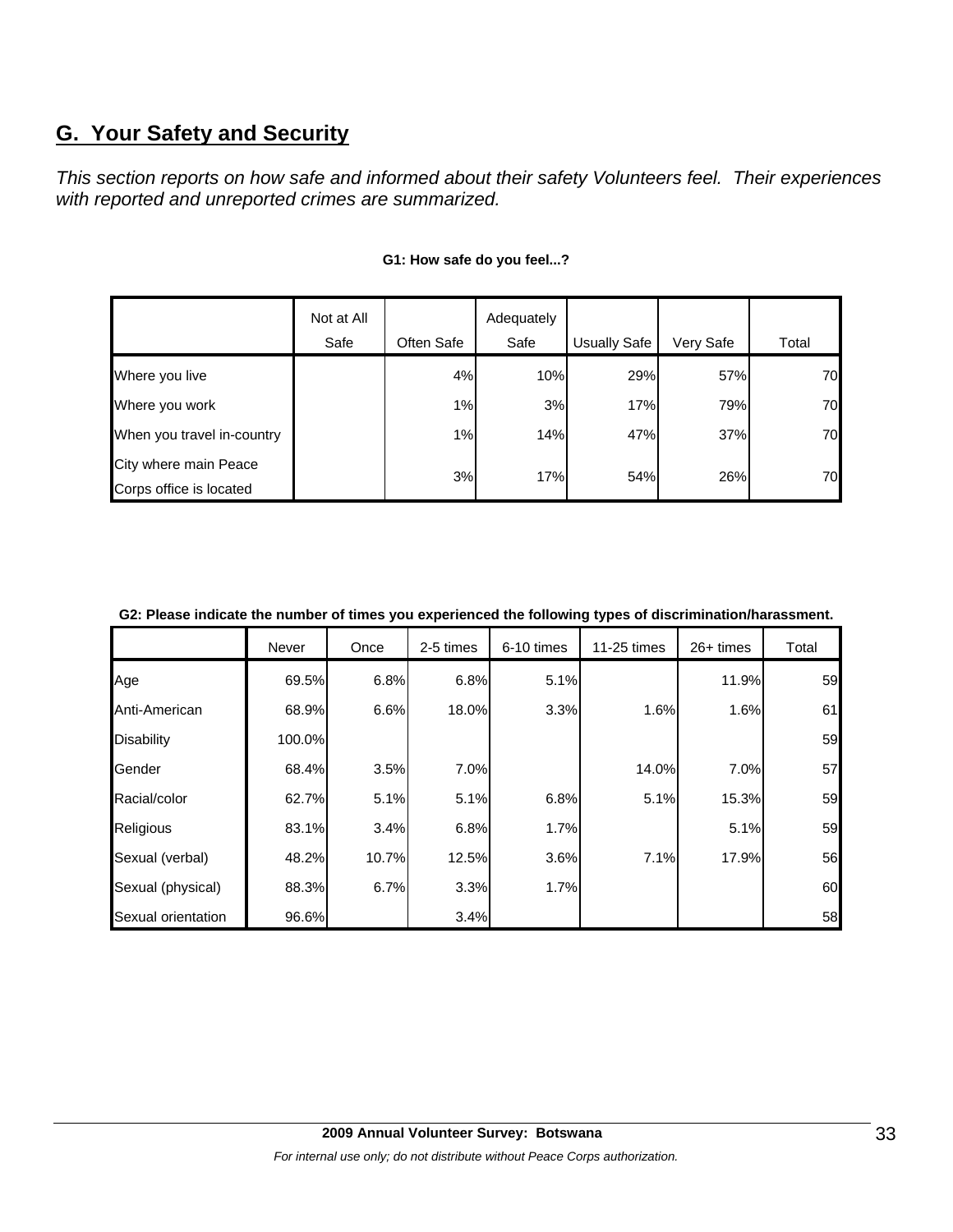## G. Your Safety and Security

*This section reports on how safe and informed about their safety Volunteers feel. Their experiences with reported and unreported crimes are summarized.*

**G1: How safe do you feel...?**

| | Not at All Safe | Often Safe | Adequately Safe | Usually Safe | Very Safe | Total |
|---|---|---|---|---|---|---|
| Where you live | | 4% | 10% | 29% | 57% | 70 |
| Where you work | | 1% | 3% | 17% | 79% | 70 |
| When you travel in-country | | 1% | 14% | 47% | 37% | 70 |
| City where main Peace Corps office is located | | 3% | 17% | 54% | 26% | 70 |

**G2: Please indicate the number of times you experienced the following types of discrimination/harassment.**

| | Never | Once | 2-5 times | 6-10 times | 11-25 times | 26+ times | Total |
|---|---|---|---|---|---|---|---|
| Age | 69.5% | 6.8% | 6.8% | 5.1% | | 11.9% | 59 |
| Anti-American | 68.9% | 6.6% | 18.0% | 3.3% | 1.6% | 1.6% | 61 |
| Disability | 100.0% | | | | | | 59 |
| Gender | 68.4% | 3.5% | 7.0% | | 14.0% | 7.0% | 57 |
| Racial/color | 62.7% | 5.1% | 5.1% | 6.8% | 5.1% | 15.3% | 59 |
| Religious | 83.1% | 3.4% | 6.8% | 1.7% | | 5.1% | 59 |
| Sexual (verbal) | 48.2% | 10.7% | 12.5% | 3.6% | 7.1% | 17.9% | 56 |
| Sexual (physical) | 88.3% | 6.7% | 3.3% | 1.7% | | | 60 |
| Sexual orientation | 96.6% | | 3.4% | | | | 58 |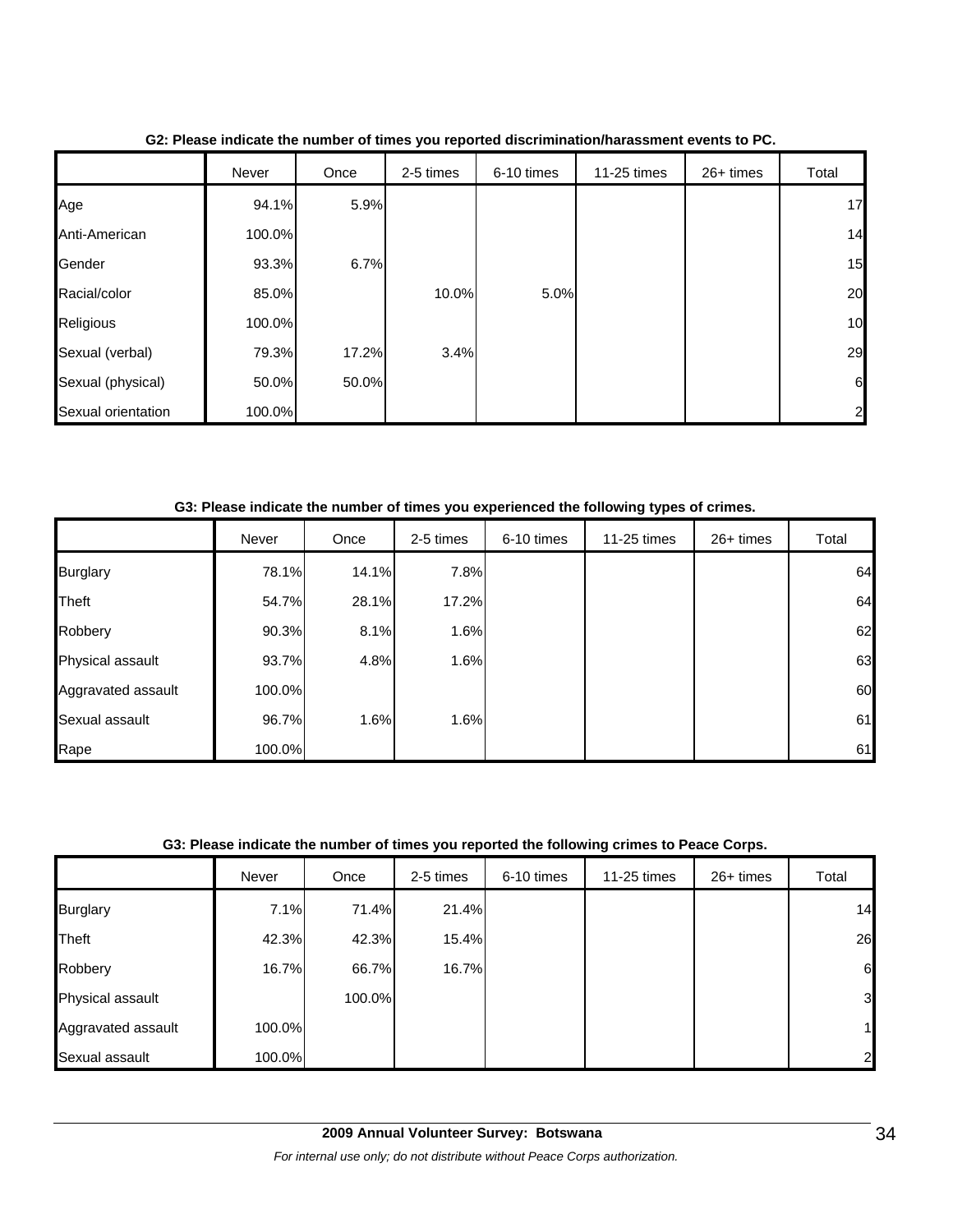**G2: Please indicate the number of times you reported discrimination/harassment events to PC.**

| | Never | Once | 2-5 times | 6-10 times | 11-25 times | 26+ times | Total |
|---|---|---|---|---|---|---|---|
| Age | 94.1% | 5.9% | | | | | 17 |
| Anti-American | 100.0% | | | | | | 14 |
| Gender | 93.3% | 6.7% | | | | | 15 |
| Racial/color | 85.0% | | 10.0% | 5.0% | | | 20 |
| Religious | 100.0% | | | | | | 10 |
| Sexual (verbal) | 79.3% | 17.2% | 3.4% | | | | 29 |
| Sexual (physical) | 50.0% | 50.0% | | | | | 6 |
| Sexual orientation | 100.0% | | | | | | 2 |

**G3: Please indicate the number of times you experienced the following types of crimes.**

| | Never | Once | 2-5 times | 6-10 times | 11-25 times | 26+ times | Total |
|---|---|---|---|---|---|---|---|
| Burglary | 78.1% | 14.1% | 7.8% | | | | 64 |
| Theft | 54.7% | 28.1% | 17.2% | | | | 64 |
| Robbery | 90.3% | 8.1% | 1.6% | | | | 62 |
| Physical assault | 93.7% | 4.8% | 1.6% | | | | 63 |
| Aggravated assault | 100.0% | | | | | | 60 |
| Sexual assault | 96.7% | 1.6% | 1.6% | | | | 61 |
| Rape | 100.0% | | | | | | 61 |

**G3: Please indicate the number of times you reported the following crimes to Peace Corps.**

| | Never | Once | 2-5 times | 6-10 times | 11-25 times | 26+ times | Total |
|---|---|---|---|---|---|---|---|
| Burglary | 7.1% | 71.4% | 21.4% | | | | 14 |
| Theft | 42.3% | 42.3% | 15.4% | | | | 26 |
| Robbery | 16.7% | 66.7% | 16.7% | | | | 6 |
| Physical assault | | 100.0% | | | | | 3 |
| Aggravated assault | 100.0% | | | | | | 1 |
| Sexual assault | 100.0% | | | | | | 2 |

**2009 Annual Volunteer Survey: Botswana**

*For internal use only; do not distribute without Peace Corps authorization.*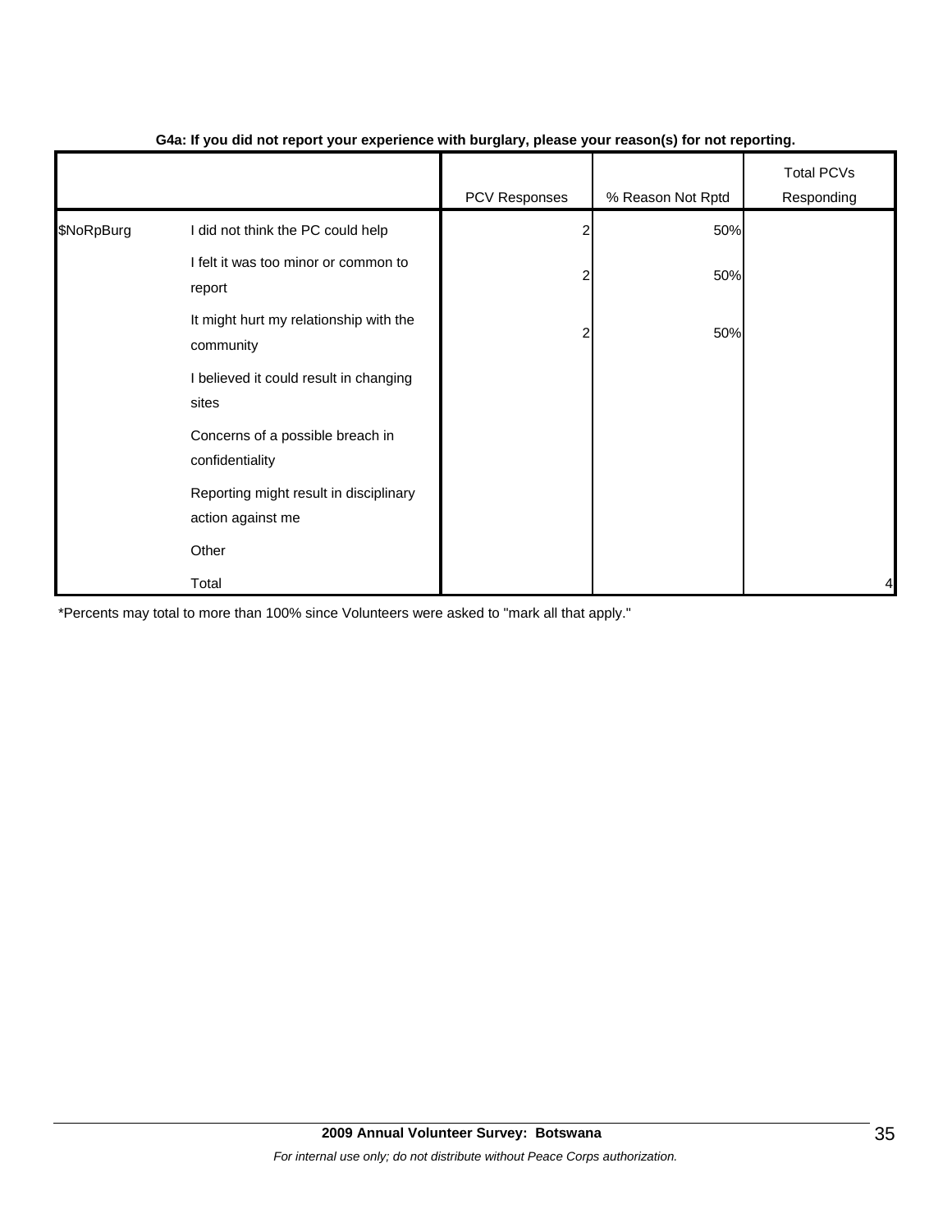**G4a: If you did not report your experience with burglary, please your reason(s) for not reporting.**

| | | PCV Responses | % Reason Not Rptd | Total PCVs Responding |
|---|---|---|---|---|
| $NoRpBurg | I did not think the PC could help | 2 | 50% | |
| | I felt it was too minor or common to report | 2 | 50% | |
| | It might hurt my relationship with the community | 2 | 50% | |
| | I believed it could result in changing sites | | | |
| | Concerns of a possible breach in confidentiality | | | |
| | Reporting might result in disciplinary action against me | | | |
| | Other | | | |
| | Total | | | 4 |

*Percents may total to more than 100% since Volunteers were asked to "mark all that apply."

**2009 Annual Volunteer Survey: Botswana**

*For internal use only; do not distribute without Peace Corps authorization.*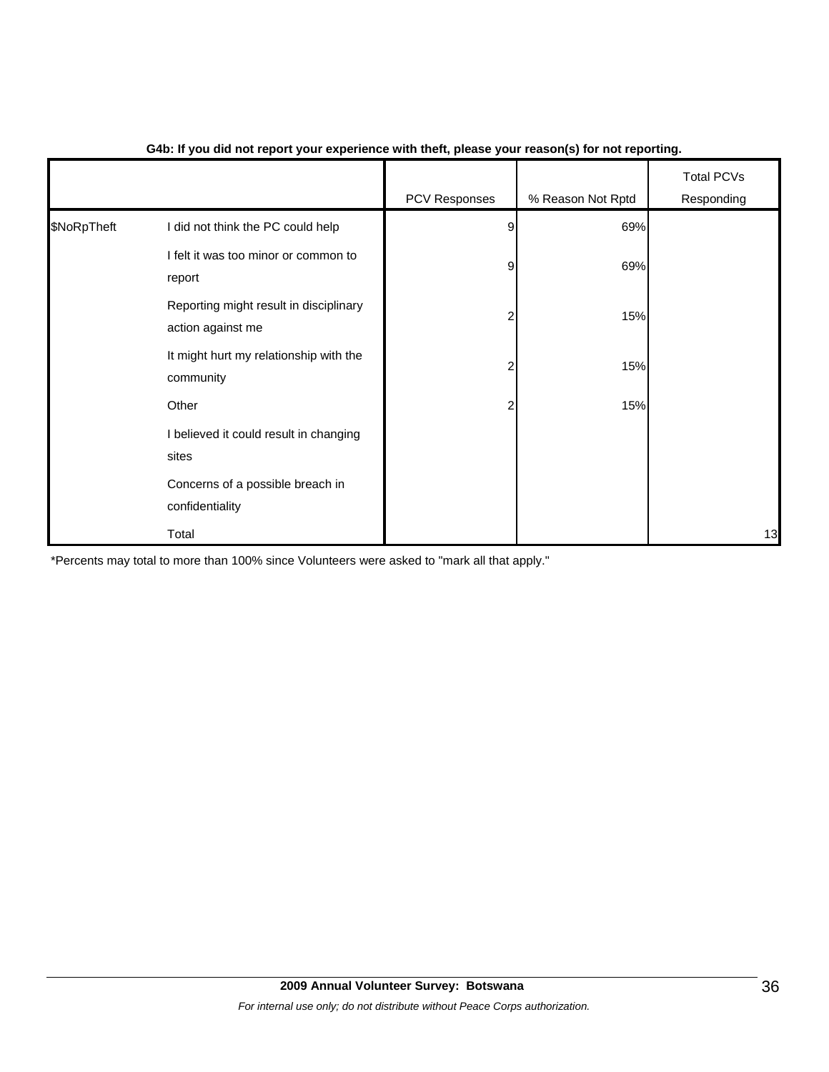**G4b: If you did not report your experience with theft, please your reason(s) for not reporting.**

| | | PCV Responses | % Reason Not Rptd | Total PCVs Responding |
|---|---|---|---|---|
| $NoRpTheft | I did not think the PC could help | 9 | 69% | |
| | I felt it was too minor or common to report | 9 | 69% | |
| | Reporting might result in disciplinary action against me | 2 | 15% | |
| | It might hurt my relationship with the community | 2 | 15% | |
| | Other | 2 | 15% | |
| | I believed it could result in changing sites | | | |
| | Concerns of a possible breach in confidentiality | | | |
| | Total | | | 13 |

*Percents may total to more than 100% since Volunteers were asked to "mark all that apply."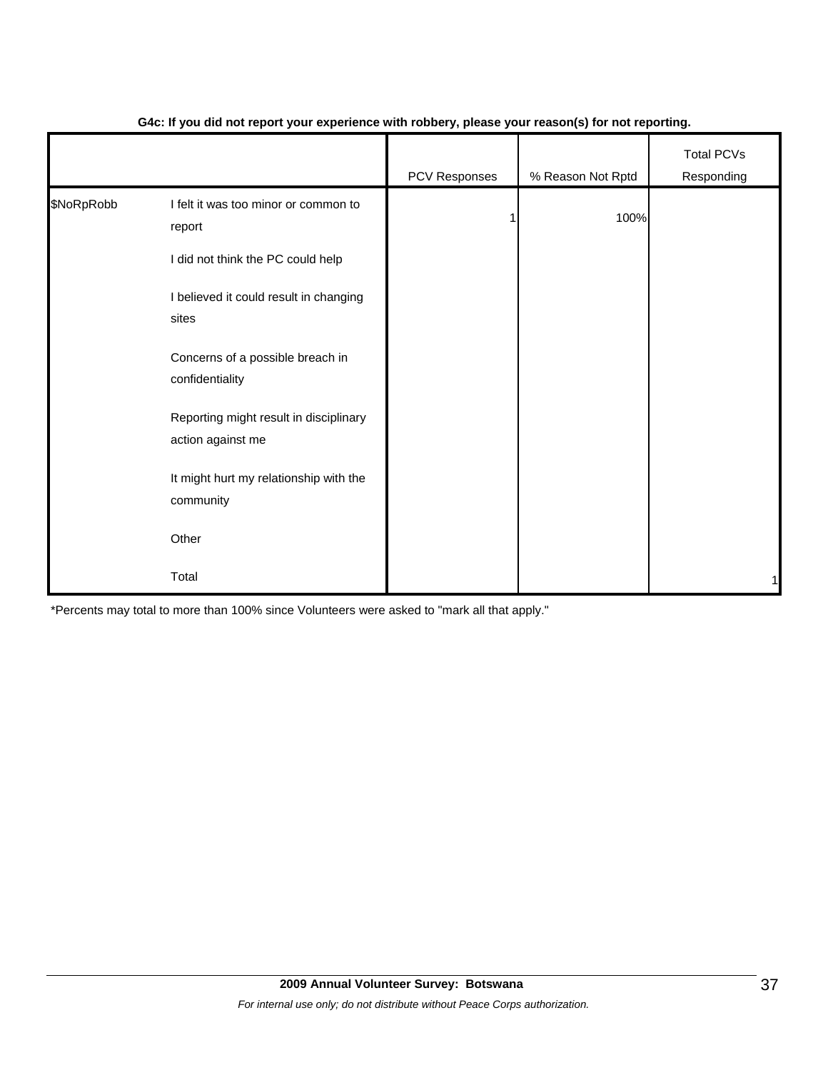**G4c: If you did not report your experience with robbery, please your reason(s) for not reporting.**

| | | PCV Responses | % Reason Not Rptd | Total PCVs Responding |
|---|---|---|---|---|
| $NoRpRobb | I felt it was too minor or common to report | 1 | 100% | |
| | I did not think the PC could help | | | |
| | I believed it could result in changing sites | | | |
| | Concerns of a possible breach in confidentiality | | | |
| | Reporting might result in disciplinary action against me | | | |
| | It might hurt my relationship with the community | | | |
| | Other | | | |
| | Total | | | 1 |

*Percents may total to more than 100% since Volunteers were asked to "mark all that apply."

**2009 Annual Volunteer Survey: Botswana**

*For internal use only; do not distribute without Peace Corps authorization.*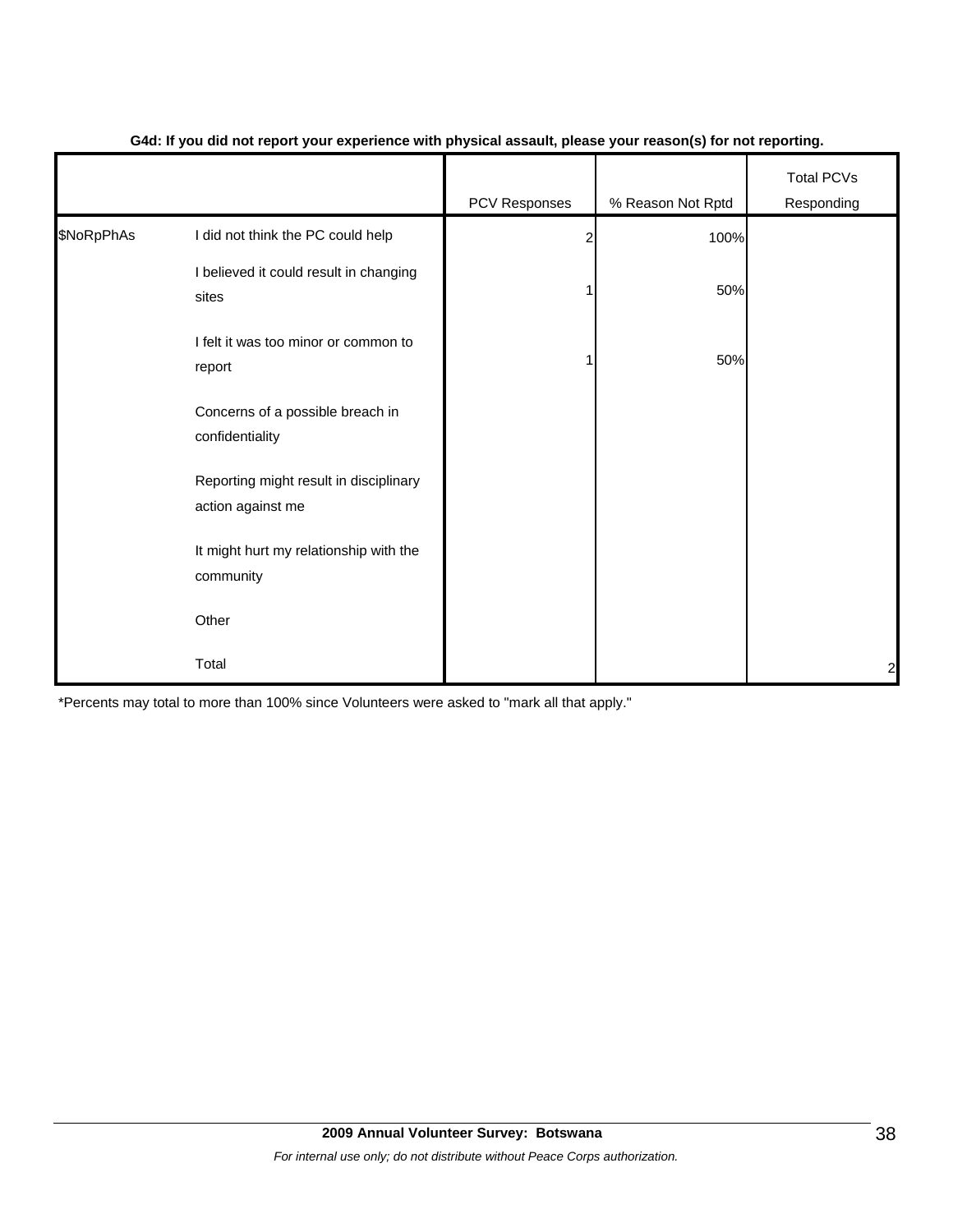**G4d: If you did not report your experience with physical assault, please your reason(s) for not reporting.**

| | | PCV Responses | % Reason Not Rptd | Total PCVs Responding |
|---|---|---|---|---|
| $NoRpPhAs | I did not think the PC could help | 2 | 100% | |
| | I believed it could result in changing sites | 1 | 50% | |
| | I felt it was too minor or common to report | 1 | 50% | |
| | Concerns of a possible breach in confidentiality | | | |
| | Reporting might result in disciplinary action against me | | | |
| | It might hurt my relationship with the community | | | |
| | Other | | | |
| | Total | | | 2 |

*Percents may total to more than 100% since Volunteers were asked to "mark all that apply."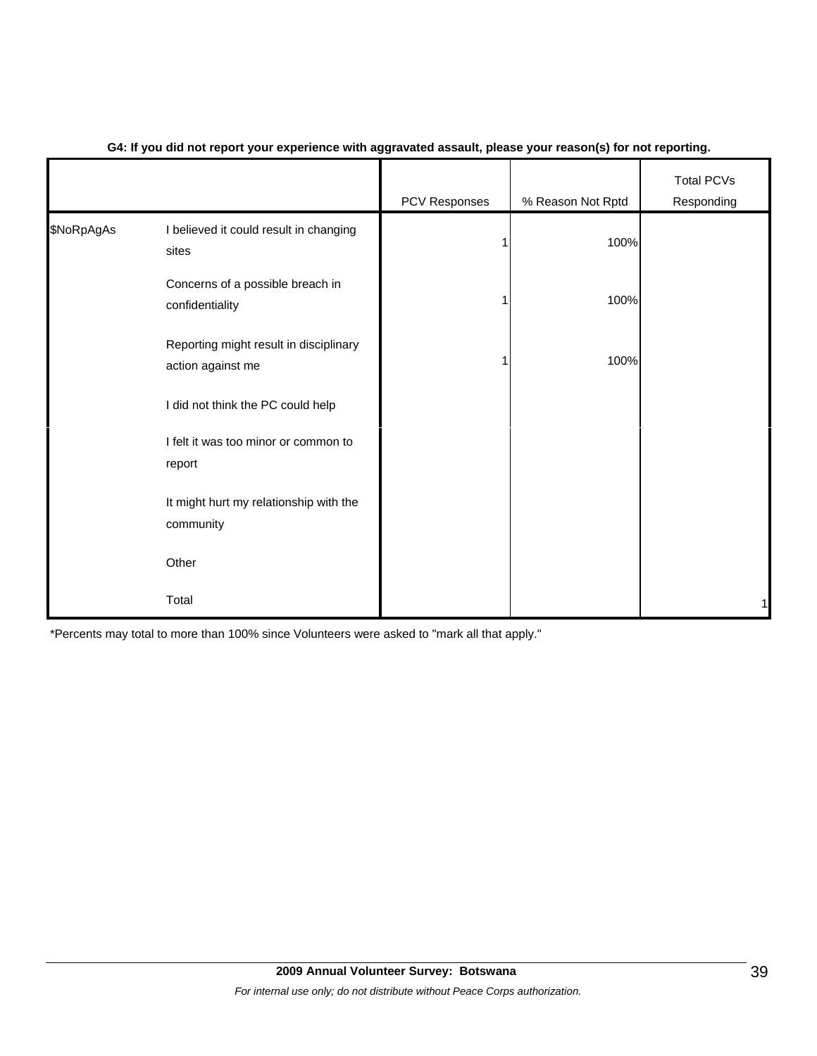**G4: If you did not report your experience with aggravated assault, please your reason(s) for not reporting.**

| | | PCV Responses | % Reason Not Rptd | Total PCVs Responding |
|---|---|---|---|---|
| $NoRpAgAs | I believed it could result in changing sites | 1 | 100% | |
| | Concerns of a possible breach in confidentiality | 1 | 100% | |
| | Reporting might result in disciplinary action against me | 1 | 100% | |
| | I did not think the PC could help | | | |
| | I felt it was too minor or common to report | | | |
| | It might hurt my relationship with the community | | | |
| | Other | | | |
| | Total | | | 1 |

*Percents may total to more than 100% since Volunteers were asked to "mark all that apply."

**2009 Annual Volunteer Survey: Botswana**

*For internal use only; do not distribute without Peace Corps authorization.*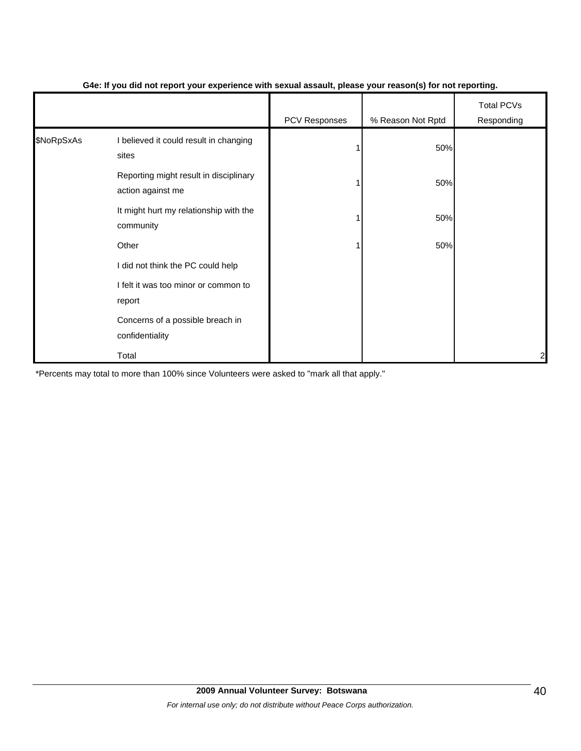**G4e: If you did not report your experience with sexual assault, please your reason(s) for not reporting.**

| | | PCV Responses | % Reason Not Rptd | Total PCVs Responding |
|---|---|---|---|---|
| $NoRpSxAs | I believed it could result in changing sites | 1 | 50% | |
| | Reporting might result in disciplinary action against me | 1 | 50% | |
| | It might hurt my relationship with the community | 1 | 50% | |
| | Other | 1 | 50% | |
| | I did not think the PC could help | | | |
| | I felt it was too minor or common to report | | | |
| | Concerns of a possible breach in confidentiality | | | |
| | Total | | | 2 |

*Percents may total to more than 100% since Volunteers were asked to "mark all that apply."

**2009 Annual Volunteer Survey: Botswana**

*For internal use only; do not distribute without Peace Corps authorization.*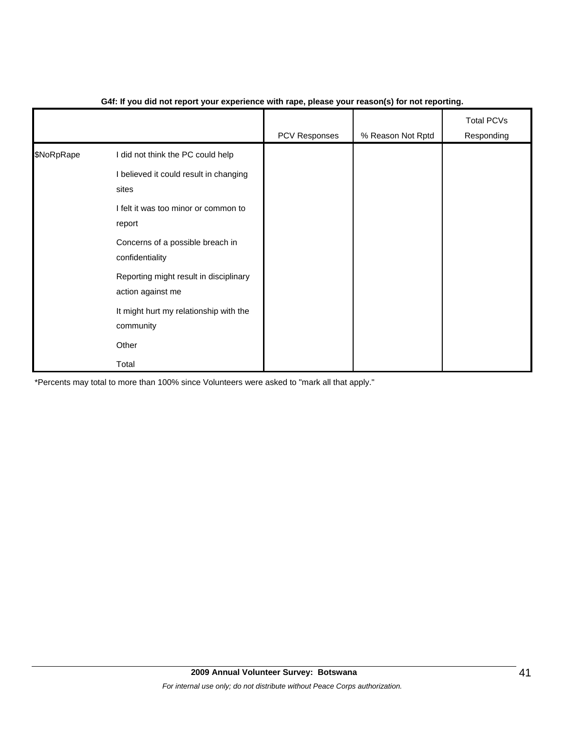**G4f: If you did not report your experience with rape, please your reason(s) for not reporting.**

| | | PCV Responses | % Reason Not Rptd | Total PCVs Responding |
|---|---|---|---|---|
| $NoRpRape | I did not think the PC could help | | | |
| | I believed it could result in changing sites | | | |
| | I felt it was too minor or common to report | | | |
| | Concerns of a possible breach in confidentiality | | | |
| | Reporting might result in disciplinary action against me | | | |
| | It might hurt my relationship with the community | | | |
| | Other | | | |
| | Total | | | |

*Percents may total to more than 100% since Volunteers were asked to "mark all that apply."

**2009 Annual Volunteer Survey: Botswana**

*For internal use only; do not distribute without Peace Corps authorization.*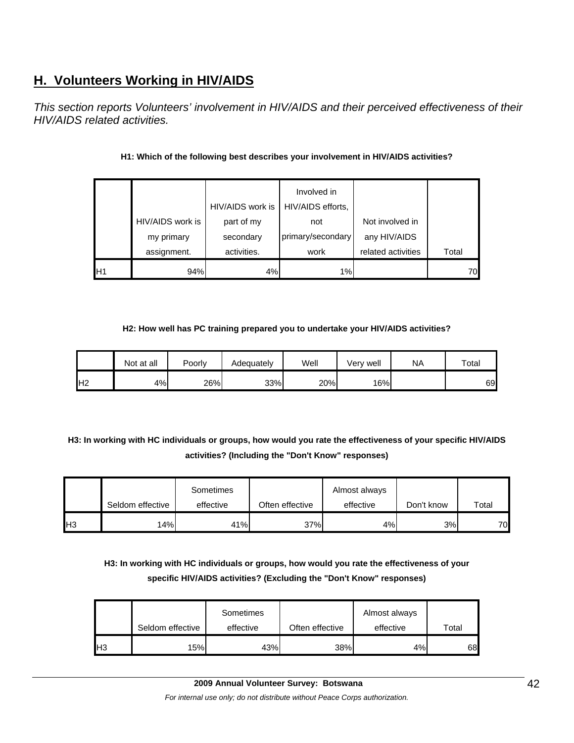## H. Volunteers Working in HIV/AIDS

*This section reports Volunteers' involvement in HIV/AIDS and their perceived effectiveness of their HIV/AIDS related activities.*

**H1: Which of the following best describes your involvement in HIV/AIDS activities?**

| | HIV/AIDS work is my primary assignment. | HIV/AIDS work is part of my secondary activities. | Involved in HIV/AIDS efforts, not primary/secondary work | Not involved in any HIV/AIDS related activities | Total |
|---|---|---|---|---|---|
| H1 | 94% | 4% | 1% | | 70 |

**H2: How well has PC training prepared you to undertake your HIV/AIDS activities?**

| | Not at all | Poorly | Adequately | Well | Very well | NA | Total |
|---|---|---|---|---|---|---|---|
| H2 | 4% | 26% | 33% | 20% | 16% | | 69 |

**H3: In working with HC individuals or groups, how would you rate the effectiveness of your specific HIV/AIDS activities? (Including the "Don't Know" responses)**

| | Seldom effective | Sometimes effective | Often effective | Almost always effective | Don't know | Total |
|---|---|---|---|---|---|---|
| H3 | 14% | 41% | 37% | 4% | 3% | 70 |

**H3: In working with HC individuals or groups, how would you rate the effectiveness of your specific HIV/AIDS activities? (Excluding the "Don't Know" responses)**

| | Seldom effective | Sometimes effective | Often effective | Almost always effective | Total |
|---|---|---|---|---|---|
| H3 | 15% | 43% | 38% | 4% | 68 |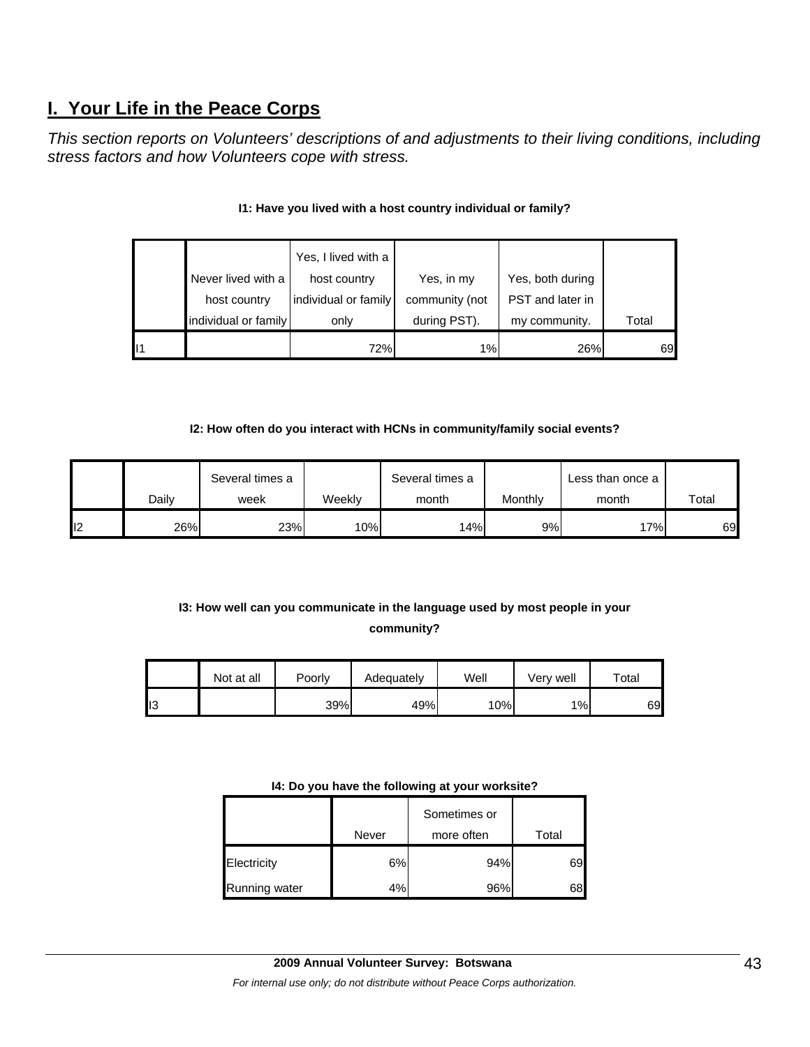## I. Your Life in the Peace Corps

*This section reports on Volunteers' descriptions of and adjustments to their living conditions, including stress factors and how Volunteers cope with stress.*

**I1: Have you lived with a host country individual or family?**

| | Never lived with a host country individual or family | Yes, I lived with a host country individual or family only | Yes, in my community (not during PST). | Yes, both during PST and later in my community. | Total |
|---|---|---|---|---|---|
| I1 | | 72% | 1% | 26% | 69 |

**I2: How often do you interact with HCNs in community/family social events?**

| | Daily | Several times a week | Weekly | Several times a month | Monthly | Less than once a month | Total |
|---|---|---|---|---|---|---|---|
| I2 | 26% | 23% | 10% | 14% | 9% | 17% | 69 |

**I3: How well can you communicate in the language used by most people in your community?**

| | Not at all | Poorly | Adequately | Well | Very well | Total |
|---|---|---|---|---|---|---|
| I3 | | 39% | 49% | 10% | 1% | 69 |

**I4: Do you have the following at your worksite?**

| | Never | Sometimes or more often | Total |
|---|---|---|---|
| Electricity | 6% | 94% | 69 |
| Running water | 4% | 96% | 68 |

**2009 Annual Volunteer Survey: Botswana**

*For internal use only; do not distribute without Peace Corps authorization.*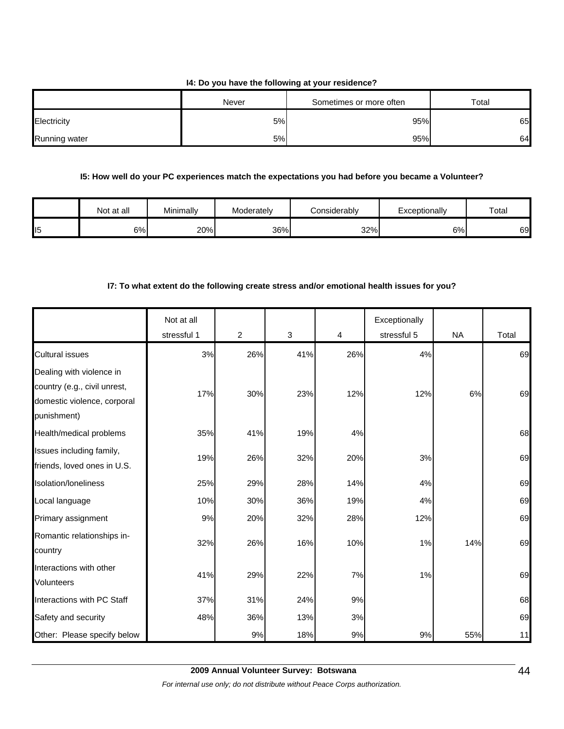**I4: Do you have the following at your residence?**

| | Never | Sometimes or more often | Total |
|---|---|---|---|
| Electricity | 5% | 95% | 65 |
| Running water | 5% | 95% | 64 |

**I5: How well do your PC experiences match the expectations you had before you became a Volunteer?**

| | Not at all | Minimally | Moderately | Considerably | Exceptionally | Total |
|---|---|---|---|---|---|---|
| I5 | 6% | 20% | 36% | 32% | 6% | 69 |

**I7: To what extent do the following create stress and/or emotional health issues for you?**

| | Not at all stressful 1 | 2 | 3 | 4 | Exceptionally stressful 5 | NA | Total |
|---|---|---|---|---|---|---|---|
| Cultural issues | 3% | 26% | 41% | 26% | 4% | | 69 |
| Dealing with violence in country (e.g., civil unrest, domestic violence, corporal punishment) | 17% | 30% | 23% | 12% | 12% | 6% | 69 |
| Health/medical problems | 35% | 41% | 19% | 4% | | | 68 |
| Issues including family, friends, loved ones in U.S. | 19% | 26% | 32% | 20% | 3% | | 69 |
| Isolation/loneliness | 25% | 29% | 28% | 14% | 4% | | 69 |
| Local language | 10% | 30% | 36% | 19% | 4% | | 69 |
| Primary assignment | 9% | 20% | 32% | 28% | 12% | | 69 |
| Romantic relationships in-country | 32% | 26% | 16% | 10% | 1% | 14% | 69 |
| Interactions with other Volunteers | 41% | 29% | 22% | 7% | 1% | | 69 |
| Interactions with PC Staff | 37% | 31% | 24% | 9% | | | 68 |
| Safety and security | 48% | 36% | 13% | 3% | | | 69 |
| Other: Please specify below | | 9% | 18% | 9% | 9% | 55% | 11 |

**2009 Annual Volunteer Survey: Botswana**

*For internal use only; do not distribute without Peace Corps authorization.*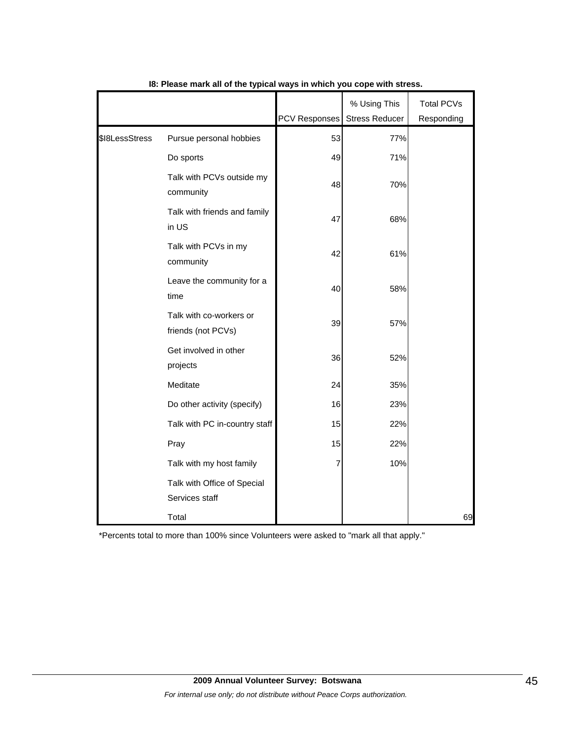**I8: Please mark all of the typical ways in which you cope with stress.**

| | | PCV Responses | % Using This Stress Reducer | Total PCVs Responding |
|---|---|---|---|---|
| $I8LessStress | Pursue personal hobbies | 53 | 77% | |
| | Do sports | 49 | 71% | |
| | Talk with PCVs outside my community | 48 | 70% | |
| | Talk with friends and family in US | 47 | 68% | |
| | Talk with PCVs in my community | 42 | 61% | |
| | Leave the community for a time | 40 | 58% | |
| | Talk with co-workers or friends (not PCVs) | 39 | 57% | |
| | Get involved in other projects | 36 | 52% | |
| | Meditate | 24 | 35% | |
| | Do other activity (specify) | 16 | 23% | |
| | Talk with PC in-country staff | 15 | 22% | |
| | Pray | 15 | 22% | |
| | Talk with my host family | 7 | 10% | |
| | Talk with Office of Special Services staff | | | |
| | Total | | | 69 |

*Percents total to more than 100% since Volunteers were asked to "mark all that apply."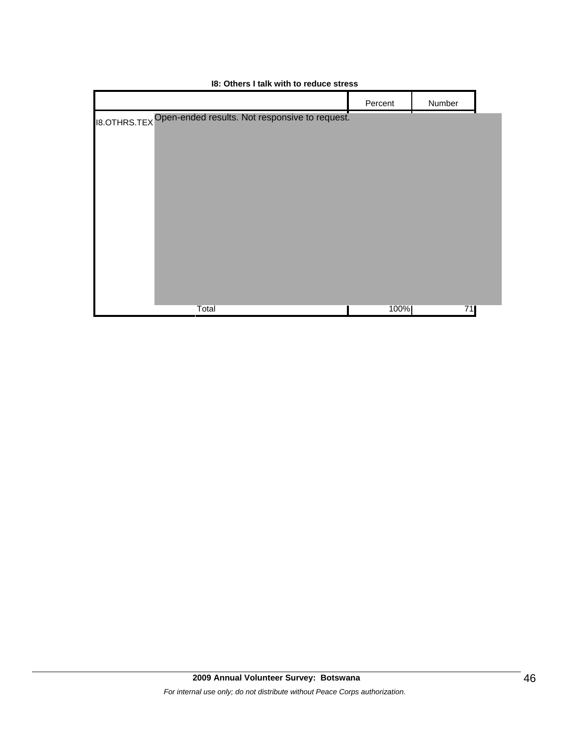**I8: Others I talk with to reduce stress**

| | | Percent | Number |
|---|---|---|---|
| I8.OTHRS.TEX | Open-ended results. Not responsive to request. | | |
| | Total | 100% | 71 |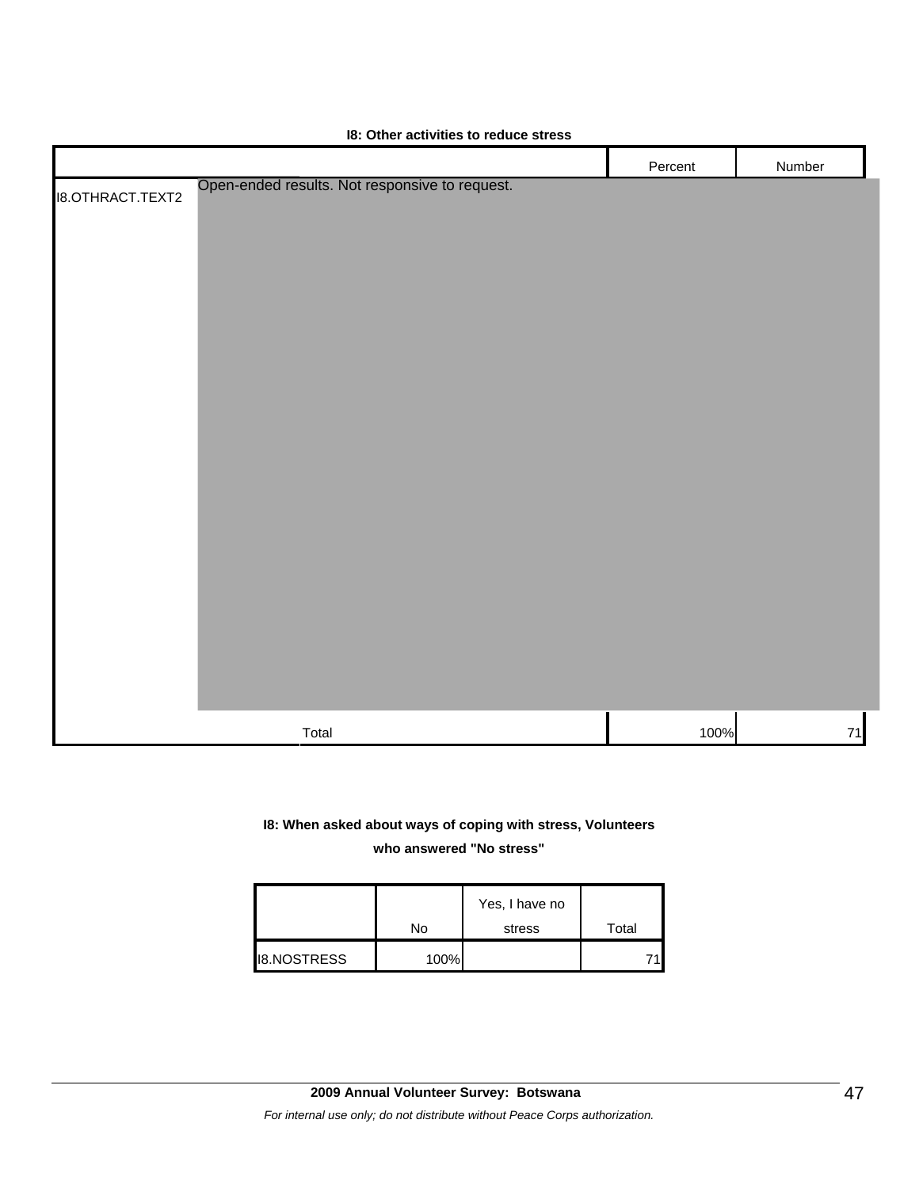**I8: Other activities to reduce stress**

| | | Percent | Number |
|---|---|---|---|
| I8.OTHRACT.TEXT2 | Open-ended results. Not responsive to request. | | |
| | Total | 100% | 71 |

**I8: When asked about ways of coping with stress, Volunteers who answered "No stress"**

| | No | Yes, I have no stress | Total |
|---|---|---|---|
| I8.NOSTRESS | 100% | | 71 |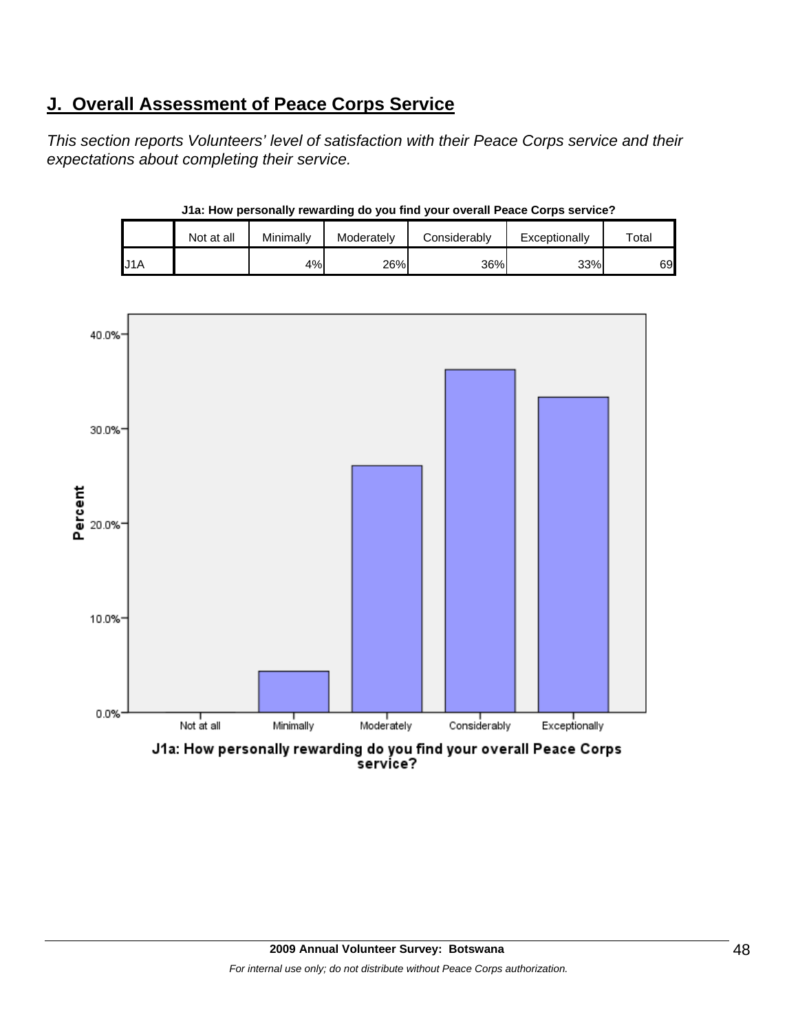## J. Overall Assessment of Peace Corps Service

*This section reports Volunteers' level of satisfaction with their Peace Corps service and their expectations about completing their service.*

**J1a: How personally rewarding do you find your overall Peace Corps service?**

| | Not at all | Minimally | Moderately | Considerably | Exceptionally | Total |
|---|---|---|---|---|---|---|
| J1A | | 4% | 26% | 36% | 33% | 69 |

40.0%
30.0%
20.0%
10.0%
0.0%
Percent
Not at all
Minimally
Moderately
Considerably
Exceptionally
J1a: How personally rewarding do you find your overall Peace Corps service?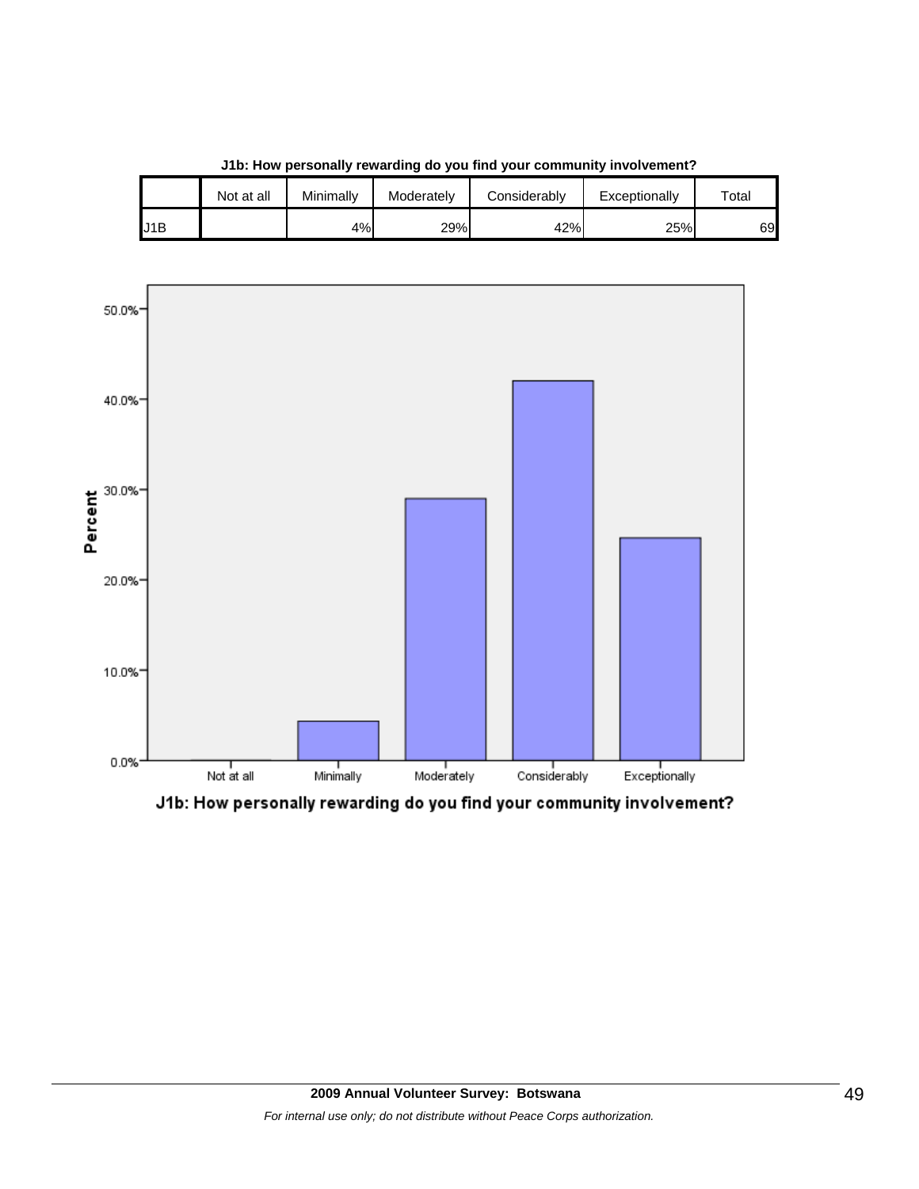**J1b: How personally rewarding do you find your community involvement?**

| | Not at all | Minimally | Moderately | Considerably | Exceptionally | Total |
|---|---|---|---|---|---|---|
| J1B | | 4% | 29% | 42% | 25% | 69 |

50.0%
40.0%
30.0%
20.0%
10.0%
0.0%
Percent
Not at all
Minimally
Moderately
Considerably
Exceptionally

J1b: How personally rewarding do you find your community involvement?

2009 Annual Volunteer Survey: Botswana

*For internal use only; do not distribute without Peace Corps authorization.*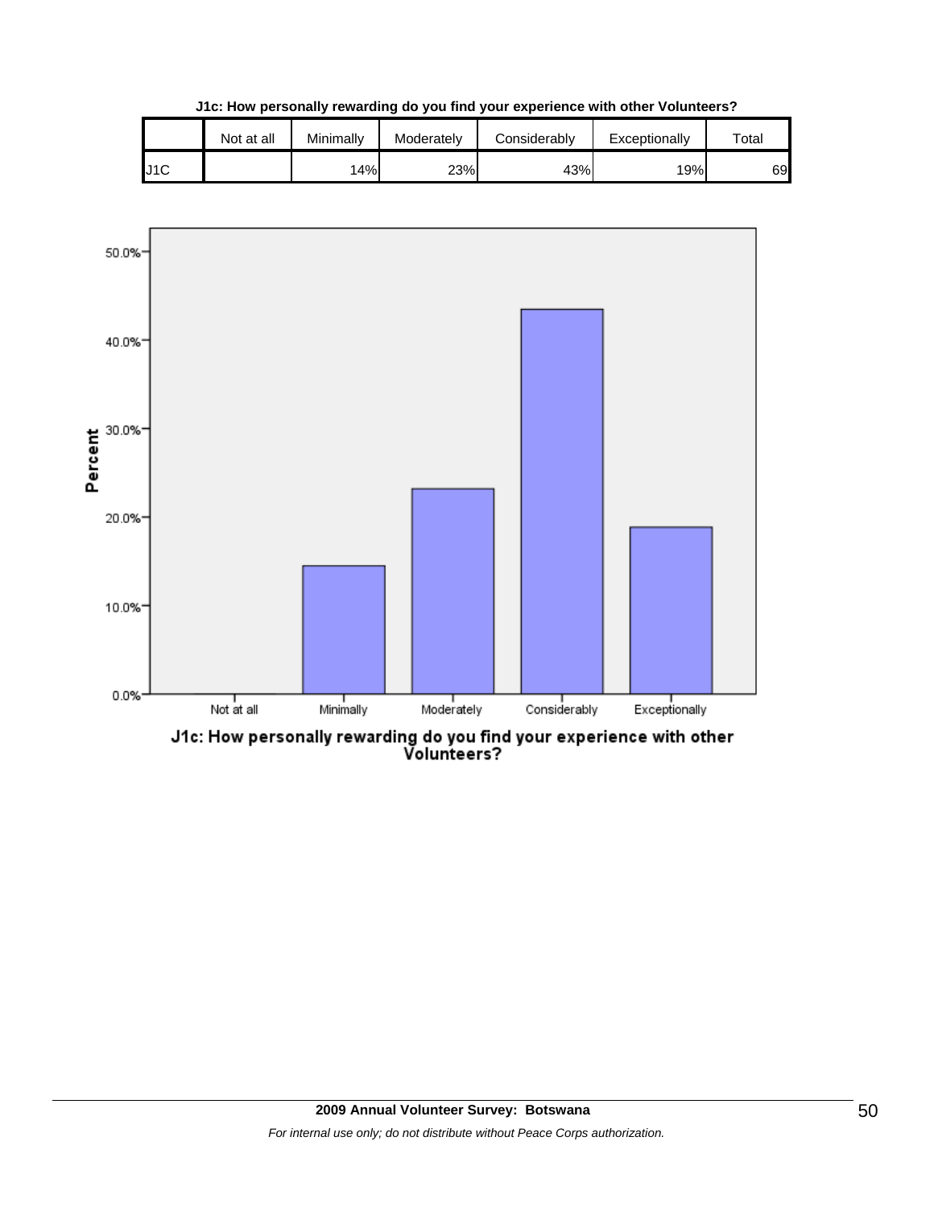**J1c: How personally rewarding do you find your experience with other Volunteers?**

| | Not at all | Minimally | Moderately | Considerably | Exceptionally | Total |
|---|---|---|---|---|---|---|
| J1C | | 14% | 23% | 43% | 19% | 69 |

50.0%
40.0%
30.0%
20.0%
10.0%
0.0%

Percent

Not at all
Minimally
Moderately
Considerably
Exceptionally

J1c: How personally rewarding do you find your experience with other Volunteers?

**2009 Annual Volunteer Survey: Botswana**

*For internal use only; do not distribute without Peace Corps authorization.*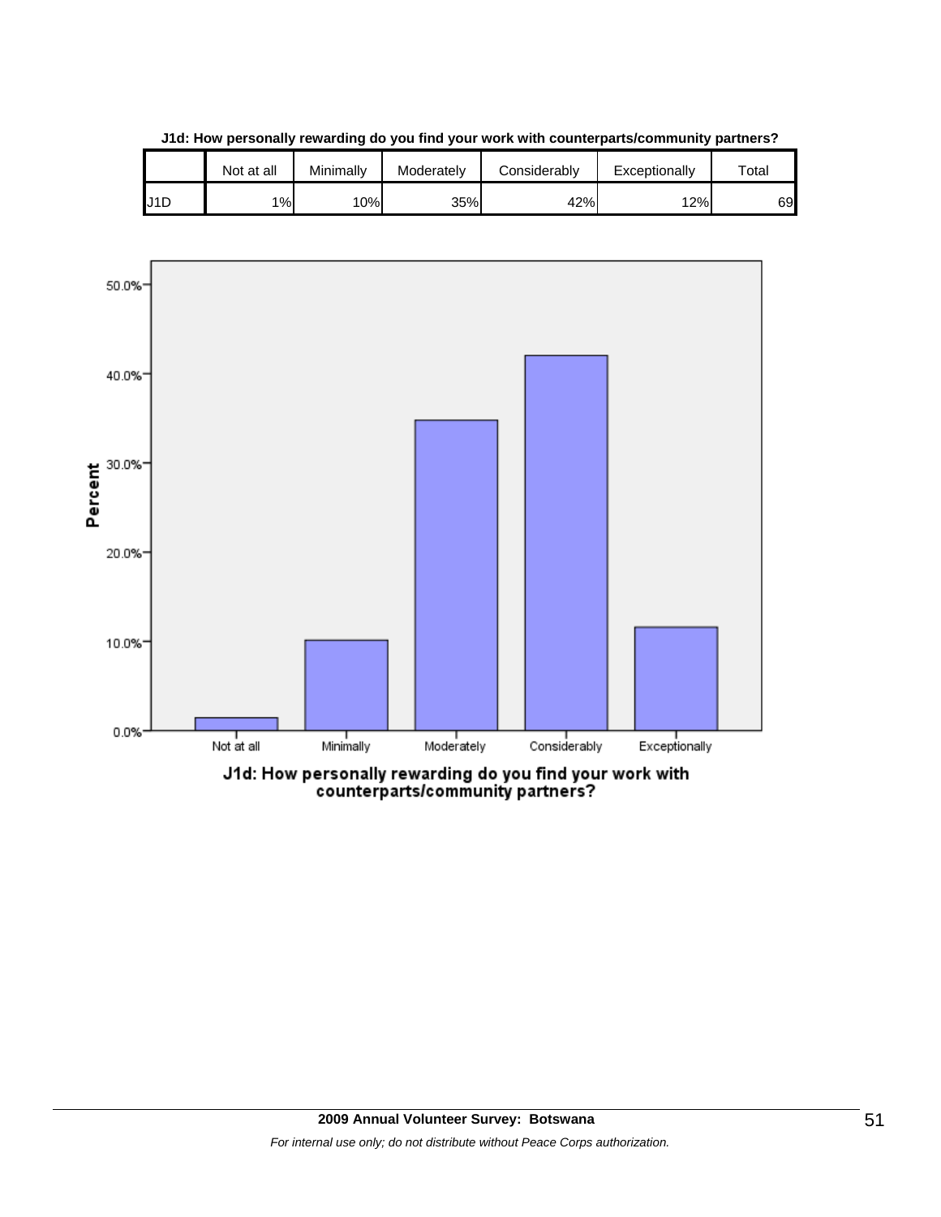**J1d: How personally rewarding do you find your work with counterparts/community partners?**

| | Not at all | Minimally | Moderately | Considerably | Exceptionally | Total |
|---|---|---|---|---|---|---|
| J1D | 1% | 10% | 35% | 42% | 12% | 69 |

50.0%
40.0%
30.0%
20.0%
10.0%
0.0%

Percent

Not at all
Minimally
Moderately
Considerably
Exceptionally

J1d: How personally rewarding do you find your work with counterparts/community partners?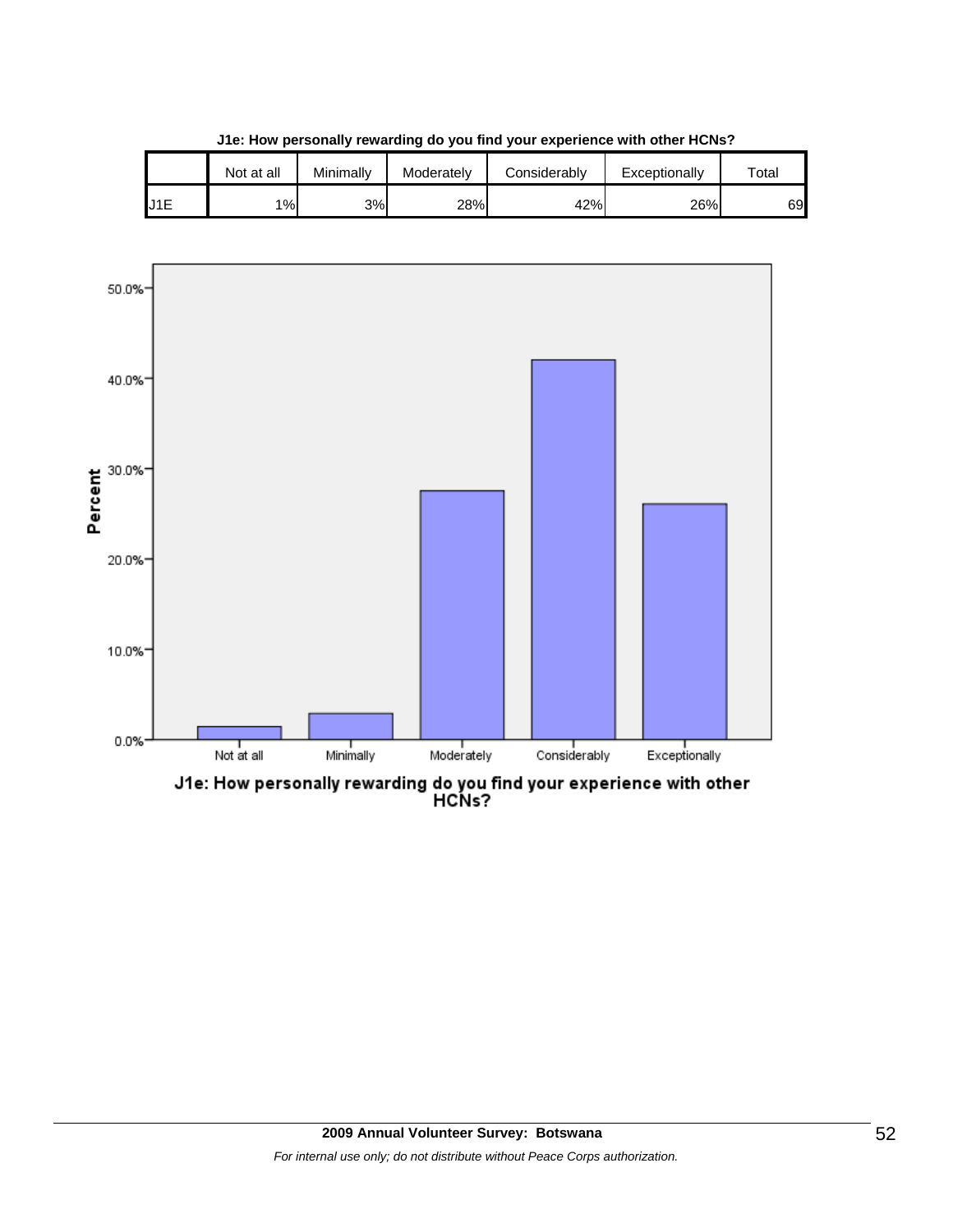**J1e: How personally rewarding do you find your experience with other HCNs?**

| | Not at all | Minimally | Moderately | Considerably | Exceptionally | Total |
|---|---|---|---|---|---|---|
| J1E | 1% | 3% | 28% | 42% | 26% | 69 |

50.0%
40.0%
30.0%
20.0%
10.0%
0.0%

Percent

Not at all
Minimally
Moderately
Considerably
Exceptionally

J1e: How personally rewarding do you find your experience with other HCNs?

**2009 Annual Volunteer Survey: Botswana**

*For internal use only; do not distribute without Peace Corps authorization.*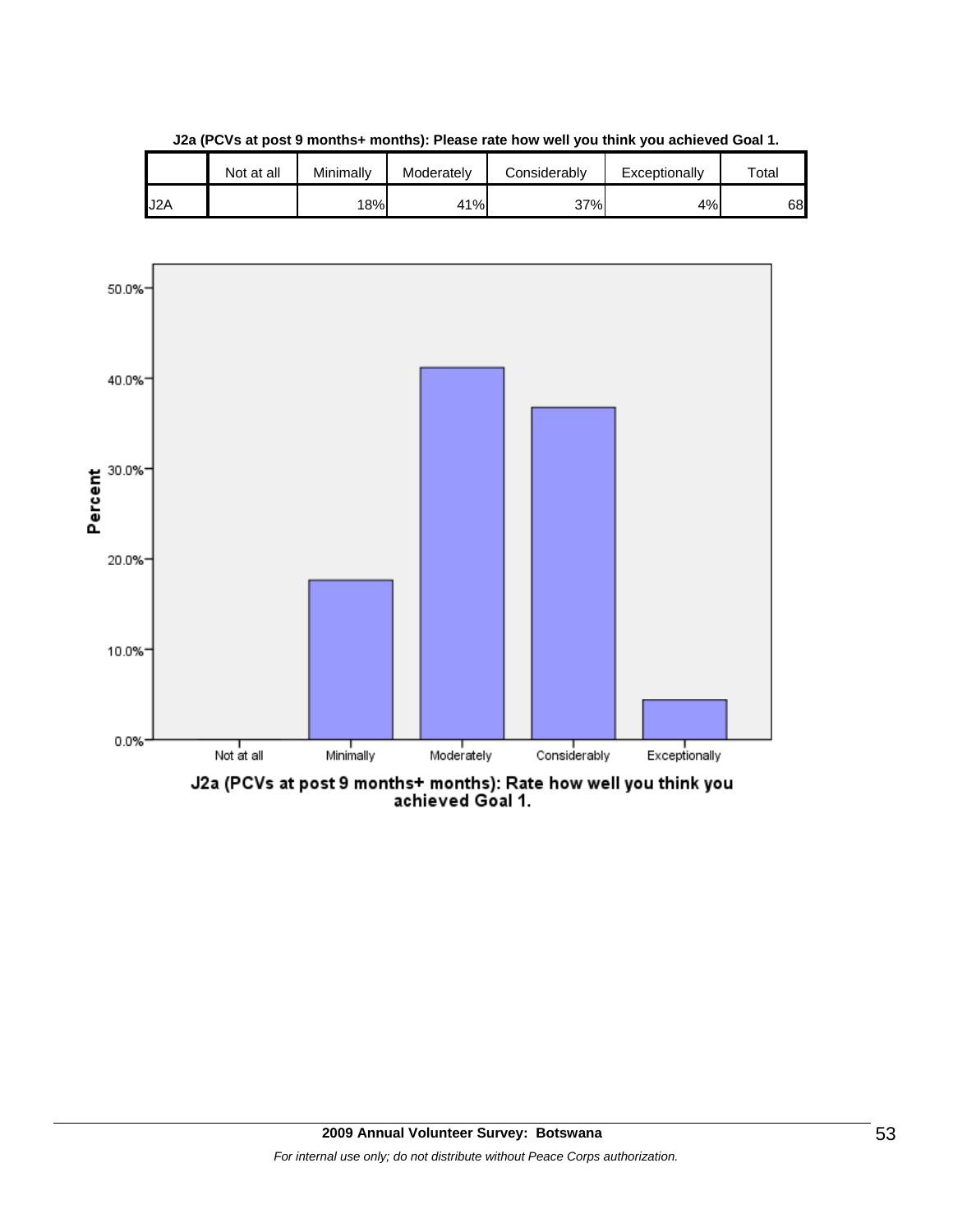**J2a (PCVs at post 9 months+ months): Please rate how well you think you achieved Goal 1.**

| | Not at all | Minimally | Moderately | Considerably | Exceptionally | Total |
|---|---|---|---|---|---|---|
| J2A | | 18% | 41% | 37% | 4% | 68 |

50.0%
40.0%
30.0%
20.0%
10.0%
0.0%
Percent

Not at all
Minimally
Moderately
Considerably
Exceptionally

J2a (PCVs at post 9 months+ months): Rate how well you think you achieved Goal 1.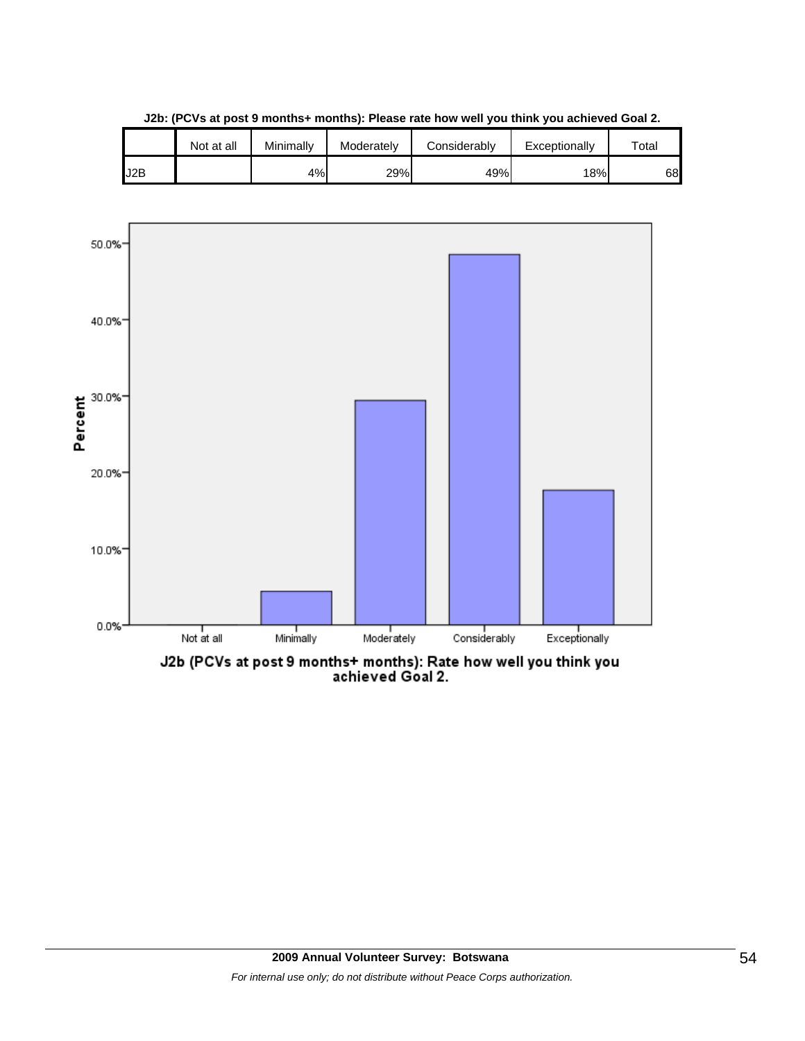**J2b: (PCVs at post 9 months+ months): Please rate how well you think you achieved Goal 2.**

| | Not at all | Minimally | Moderately | Considerably | Exceptionally | Total |
|---|---|---|---|---|---|---|
| J2B | | 4% | 29% | 49% | 18% | 68 |

50.0%
40.0%
30.0%
20.0%
10.0%
0.0%

Percent

Not at all
Minimally
Moderately
Considerably
Exceptionally

J2b (PCVs at post 9 months+ months): Rate how well you think you achieved Goal 2.

**2009 Annual Volunteer Survey: Botswana**

*For internal use only; do not distribute without Peace Corps authorization.*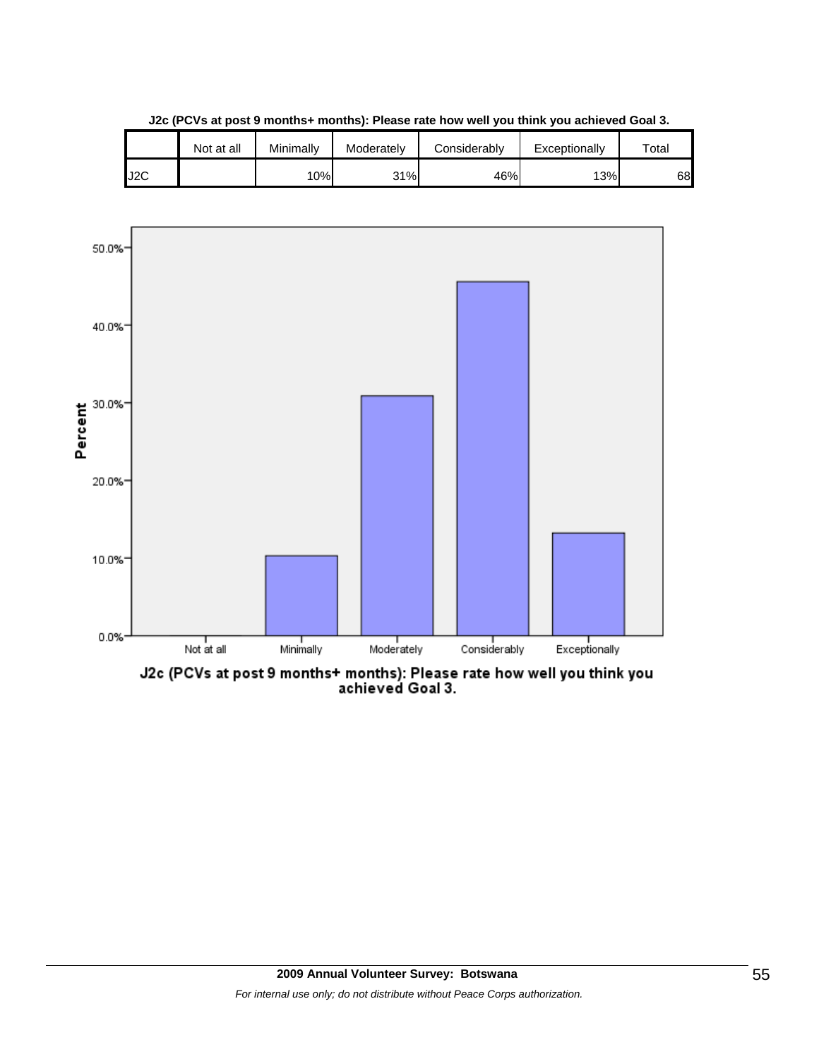**J2c (PCVs at post 9 months+ months): Please rate how well you think you achieved Goal 3.**

| | Not at all | Minimally | Moderately | Considerably | Exceptionally | Total |
|---|---|---|---|---|---|---|
| J2C | | 10% | 31% | 46% | 13% | 68 |

50.0%
40.0%
30.0%
20.0%
10.0%
0.0%

Percent

Not at all
Minimally
Moderately
Considerably
Exceptionally

J2c (PCVs at post 9 months+ months): Please rate how well you think you achieved Goal 3.

**2009 Annual Volunteer Survey: Botswana**

*For internal use only; do not distribute without Peace Corps authorization.*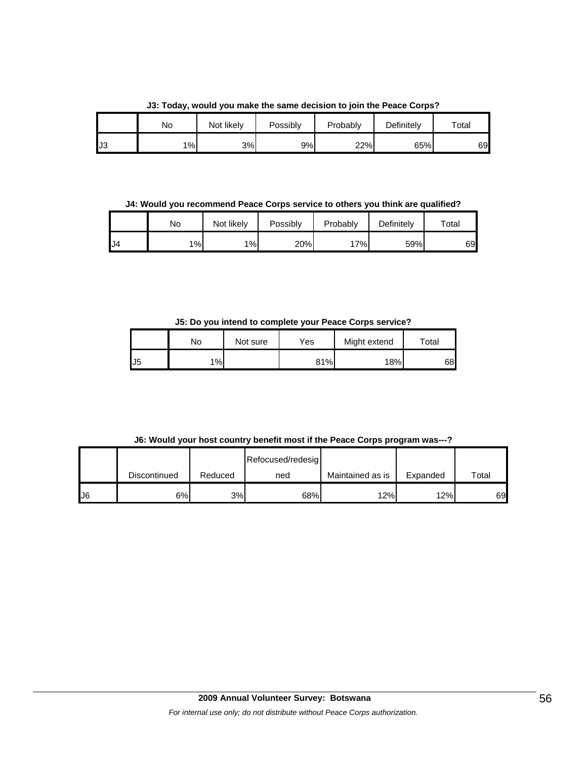**J3: Today, would you make the same decision to join the Peace Corps?**

| | No | Not likely | Possibly | Probably | Definitely | Total |
|---|---|---|---|---|---|---|
| J3 | 1% | 3% | 9% | 22% | 65% | 69 |

**J4: Would you recommend Peace Corps service to others you think are qualified?**

| | No | Not likely | Possibly | Probably | Definitely | Total |
|---|---|---|---|---|---|---|
| J4 | 1% | 1% | 20% | 17% | 59% | 69 |

**J5: Do you intend to complete your Peace Corps service?**

| | No | Not sure | Yes | Might extend | Total |
|---|---|---|---|---|---|
| J5 | 1% | | 81% | 18% | 68 |

**J6: Would your host country benefit most if the Peace Corps program was---?**

| | Discontinued | Reduced | Refocused/redesigned | Maintained as is | Expanded | Total |
|---|---|---|---|---|---|---|
| J6 | 6% | 3% | 68% | 12% | 12% | 69 |

**2009 Annual Volunteer Survey: Botswana**

*For internal use only; do not distribute without Peace Corps authorization.*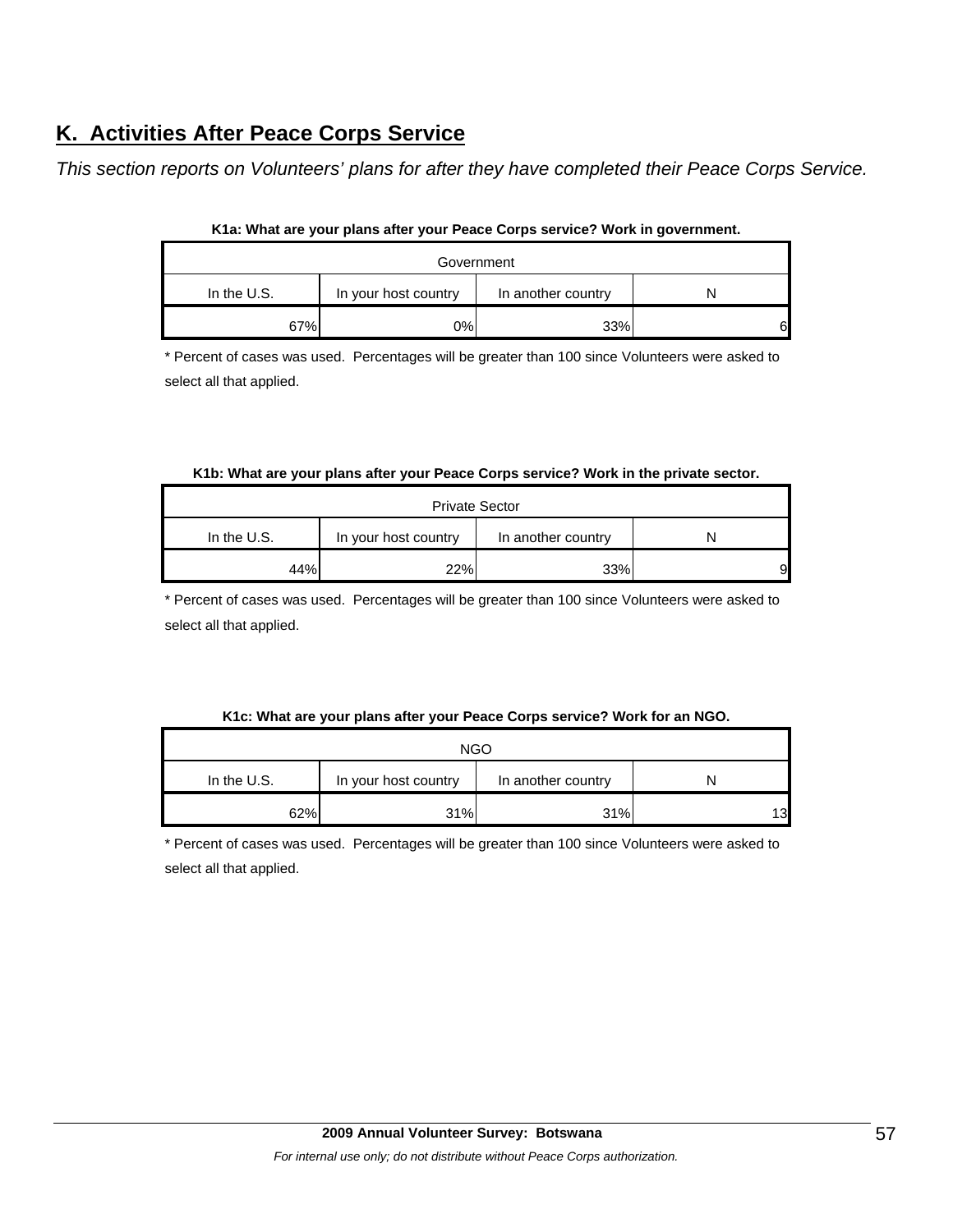## K. Activities After Peace Corps Service

*This section reports on Volunteers' plans for after they have completed their Peace Corps Service.*

**K1a: What are your plans after your Peace Corps service? Work in government.**

| Government | | | |
|---|---|---|---|
| In the U.S. | In your host country | In another country | N |
| 67% | 0% | 33% | 6 |

* Percent of cases was used. Percentages will be greater than 100 since Volunteers were asked to select all that applied.

**K1b: What are your plans after your Peace Corps service? Work in the private sector.**

| Private Sector | | | |
|---|---|---|---|
| In the U.S. | In your host country | In another country | N |
| 44% | 22% | 33% | 9 |

* Percent of cases was used. Percentages will be greater than 100 since Volunteers were asked to select all that applied.

**K1c: What are your plans after your Peace Corps service? Work for an NGO.**

| NGO | | | |
|---|---|---|---|
| In the U.S. | In your host country | In another country | N |
| 62% | 31% | 31% | 13 |

* Percent of cases was used. Percentages will be greater than 100 since Volunteers were asked to select all that applied.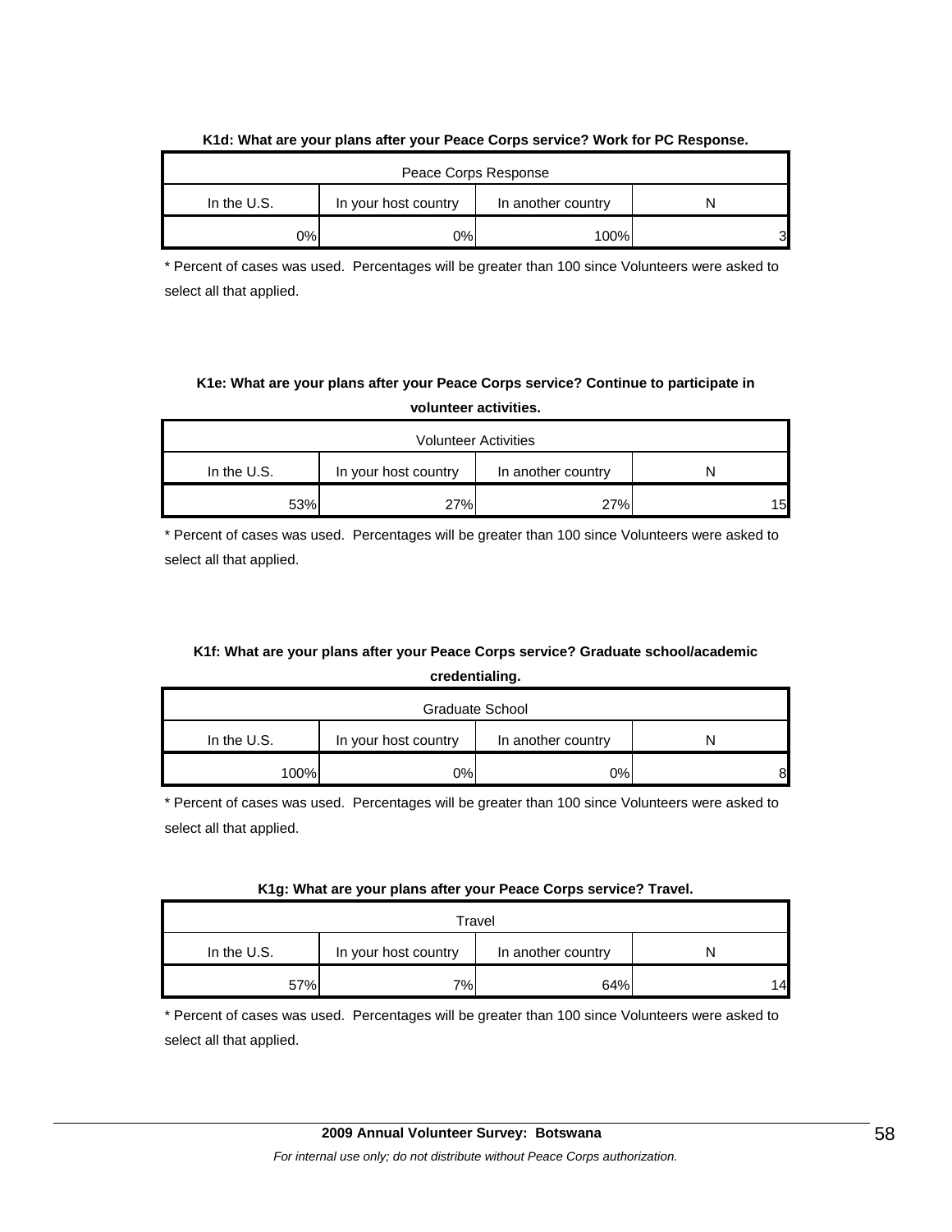**K1d: What are your plans after your Peace Corps service? Work for PC Response.**

| Peace Corps Response | | | |
|---|---|---|---|
| In the U.S. | In your host country | In another country | N |
| 0% | 0% | 100% | 3 |

\* Percent of cases was used. Percentages will be greater than 100 since Volunteers were asked to select all that applied.

**K1e: What are your plans after your Peace Corps service? Continue to participate in volunteer activities.**

| Volunteer Activities | | | |
|---|---|---|---|
| In the U.S. | In your host country | In another country | N |
| 53% | 27% | 27% | 15 |

\* Percent of cases was used. Percentages will be greater than 100 since Volunteers were asked to select all that applied.

**K1f: What are your plans after your Peace Corps service? Graduate school/academic credentialing.**

| Graduate School | | | |
|---|---|---|---|
| In the U.S. | In your host country | In another country | N |
| 100% | 0% | 0% | 8 |

\* Percent of cases was used. Percentages will be greater than 100 since Volunteers were asked to select all that applied.

**K1g: What are your plans after your Peace Corps service? Travel.**

| Travel | | | |
|---|---|---|---|
| In the U.S. | In your host country | In another country | N |
| 57% | 7% | 64% | 14 |

\* Percent of cases was used. Percentages will be greater than 100 since Volunteers were asked to select all that applied.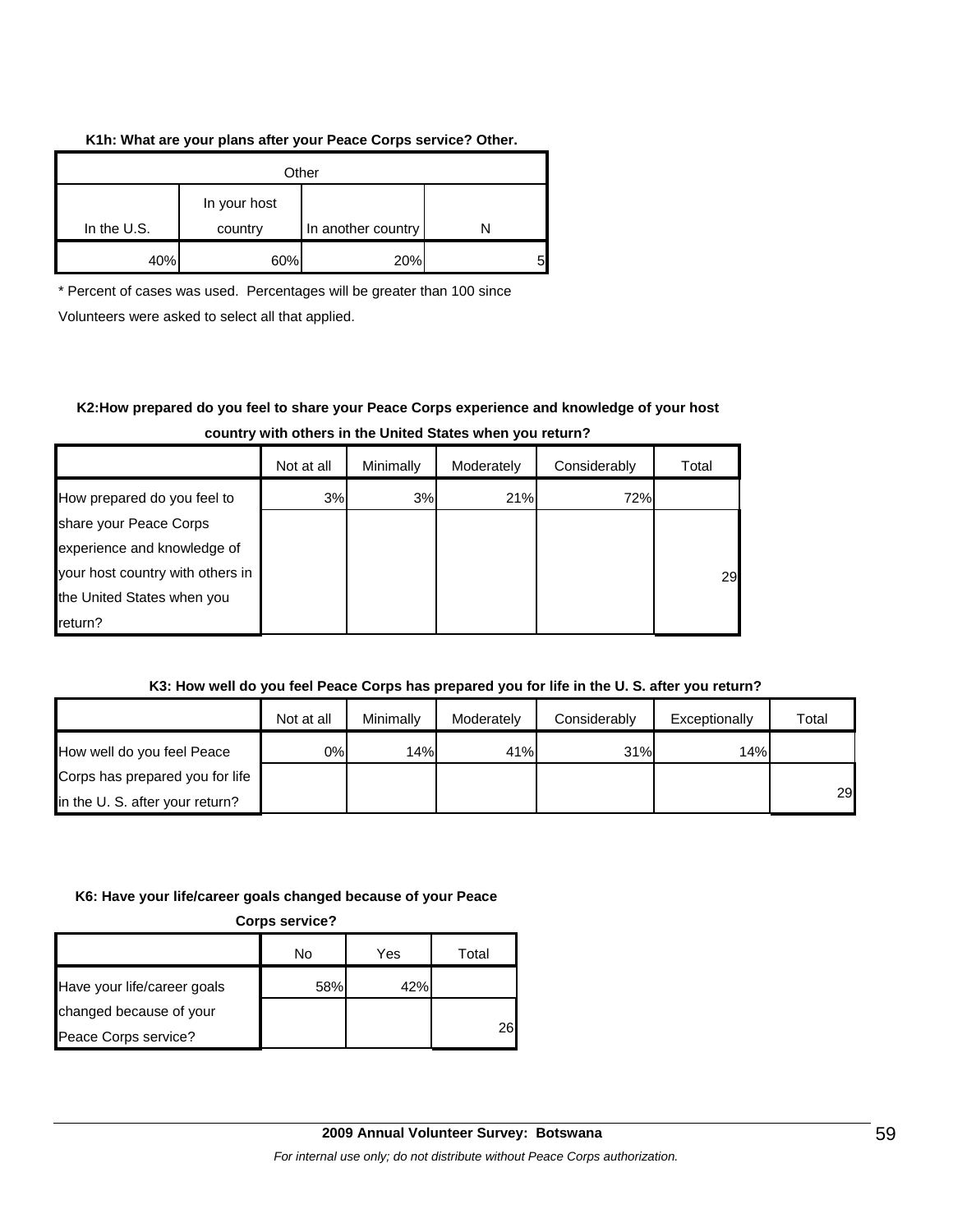**K1h: What are your plans after your Peace Corps service? Other.**

| Other | | | |
|---|---|---|---|
| In the U.S. | In your host country | In another country | N |
| 40% | 60% | 20% | 5 |

\* Percent of cases was used. Percentages will be greater than 100 since Volunteers were asked to select all that applied.

**K2:How prepared do you feel to share your Peace Corps experience and knowledge of your host country with others in the United States when you return?**

| | Not at all | Minimally | Moderately | Considerably | Total |
|---|---|---|---|---|---|
| How prepared do you feel to share your Peace Corps experience and knowledge of your host country with others in the United States when you return? | 3% | 3% | 21% | 72% | 29 |

**K3: How well do you feel Peace Corps has prepared you for life in the U. S. after you return?**

| | Not at all | Minimally | Moderately | Considerably | Exceptionally | Total |
|---|---|---|---|---|---|---|
| How well do you feel Peace Corps has prepared you for life in the U. S. after your return? | 0% | 14% | 41% | 31% | 14% | 29 |

**K6: Have your life/career goals changed because of your Peace Corps service?**

| | No | Yes | Total |
|---|---|---|---|
| Have your life/career goals changed because of your Peace Corps service? | 58% | 42% | 26 |

**2009 Annual Volunteer Survey: Botswana**

*For internal use only; do not distribute without Peace Corps authorization.*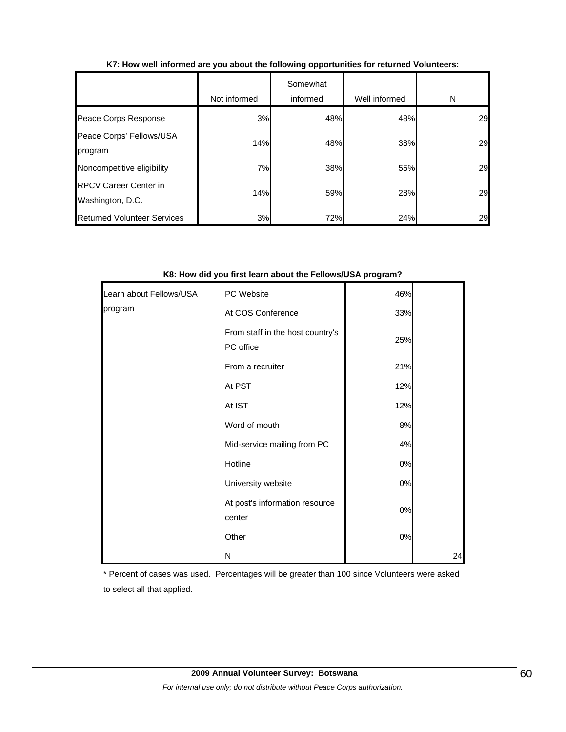**K7: How well informed are you about the following opportunities for returned Volunteers:**

| | Not informed | Somewhat informed | Well informed | N |
|---|---|---|---|---|
| Peace Corps Response | 3% | 48% | 48% | 29 |
| Peace Corps' Fellows/USA program | 14% | 48% | 38% | 29 |
| Noncompetitive eligibility | 7% | 38% | 55% | 29 |
| RPCV Career Center in Washington, D.C. | 14% | 59% | 28% | 29 |
| Returned Volunteer Services | 3% | 72% | 24% | 29 |

**K8: How did you first learn about the Fellows/USA program?**

| | | | |
|---|---|---|---|
| Learn about Fellows/USA program | PC Website | 46% | |
| | At COS Conference | 33% | |
| | From staff in the host country's PC office | 25% | |
| | From a recruiter | 21% | |
| | At PST | 12% | |
| | At IST | 12% | |
| | Word of mouth | 8% | |
| | Mid-service mailing from PC | 4% | |
| | Hotline | 0% | |
| | University website | 0% | |
| | At post's information resource center | 0% | |
| | Other | 0% | |
| | N | | 24 |

* Percent of cases was used. Percentages will be greater than 100 since Volunteers were asked to select all that applied.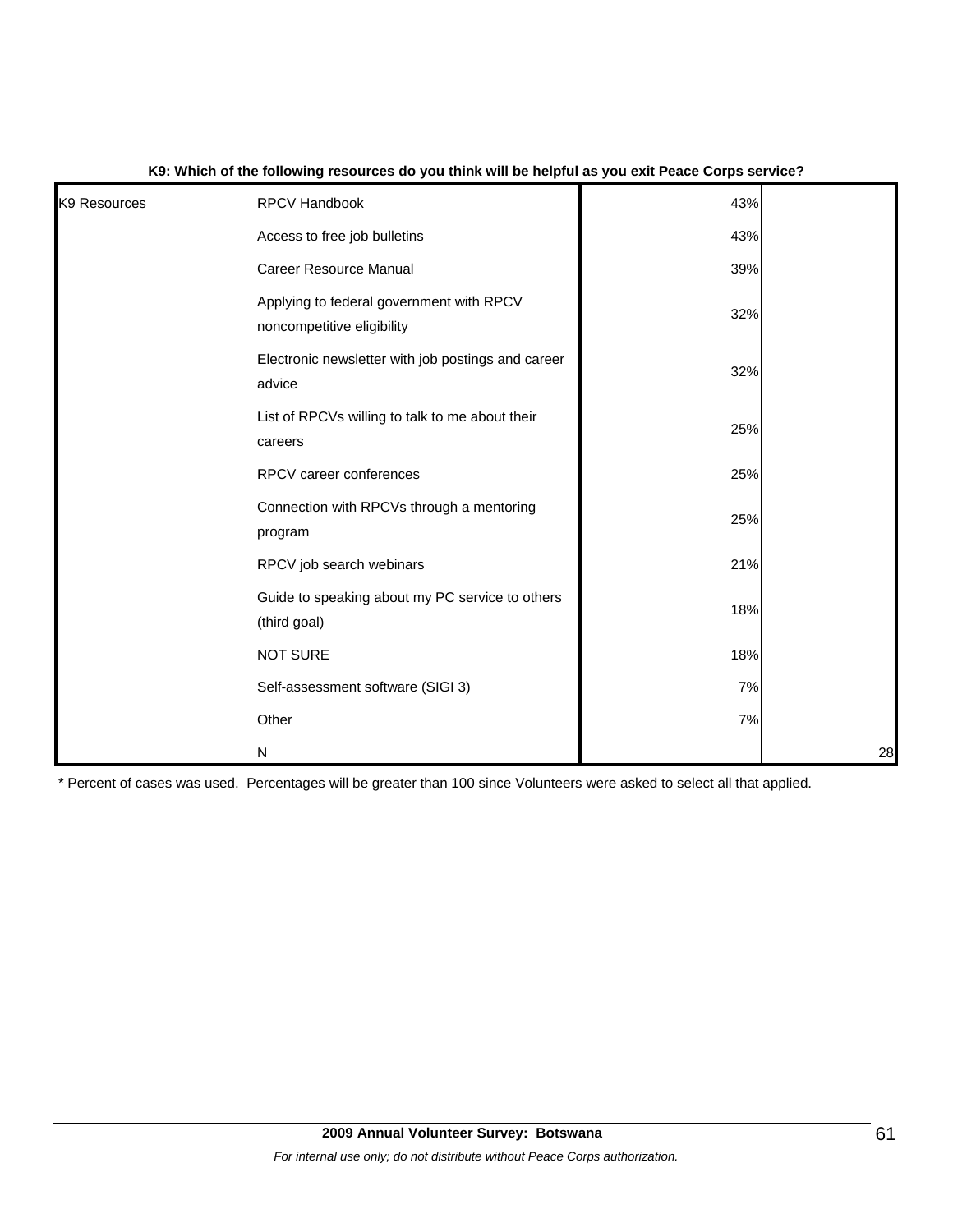**K9: Which of the following resources do you think will be helpful as you exit Peace Corps service?**

| | | | |
|---|---|---|---|
| K9 Resources | RPCV Handbook | 43% | |
| | Access to free job bulletins | 43% | |
| | Career Resource Manual | 39% | |
| | Applying to federal government with RPCV noncompetitive eligibility | 32% | |
| | Electronic newsletter with job postings and career advice | 32% | |
| | List of RPCVs willing to talk to me about their careers | 25% | |
| | RPCV career conferences | 25% | |
| | Connection with RPCVs through a mentoring program | 25% | |
| | RPCV job search webinars | 21% | |
| | Guide to speaking about my PC service to others (third goal) | 18% | |
| | NOT SURE | 18% | |
| | Self-assessment software (SIGI 3) | 7% | |
| | Other | 7% | |
| | N | | 28 |

* Percent of cases was used. Percentages will be greater than 100 since Volunteers were asked to select all that applied.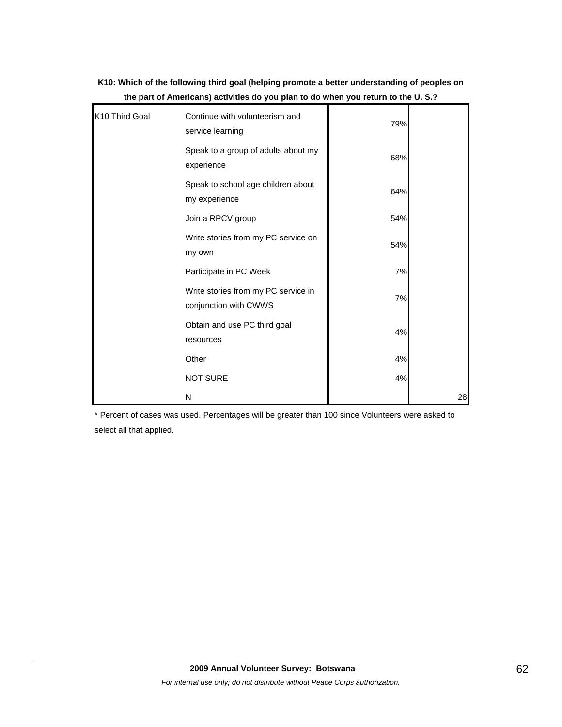**K10: Which of the following third goal (helping promote a better understanding of peoples on the part of Americans) activities do you plan to do when you return to the U. S.?**

| | | | |
|---|---|---|---|
| K10 Third Goal | Continue with volunteerism and service learning | 79% | |
| | Speak to a group of adults about my experience | 68% | |
| | Speak to school age children about my experience | 64% | |
| | Join a RPCV group | 54% | |
| | Write stories from my PC service on my own | 54% | |
| | Participate in PC Week | 7% | |
| | Write stories from my PC service in conjunction with CWWS | 7% | |
| | Obtain and use PC third goal resources | 4% | |
| | Other | 4% | |
| | NOT SURE | 4% | |
| | N | | 28 |

* Percent of cases was used. Percentages will be greater than 100 since Volunteers were asked to select all that applied.